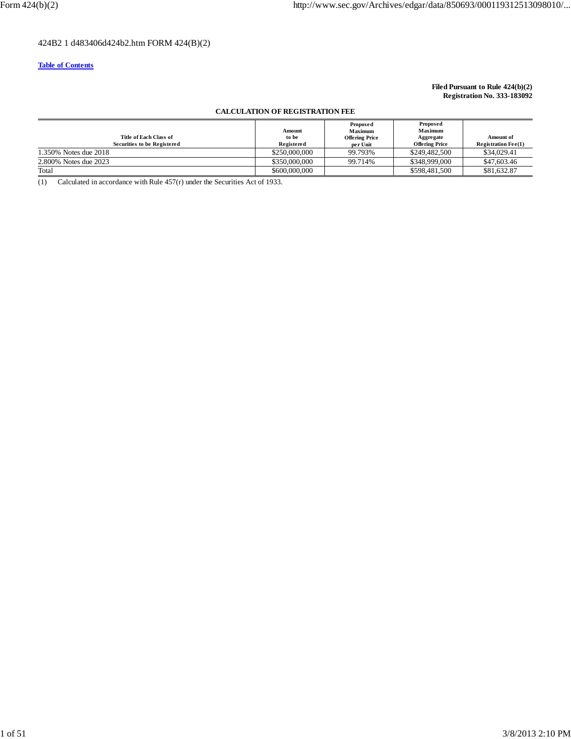424B2 1 d483406d424b2.htm FORM 424(B)(2)

[Table of Contents](#)

**Filed Pursuant to Rule 424(b)(2)**
**Registration No. 333-183092**

**CALCULATION OF REGISTRATION FEE**

| Title of Each Class of Securities to be Registered | Amount to be Registered | Proposed Maximum Offering Price per Unit | Proposed Maximum Aggregate Offering Price | Amount of Registration Fee(1) |
|---|---|---|---|---|
| 1.350% Notes due 2018 | $250,000,000 | 99.793% | $249,482,500 | $34,029.41 |
| 2.800% Notes due 2023 | $350,000,000 | 99.714% | $348,999,000 | $47,603.46 |
| Total | $600,000,000 | | $598,481,500 | $81,632.87 |

(1) Calculated in accordance with Rule 457(r) under the Securities Act of 1933.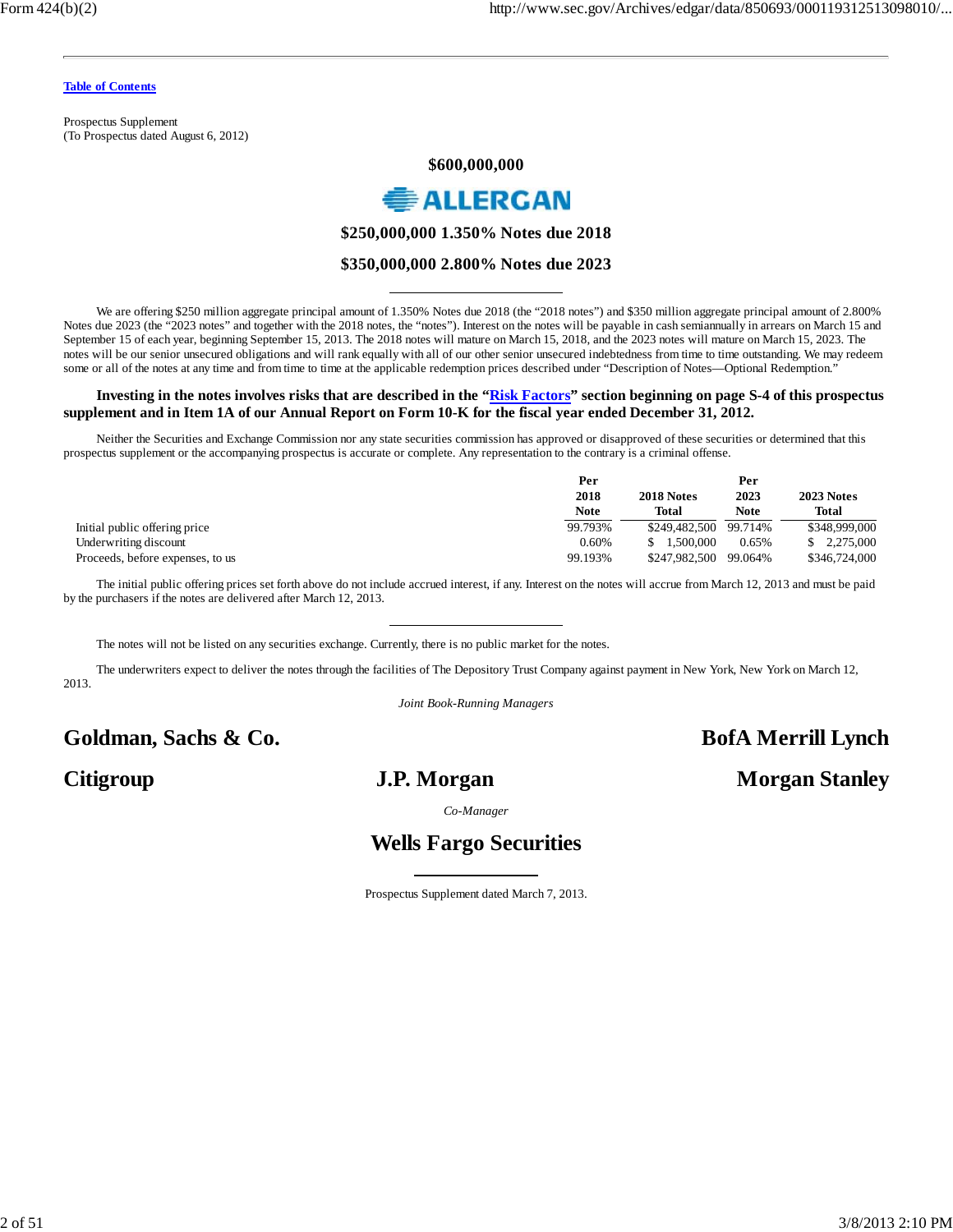[Table of Contents](#)

Prospectus Supplement
(To Prospectus dated August 6, 2012)

# $600,000,000

# ALLERGAN

## $250,000,000 1.350% Notes due 2018

## $350,000,000 2.800% Notes due 2023

---

We are offering $250 million aggregate principal amount of 1.350% Notes due 2018 (the "2018 notes") and $350 million aggregate principal amount of 2.800% Notes due 2023 (the "2023 notes" and together with the 2018 notes, the "notes"). Interest on the notes will be payable in cash semiannually in arrears on March 15 and September 15 of each year, beginning September 15, 2013. The 2018 notes will mature on March 15, 2018, and the 2023 notes will mature on March 15, 2023. The notes will be our senior unsecured obligations and will rank equally with all of our other senior unsecured indebtedness from time to time outstanding. We may redeem some or all of the notes at any time and from time to time at the applicable redemption prices described under "Description of Notes—Optional Redemption."

**Investing in the notes involves risks that are described in the "[Risk Factors](#)" section beginning on page S-4 of this prospectus supplement and in Item 1A of our Annual Report on Form 10-K for the fiscal year ended December 31, 2012.**

Neither the Securities and Exchange Commission nor any state securities commission has approved or disapproved of these securities or determined that this prospectus supplement or the accompanying prospectus is accurate or complete. Any representation to the contrary is a criminal offense.

| | Per 2018 Note | 2018 Notes Total | Per 2023 Note | 2023 Notes Total |
|---|---|---|---|---|
| Initial public offering price | 99.793% | $249,482,500 | 99.714% | $348,999,000 |
| Underwriting discount | 0.60% | $ 1,500,000 | 0.65% | $ 2,275,000 |
| Proceeds, before expenses, to us | 99.193% | $247,982,500 | 99.064% | $346,724,000 |

The initial public offering prices set forth above do not include accrued interest, if any. Interest on the notes will accrue from March 12, 2013 and must be paid by the purchasers if the notes are delivered after March 12, 2013.

---

The notes will not be listed on any securities exchange. Currently, there is no public market for the notes.

The underwriters expect to deliver the notes through the facilities of The Depository Trust Company against payment in New York, New York on March 12, 2013.

*Joint Book-Running Managers*

**Goldman, Sachs & Co.** **BofA Merrill Lynch**

**Citigroup** **J.P. Morgan** **Morgan Stanley**

*Co-Manager*

**Wells Fargo Securities**

---

Prospectus Supplement dated March 7, 2013.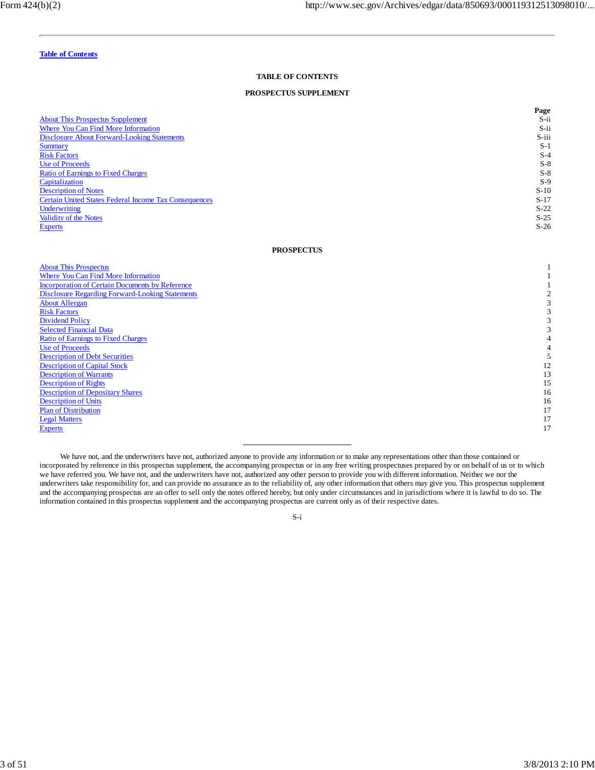Table of Contents

## TABLE OF CONTENTS

### PROSPECTUS SUPPLEMENT

| | Page |
|---|---|
| About This Prospectus Supplement | S-ii |
| Where You Can Find More Information | S-ii |
| Disclosure About Forward-Looking Statements | S-iii |
| Summary | S-1 |
| Risk Factors | S-4 |
| Use of Proceeds | S-8 |
| Ratio of Earnings to Fixed Charges | S-8 |
| Capitalization | S-9 |
| Description of Notes | S-10 |
| Certain United States Federal Income Tax Consequences | S-17 |
| Underwriting | S-22 |
| Validity of the Notes | S-25 |
| Experts | S-26 |

### PROSPECTUS

| | |
|---|---|
| About This Prospectus | 1 |
| Where You Can Find More Information | 1 |
| Incorporation of Certain Documents by Reference | 1 |
| Disclosure Regarding Forward-Looking Statements | 2 |
| About Allergan | 3 |
| Risk Factors | 3 |
| Dividend Policy | 3 |
| Selected Financial Data | 3 |
| Ratio of Earnings to Fixed Charges | 4 |
| Use of Proceeds | 4 |
| Description of Debt Securities | 5 |
| Description of Capital Stock | 12 |
| Description of Warrants | 13 |
| Description of Rights | 15 |
| Description of Depositary Shares | 16 |
| Description of Units | 16 |
| Plan of Distribution | 17 |
| Legal Matters | 17 |
| Experts | 17 |

---

We have not, and the underwriters have not, authorized anyone to provide any information or to make any representations other than those contained or incorporated by reference in this prospectus supplement, the accompanying prospectus or in any free writing prospectuses prepared by or on behalf of us or to which we have referred you. We have not, and the underwriters have not, authorized any other person to provide you with different information. Neither we nor the underwriters take responsibility for, and can provide no assurance as to the reliability of, any other information that others may give you. This prospectus supplement and the accompanying prospectus are an offer to sell only the notes offered hereby, but only under circumstances and in jurisdictions where it is lawful to do so. The information contained in this prospectus supplement and the accompanying prospectus are current only as of their respective dates.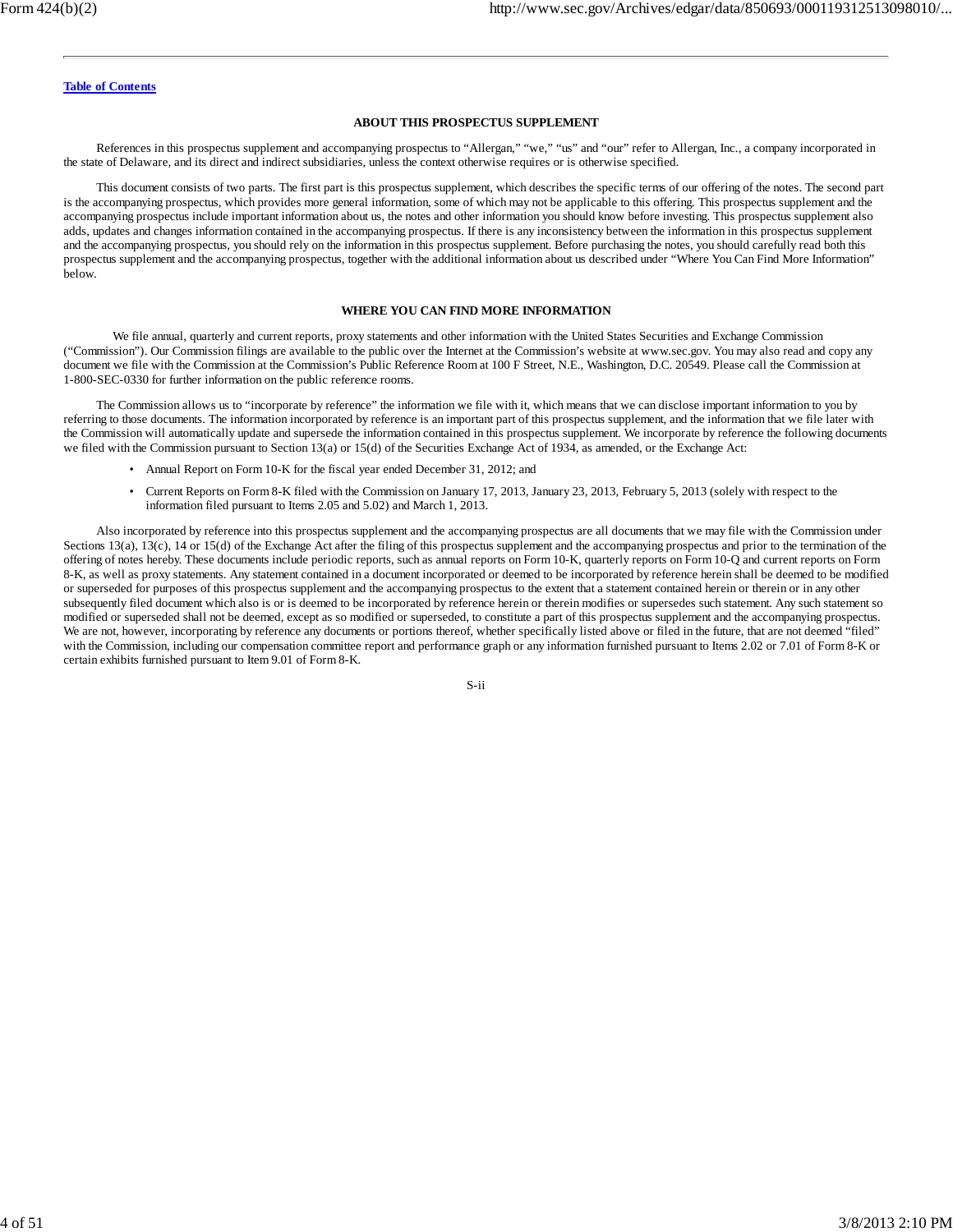[Table of Contents](#)

## ABOUT THIS PROSPECTUS SUPPLEMENT

References in this prospectus supplement and accompanying prospectus to “Allergan,” “we,” “us” and “our” refer to Allergan, Inc., a company incorporated in the state of Delaware, and its direct and indirect subsidiaries, unless the context otherwise requires or is otherwise specified.

This document consists of two parts. The first part is this prospectus supplement, which describes the specific terms of our offering of the notes. The second part is the accompanying prospectus, which provides more general information, some of which may not be applicable to this offering. This prospectus supplement and the accompanying prospectus include important information about us, the notes and other information you should know before investing. This prospectus supplement also adds, updates and changes information contained in the accompanying prospectus. If there is any inconsistency between the information in this prospectus supplement and the accompanying prospectus, you should rely on the information in this prospectus supplement. Before purchasing the notes, you should carefully read both this prospectus supplement and the accompanying prospectus, together with the additional information about us described under “Where You Can Find More Information” below.

## WHERE YOU CAN FIND MORE INFORMATION

We file annual, quarterly and current reports, proxy statements and other information with the United States Securities and Exchange Commission (“Commission”). Our Commission filings are available to the public over the Internet at the Commission’s website at www.sec.gov. You may also read and copy any document we file with the Commission at the Commission’s Public Reference Room at 100 F Street, N.E., Washington, D.C. 20549. Please call the Commission at 1-800-SEC-0330 for further information on the public reference rooms.

The Commission allows us to “incorporate by reference” the information we file with it, which means that we can disclose important information to you by referring to those documents. The information incorporated by reference is an important part of this prospectus supplement, and the information that we file later with the Commission will automatically update and supersede the information contained in this prospectus supplement. We incorporate by reference the following documents we filed with the Commission pursuant to Section 13(a) or 15(d) of the Securities Exchange Act of 1934, as amended, or the Exchange Act:

- Annual Report on Form 10-K for the fiscal year ended December 31, 2012; and
- Current Reports on Form 8-K filed with the Commission on January 17, 2013, January 23, 2013, February 5, 2013 (solely with respect to the information filed pursuant to Items 2.05 and 5.02) and March 1, 2013.

Also incorporated by reference into this prospectus supplement and the accompanying prospectus are all documents that we may file with the Commission under Sections 13(a), 13(c), 14 or 15(d) of the Exchange Act after the filing of this prospectus supplement and the accompanying prospectus and prior to the termination of the offering of notes hereby. These documents include periodic reports, such as annual reports on Form 10-K, quarterly reports on Form 10-Q and current reports on Form 8-K, as well as proxy statements. Any statement contained in a document incorporated or deemed to be incorporated by reference herein shall be deemed to be modified or superseded for purposes of this prospectus supplement and the accompanying prospectus to the extent that a statement contained herein or therein or in any other subsequently filed document which also is or is deemed to be incorporated by reference herein or therein modifies or supersedes such statement. Any such statement so modified or superseded shall not be deemed, except as so modified or superseded, to constitute a part of this prospectus supplement and the accompanying prospectus. We are not, however, incorporating by reference any documents or portions thereof, whether specifically listed above or filed in the future, that are not deemed “filed” with the Commission, including our compensation committee report and performance graph or any information furnished pursuant to Items 2.02 or 7.01 of Form 8-K or certain exhibits furnished pursuant to Item 9.01 of Form 8-K.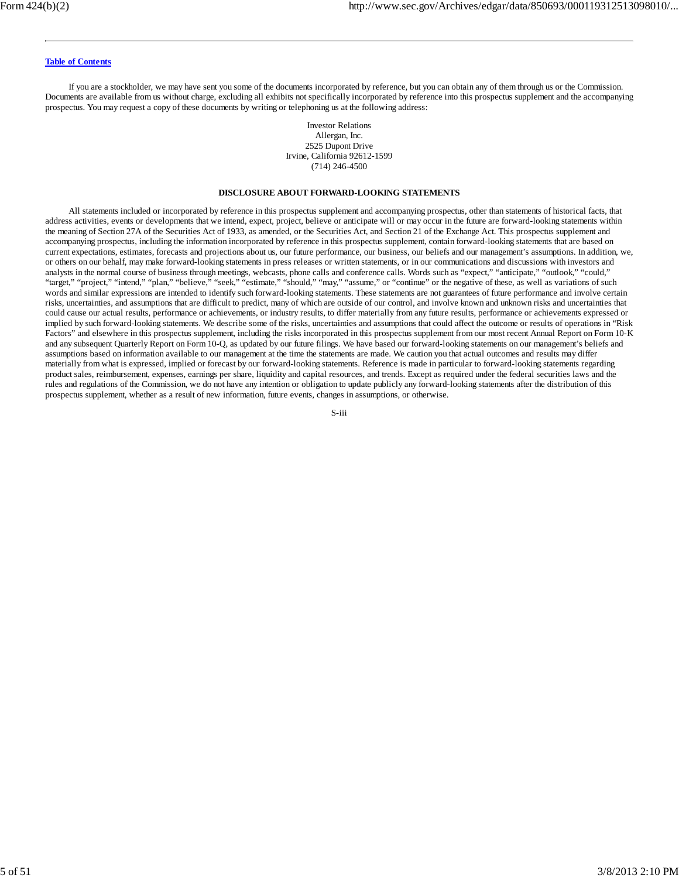If you are a stockholder, we may have sent you some of the documents incorporated by reference, but you can obtain any of them through us or the Commission. Documents are available from us without charge, excluding all exhibits not specifically incorporated by reference into this prospectus supplement and the accompanying prospectus. You may request a copy of these documents by writing or telephoning us at the following address:

Investor Relations
Allergan, Inc.
2525 Dupont Drive
Irvine, California 92612-1599
(714) 246-4500

## DISCLOSURE ABOUT FORWARD-LOOKING STATEMENTS

All statements included or incorporated by reference in this prospectus supplement and accompanying prospectus, other than statements of historical facts, that address activities, events or developments that we intend, expect, project, believe or anticipate will or may occur in the future are forward-looking statements within the meaning of Section 27A of the Securities Act of 1933, as amended, or the Securities Act, and Section 21 of the Exchange Act. This prospectus supplement and accompanying prospectus, including the information incorporated by reference in this prospectus supplement, contain forward-looking statements that are based on current expectations, estimates, forecasts and projections about us, our future performance, our business, our beliefs and our management's assumptions. In addition, we, or others on our behalf, may make forward-looking statements in press releases or written statements, or in our communications and discussions with investors and analysts in the normal course of business through meetings, webcasts, phone calls and conference calls. Words such as "expect," "anticipate," "outlook," "could," "target," "project," "intend," "plan," "believe," "seek," "estimate," "should," "may," "assume," or "continue" or the negative of these, as well as variations of such words and similar expressions are intended to identify such forward-looking statements. These statements are not guarantees of future performance and involve certain risks, uncertainties, and assumptions that are difficult to predict, many of which are outside of our control, and involve known and unknown risks and uncertainties that could cause our actual results, performance or achievements, or industry results, to differ materially from any future results, performance or achievements expressed or implied by such forward-looking statements. We describe some of the risks, uncertainties and assumptions that could affect the outcome or results of operations in "Risk Factors" and elsewhere in this prospectus supplement, including the risks incorporated in this prospectus supplement from our most recent Annual Report on Form 10-K and any subsequent Quarterly Report on Form 10-Q, as updated by our future filings. We have based our forward-looking statements on our management's beliefs and assumptions based on information available to our management at the time the statements are made. We caution you that actual outcomes and results may differ materially from what is expressed, implied or forecast by our forward-looking statements. Reference is made in particular to forward-looking statements regarding product sales, reimbursement, expenses, earnings per share, liquidity and capital resources, and trends. Except as required under the federal securities laws and the rules and regulations of the Commission, we do not have any intention or obligation to update publicly any forward-looking statements after the distribution of this prospectus supplement, whether as a result of new information, future events, changes in assumptions, or otherwise.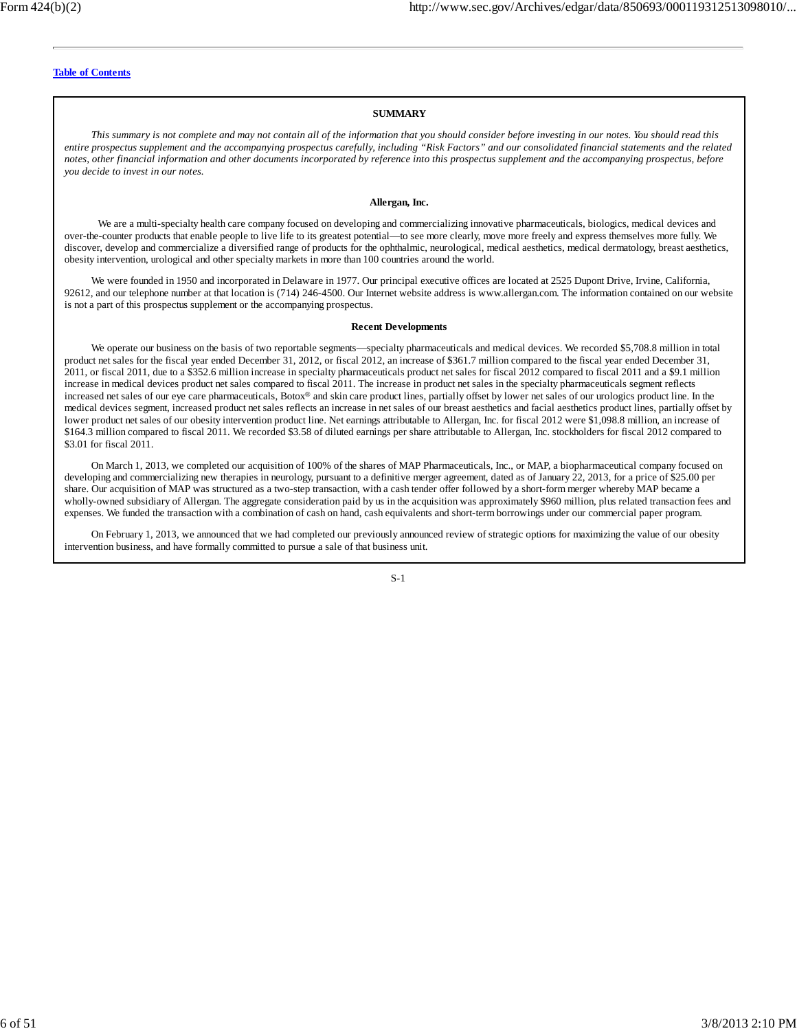[Table of Contents](#)

## SUMMARY

*This summary is not complete and may not contain all of the information that you should consider before investing in our notes. You should read this entire prospectus supplement and the accompanying prospectus carefully, including "Risk Factors" and our consolidated financial statements and the related notes, other financial information and other documents incorporated by reference into this prospectus supplement and the accompanying prospectus, before you decide to invest in our notes.*

### Allergan, Inc.

We are a multi-specialty health care company focused on developing and commercializing innovative pharmaceuticals, biologics, medical devices and over-the-counter products that enable people to live life to its greatest potential—to see more clearly, move more freely and express themselves more fully. We discover, develop and commercialize a diversified range of products for the ophthalmic, neurological, medical aesthetics, medical dermatology, breast aesthetics, obesity intervention, urological and other specialty markets in more than 100 countries around the world.

We were founded in 1950 and incorporated in Delaware in 1977. Our principal executive offices are located at 2525 Dupont Drive, Irvine, California, 92612, and our telephone number at that location is (714) 246-4500. Our Internet website address is www.allergan.com. The information contained on our website is not a part of this prospectus supplement or the accompanying prospectus.

### Recent Developments

We operate our business on the basis of two reportable segments—specialty pharmaceuticals and medical devices. We recorded $5,708.8 million in total product net sales for the fiscal year ended December 31, 2012, or fiscal 2012, an increase of $361.7 million compared to the fiscal year ended December 31, 2011, or fiscal 2011, due to a $352.6 million increase in specialty pharmaceuticals product net sales for fiscal 2012 compared to fiscal 2011 and a $9.1 million increase in medical devices product net sales compared to fiscal 2011. The increase in product net sales in the specialty pharmaceuticals segment reflects increased net sales of our eye care pharmaceuticals, Botox® and skin care product lines, partially offset by lower net sales of our urologics product line. In the medical devices segment, increased product net sales reflects an increase in net sales of our breast aesthetics and facial aesthetics product lines, partially offset by lower product net sales of our obesity intervention product line. Net earnings attributable to Allergan, Inc. for fiscal 2012 were $1,098.8 million, an increase of $164.3 million compared to fiscal 2011. We recorded $3.58 of diluted earnings per share attributable to Allergan, Inc. stockholders for fiscal 2012 compared to $3.01 for fiscal 2011.

On March 1, 2013, we completed our acquisition of 100% of the shares of MAP Pharmaceuticals, Inc., or MAP, a biopharmaceutical company focused on developing and commercializing new therapies in neurology, pursuant to a definitive merger agreement, dated as of January 22, 2013, for a price of $25.00 per share. Our acquisition of MAP was structured as a two-step transaction, with a cash tender offer followed by a short-form merger whereby MAP became a wholly-owned subsidiary of Allergan. The aggregate consideration paid by us in the acquisition was approximately $960 million, plus related transaction fees and expenses. We funded the transaction with a combination of cash on hand, cash equivalents and short-term borrowings under our commercial paper program.

On February 1, 2013, we announced that we had completed our previously announced review of strategic options for maximizing the value of our obesity intervention business, and have formally committed to pursue a sale of that business unit.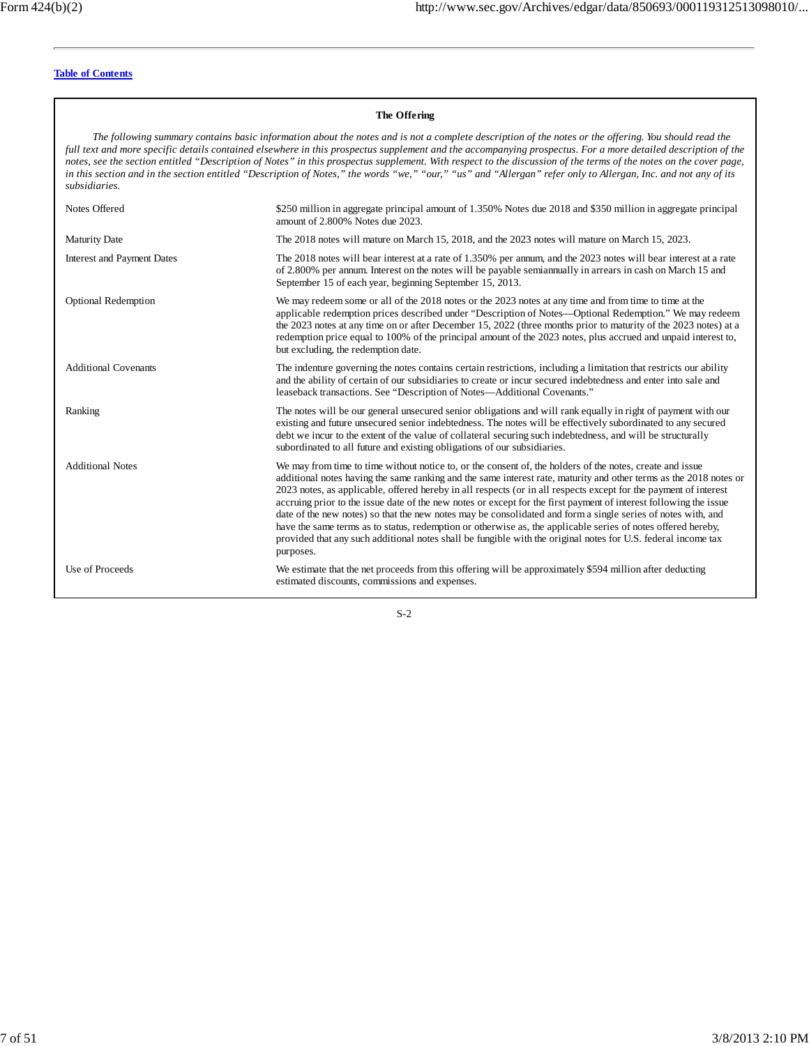## The Offering

*The following summary contains basic information about the notes and is not a complete description of the notes or the offering. You should read the full text and more specific details contained elsewhere in this prospectus supplement and the accompanying prospectus. For a more detailed description of the notes, see the section entitled "Description of Notes" in this prospectus supplement. With respect to the discussion of the terms of the notes on the cover page, in this section and in the section entitled "Description of Notes," the words "we," "our," "us" and "Allergan" refer only to Allergan, Inc. and not any of its subsidiaries.*

| | |
|---|---|
| Notes Offered | $250 million in aggregate principal amount of 1.350% Notes due 2018 and $350 million in aggregate principal amount of 2.800% Notes due 2023. |
| Maturity Date | The 2018 notes will mature on March 15, 2018, and the 2023 notes will mature on March 15, 2023. |
| Interest and Payment Dates | The 2018 notes will bear interest at a rate of 1.350% per annum, and the 2023 notes will bear interest at a rate of 2.800% per annum. Interest on the notes will be payable semiannually in arrears in cash on March 15 and September 15 of each year, beginning September 15, 2013. |
| Optional Redemption | We may redeem some or all of the 2018 notes or the 2023 notes at any time and from time to time at the applicable redemption prices described under "Description of Notes—Optional Redemption." We may redeem the 2023 notes at any time on or after December 15, 2022 (three months prior to maturity of the 2023 notes) at a redemption price equal to 100% of the principal amount of the 2023 notes, plus accrued and unpaid interest to, but excluding, the redemption date. |
| Additional Covenants | The indenture governing the notes contains certain restrictions, including a limitation that restricts our ability and the ability of certain of our subsidiaries to create or incur secured indebtedness and enter into sale and leaseback transactions. See "Description of Notes—Additional Covenants." |
| Ranking | The notes will be our general unsecured senior obligations and will rank equally in right of payment with our existing and future unsecured senior indebtedness. The notes will be effectively subordinated to any secured debt we incur to the extent of the value of collateral securing such indebtedness, and will be structurally subordinated to all future and existing obligations of our subsidiaries. |
| Additional Notes | We may from time to time without notice to, or the consent of, the holders of the notes, create and issue additional notes having the same ranking and the same interest rate, maturity and other terms as the 2018 notes or 2023 notes, as applicable, offered hereby in all respects (or in all respects except for the payment of interest accruing prior to the issue date of the new notes or except for the first payment of interest following the issue date of the new notes) so that the new notes may be consolidated and form a single series of notes with, and have the same terms as to status, redemption or otherwise as, the applicable series of notes offered hereby, provided that any such additional notes shall be fungible with the original notes for U.S. federal income tax purposes. |
| Use of Proceeds | We estimate that the net proceeds from this offering will be approximately $594 million after deducting estimated discounts, commissions and expenses. |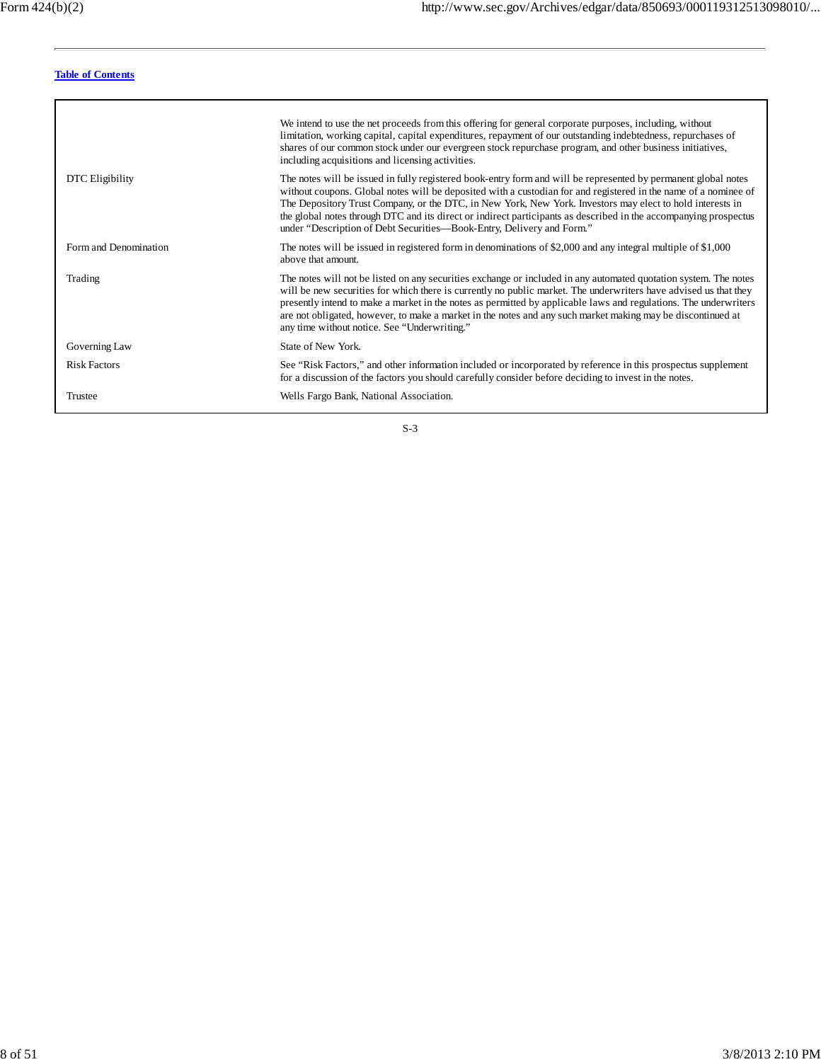[Table of Contents](#)

| | |
|---|---|
| | We intend to use the net proceeds from this offering for general corporate purposes, including, without limitation, working capital, capital expenditures, repayment of our outstanding indebtedness, repurchases of shares of our common stock under our evergreen stock repurchase program, and other business initiatives, including acquisitions and licensing activities. |
| DTC Eligibility | The notes will be issued in fully registered book-entry form and will be represented by permanent global notes without coupons. Global notes will be deposited with a custodian for and registered in the name of a nominee of The Depository Trust Company, or the DTC, in New York, New York. Investors may elect to hold interests in the global notes through DTC and its direct or indirect participants as described in the accompanying prospectus under "Description of Debt Securities—Book-Entry, Delivery and Form." |
| Form and Denomination | The notes will be issued in registered form in denominations of $2,000 and any integral multiple of $1,000 above that amount. |
| Trading | The notes will not be listed on any securities exchange or included in any automated quotation system. The notes will be new securities for which there is currently no public market. The underwriters have advised us that they presently intend to make a market in the notes as permitted by applicable laws and regulations. The underwriters are not obligated, however, to make a market in the notes and any such market making may be discontinued at any time without notice. See "Underwriting." |
| Governing Law | State of New York. |
| Risk Factors | See "Risk Factors," and other information included or incorporated by reference in this prospectus supplement for a discussion of the factors you should carefully consider before deciding to invest in the notes. |
| Trustee | Wells Fargo Bank, National Association. |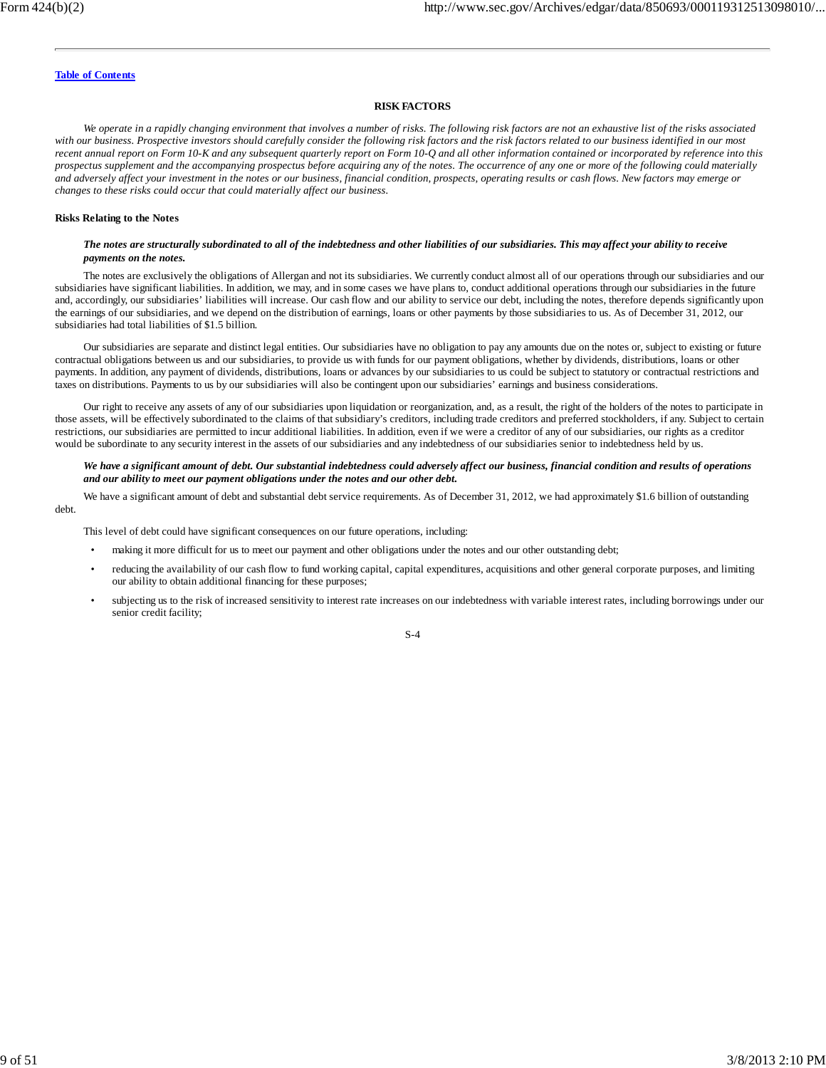[Table of Contents](#)

## RISK FACTORS

*We operate in a rapidly changing environment that involves a number of risks. The following risk factors are not an exhaustive list of the risks associated with our business. Prospective investors should carefully consider the following risk factors and the risk factors related to our business identified in our most recent annual report on Form 10-K and any subsequent quarterly report on Form 10-Q and all other information contained or incorporated by reference into this prospectus supplement and the accompanying prospectus before acquiring any of the notes. The occurrence of any one or more of the following could materially and adversely affect your investment in the notes or our business, financial condition, prospects, operating results or cash flows. New factors may emerge or changes to these risks could occur that could materially affect our business.*

### Risks Relating to the Notes

***The notes are structurally subordinated to all of the indebtedness and other liabilities of our subsidiaries. This may affect your ability to receive payments on the notes.***

The notes are exclusively the obligations of Allergan and not its subsidiaries. We currently conduct almost all of our operations through our subsidiaries and our subsidiaries have significant liabilities. In addition, we may, and in some cases we have plans to, conduct additional operations through our subsidiaries in the future and, accordingly, our subsidiaries' liabilities will increase. Our cash flow and our ability to service our debt, including the notes, therefore depends significantly upon the earnings of our subsidiaries, and we depend on the distribution of earnings, loans or other payments by those subsidiaries to us. As of December 31, 2012, our subsidiaries had total liabilities of $1.5 billion.

Our subsidiaries are separate and distinct legal entities. Our subsidiaries have no obligation to pay any amounts due on the notes or, subject to existing or future contractual obligations between us and our subsidiaries, to provide us with funds for our payment obligations, whether by dividends, distributions, loans or other payments. In addition, any payment of dividends, distributions, loans or advances by our subsidiaries to us could be subject to statutory or contractual restrictions and taxes on distributions. Payments to us by our subsidiaries will also be contingent upon our subsidiaries' earnings and business considerations.

Our right to receive any assets of any of our subsidiaries upon liquidation or reorganization, and, as a result, the right of the holders of the notes to participate in those assets, will be effectively subordinated to the claims of that subsidiary's creditors, including trade creditors and preferred stockholders, if any. Subject to certain restrictions, our subsidiaries are permitted to incur additional liabilities. In addition, even if we were a creditor of any of our subsidiaries, our rights as a creditor would be subordinate to any security interest in the assets of our subsidiaries and any indebtedness of our subsidiaries senior to indebtedness held by us.

***We have a significant amount of debt. Our substantial indebtedness could adversely affect our business, financial condition and results of operations and our ability to meet our payment obligations under the notes and our other debt.***

We have a significant amount of debt and substantial debt service requirements. As of December 31, 2012, we had approximately $1.6 billion of outstanding debt.

This level of debt could have significant consequences on our future operations, including:

- making it more difficult for us to meet our payment and other obligations under the notes and our other outstanding debt;
- reducing the availability of our cash flow to fund working capital, capital expenditures, acquisitions and other general corporate purposes, and limiting our ability to obtain additional financing for these purposes;
- subjecting us to the risk of increased sensitivity to interest rate increases on our indebtedness with variable interest rates, including borrowings under our senior credit facility;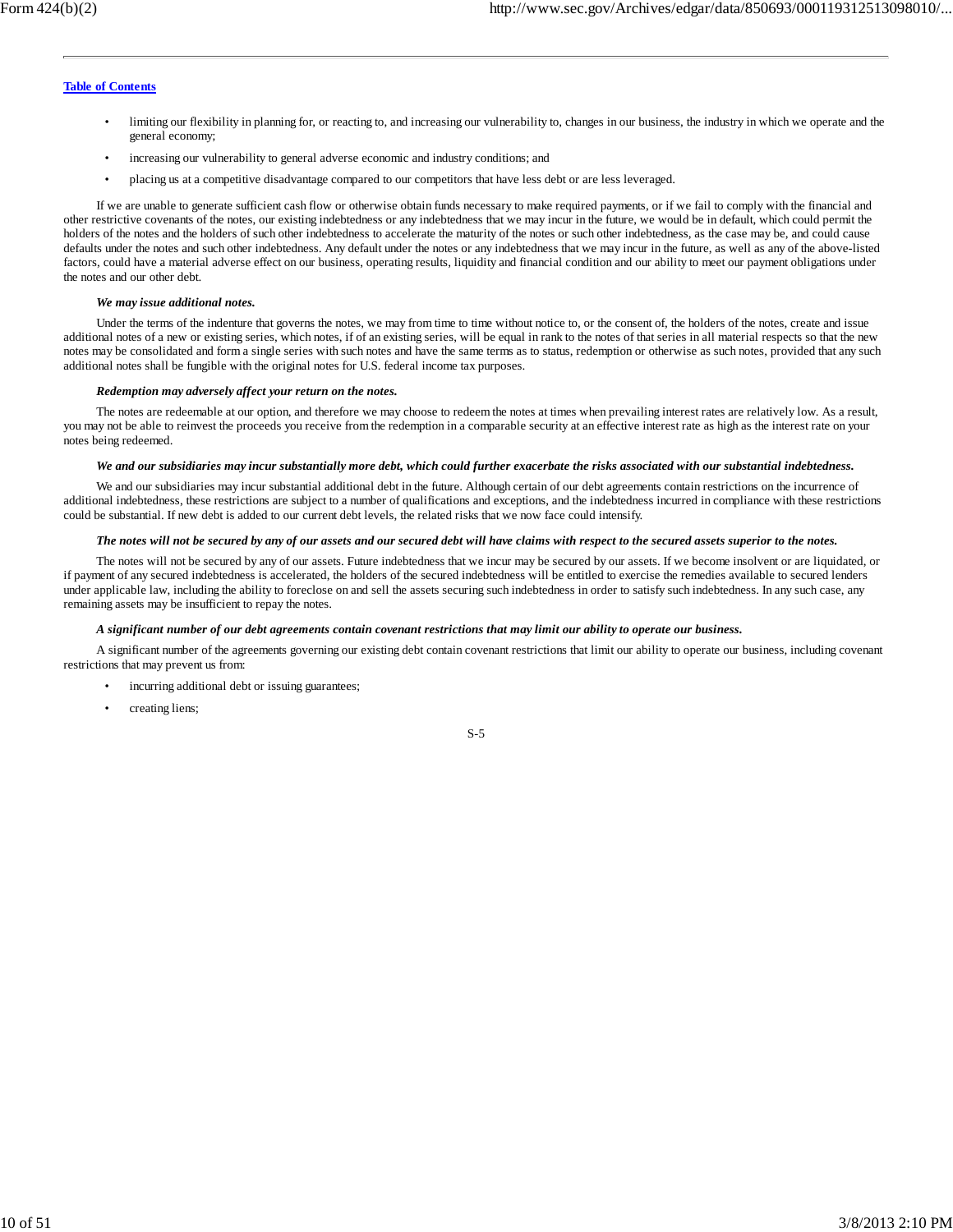- limiting our flexibility in planning for, or reacting to, and increasing our vulnerability to, changes in our business, the industry in which we operate and the general economy;
- increasing our vulnerability to general adverse economic and industry conditions; and
- placing us at a competitive disadvantage compared to our competitors that have less debt or are less leveraged.

If we are unable to generate sufficient cash flow or otherwise obtain funds necessary to make required payments, or if we fail to comply with the financial and other restrictive covenants of the notes, our existing indebtedness or any indebtedness that we may incur in the future, we would be in default, which could permit the holders of the notes and the holders of such other indebtedness to accelerate the maturity of the notes or such other indebtedness, as the case may be, and could cause defaults under the notes and such other indebtedness. Any default under the notes or any indebtedness that we may incur in the future, as well as any of the above-listed factors, could have a material adverse effect on our business, operating results, liquidity and financial condition and our ability to meet our payment obligations under the notes and our other debt.

***We may issue additional notes.***

Under the terms of the indenture that governs the notes, we may from time to time without notice to, or the consent of, the holders of the notes, create and issue additional notes of a new or existing series, which notes, if of an existing series, will be equal in rank to the notes of that series in all material respects so that the new notes may be consolidated and form a single series with such notes and have the same terms as to status, redemption or otherwise as such notes, provided that any such additional notes shall be fungible with the original notes for U.S. federal income tax purposes.

***Redemption may adversely affect your return on the notes.***

The notes are redeemable at our option, and therefore we may choose to redeem the notes at times when prevailing interest rates are relatively low. As a result, you may not be able to reinvest the proceeds you receive from the redemption in a comparable security at an effective interest rate as high as the interest rate on your notes being redeemed.

***We and our subsidiaries may incur substantially more debt, which could further exacerbate the risks associated with our substantial indebtedness.***

We and our subsidiaries may incur substantial additional debt in the future. Although certain of our debt agreements contain restrictions on the incurrence of additional indebtedness, these restrictions are subject to a number of qualifications and exceptions, and the indebtedness incurred in compliance with these restrictions could be substantial. If new debt is added to our current debt levels, the related risks that we now face could intensify.

***The notes will not be secured by any of our assets and our secured debt will have claims with respect to the secured assets superior to the notes.***

The notes will not be secured by any of our assets. Future indebtedness that we incur may be secured by our assets. If we become insolvent or are liquidated, or if payment of any secured indebtedness is accelerated, the holders of the secured indebtedness will be entitled to exercise the remedies available to secured lenders under applicable law, including the ability to foreclose on and sell the assets securing such indebtedness in order to satisfy such indebtedness. In any such case, any remaining assets may be insufficient to repay the notes.

***A significant number of our debt agreements contain covenant restrictions that may limit our ability to operate our business.***

A significant number of the agreements governing our existing debt contain covenant restrictions that limit our ability to operate our business, including covenant restrictions that may prevent us from:

- incurring additional debt or issuing guarantees;
- creating liens;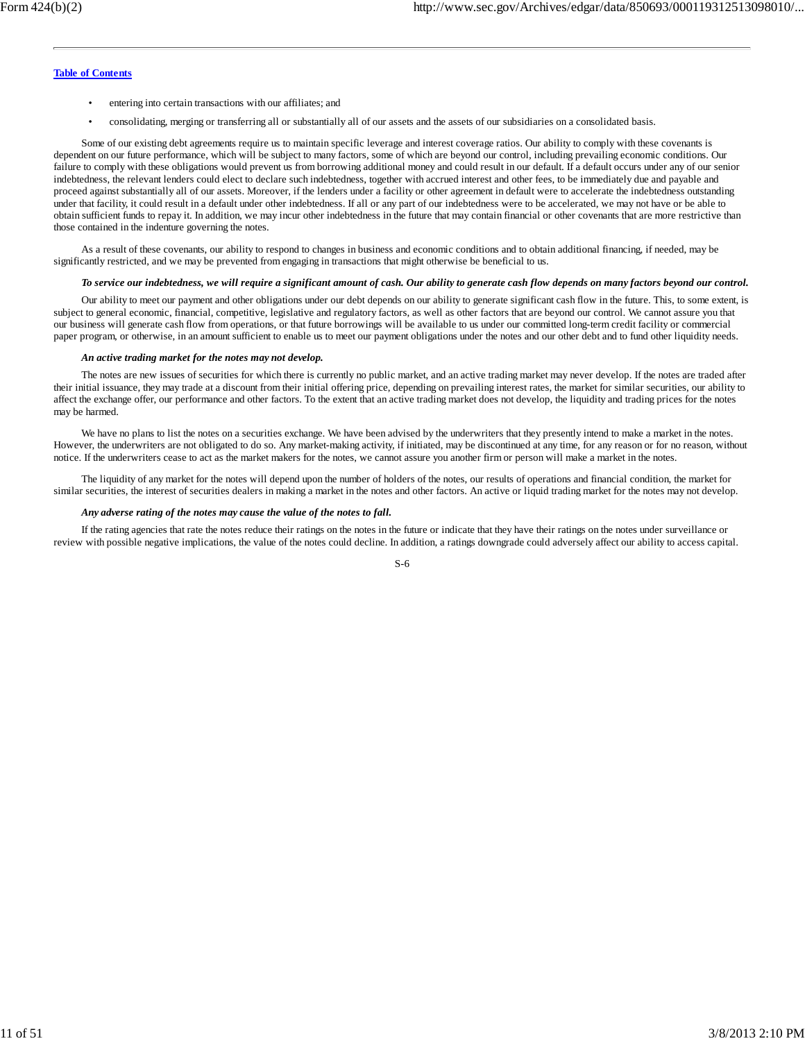- entering into certain transactions with our affiliates; and
- consolidating, merging or transferring all or substantially all of our assets and the assets of our subsidiaries on a consolidated basis.

Some of our existing debt agreements require us to maintain specific leverage and interest coverage ratios. Our ability to comply with these covenants is dependent on our future performance, which will be subject to many factors, some of which are beyond our control, including prevailing economic conditions. Our failure to comply with these obligations would prevent us from borrowing additional money and could result in our default. If a default occurs under any of our senior indebtedness, the relevant lenders could elect to declare such indebtedness, together with accrued interest and other fees, to be immediately due and payable and proceed against substantially all of our assets. Moreover, if the lenders under a facility or other agreement in default were to accelerate the indebtedness outstanding under that facility, it could result in a default under other indebtedness. If all or any part of our indebtedness were to be accelerated, we may not have or be able to obtain sufficient funds to repay it. In addition, we may incur other indebtedness in the future that may contain financial or other covenants that are more restrictive than those contained in the indenture governing the notes.

As a result of these covenants, our ability to respond to changes in business and economic conditions and to obtain additional financing, if needed, may be significantly restricted, and we may be prevented from engaging in transactions that might otherwise be beneficial to us.

***To service our indebtedness, we will require a significant amount of cash. Our ability to generate cash flow depends on many factors beyond our control.***

Our ability to meet our payment and other obligations under our debt depends on our ability to generate significant cash flow in the future. This, to some extent, is subject to general economic, financial, competitive, legislative and regulatory factors, as well as other factors that are beyond our control. We cannot assure you that our business will generate cash flow from operations, or that future borrowings will be available to us under our committed long-term credit facility or commercial paper program, or otherwise, in an amount sufficient to enable us to meet our payment obligations under the notes and our other debt and to fund other liquidity needs.

***An active trading market for the notes may not develop.***

The notes are new issues of securities for which there is currently no public market, and an active trading market may never develop. If the notes are traded after their initial issuance, they may trade at a discount from their initial offering price, depending on prevailing interest rates, the market for similar securities, our ability to affect the exchange offer, our performance and other factors. To the extent that an active trading market does not develop, the liquidity and trading prices for the notes may be harmed.

We have no plans to list the notes on a securities exchange. We have been advised by the underwriters that they presently intend to make a market in the notes. However, the underwriters are not obligated to do so. Any market-making activity, if initiated, may be discontinued at any time, for any reason or for no reason, without notice. If the underwriters cease to act as the market makers for the notes, we cannot assure you another firm or person will make a market in the notes.

The liquidity of any market for the notes will depend upon the number of holders of the notes, our results of operations and financial condition, the market for similar securities, the interest of securities dealers in making a market in the notes and other factors. An active or liquid trading market for the notes may not develop.

***Any adverse rating of the notes may cause the value of the notes to fall.***

If the rating agencies that rate the notes reduce their ratings on the notes in the future or indicate that they have their ratings on the notes under surveillance or review with possible negative implications, the value of the notes could decline. In addition, a ratings downgrade could adversely affect our ability to access capital.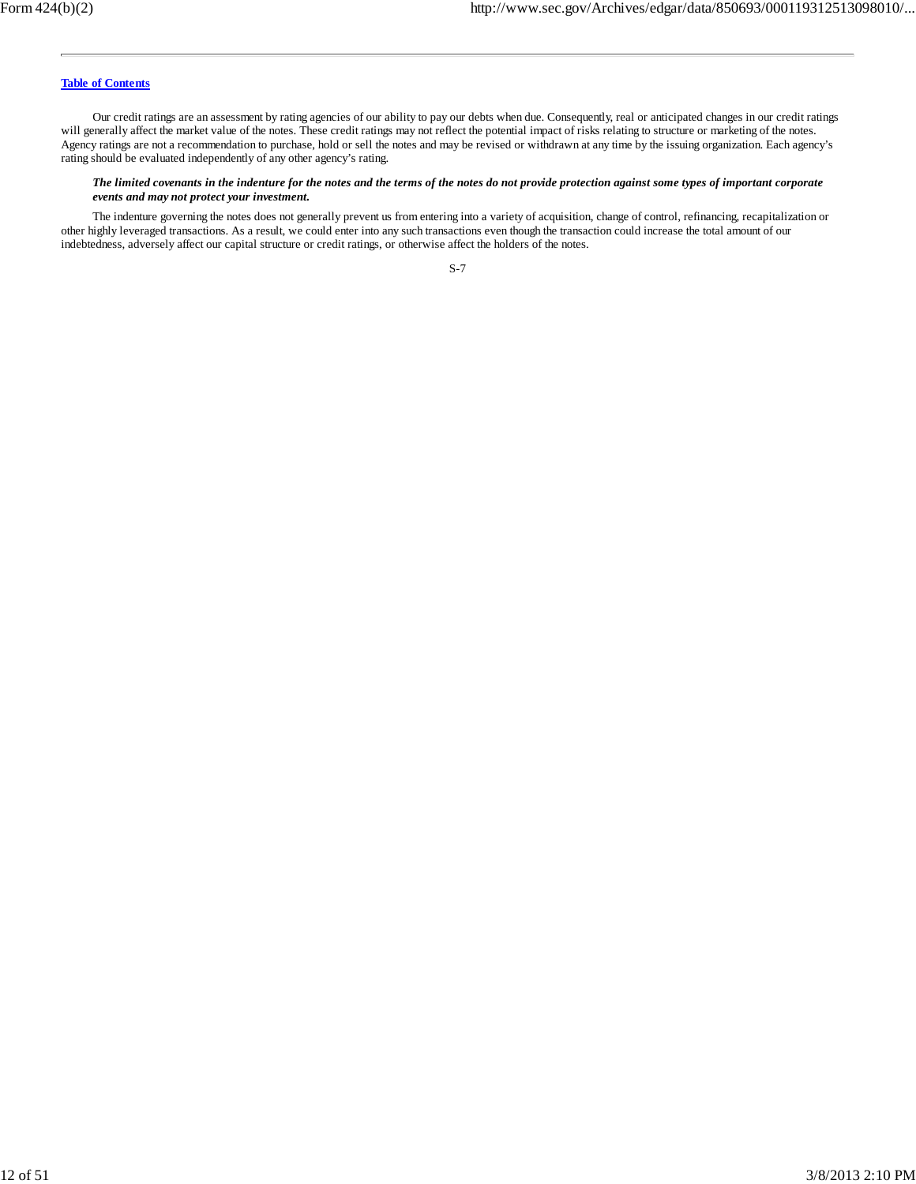[Table of Contents](#)

Our credit ratings are an assessment by rating agencies of our ability to pay our debts when due. Consequently, real or anticipated changes in our credit ratings will generally affect the market value of the notes. These credit ratings may not reflect the potential impact of risks relating to structure or marketing of the notes. Agency ratings are not a recommendation to purchase, hold or sell the notes and may be revised or withdrawn at any time by the issuing organization. Each agency's rating should be evaluated independently of any other agency's rating.

***The limited covenants in the indenture for the notes and the terms of the notes do not provide protection against some types of important corporate events and may not protect your investment.***

The indenture governing the notes does not generally prevent us from entering into a variety of acquisition, change of control, refinancing, recapitalization or other highly leveraged transactions. As a result, we could enter into any such transactions even though the transaction could increase the total amount of our indebtedness, adversely affect our capital structure or credit ratings, or otherwise affect the holders of the notes.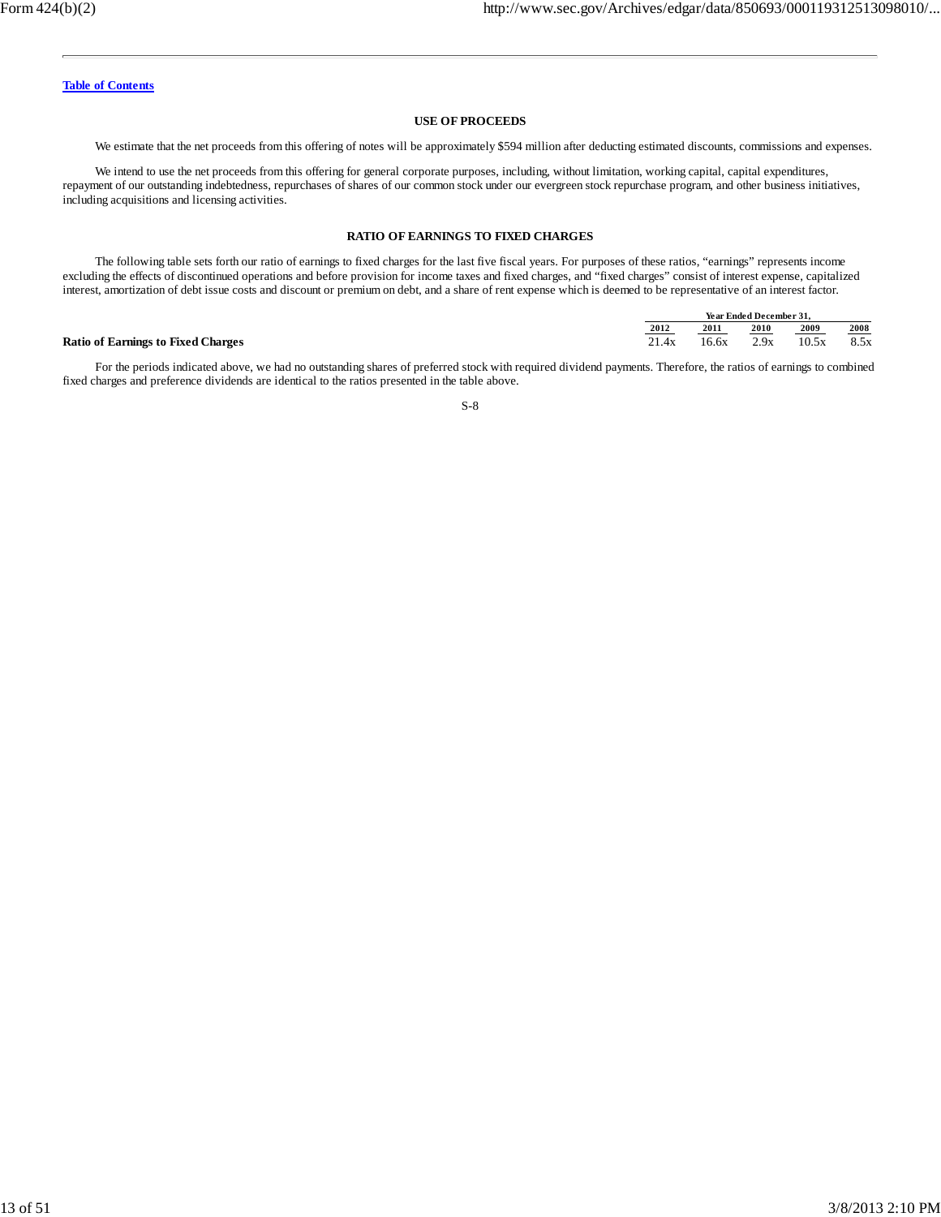[Table of Contents](#)

## USE OF PROCEEDS

We estimate that the net proceeds from this offering of notes will be approximately $594 million after deducting estimated discounts, commissions and expenses.

We intend to use the net proceeds from this offering for general corporate purposes, including, without limitation, working capital, capital expenditures, repayment of our outstanding indebtedness, repurchases of shares of our common stock under our evergreen stock repurchase program, and other business initiatives, including acquisitions and licensing activities.

## RATIO OF EARNINGS TO FIXED CHARGES

The following table sets forth our ratio of earnings to fixed charges for the last five fiscal years. For purposes of these ratios, "earnings" represents income excluding the effects of discontinued operations and before provision for income taxes and fixed charges, and "fixed charges" consist of interest expense, capitalized interest, amortization of debt issue costs and discount or premium on debt, and a share of rent expense which is deemed to be representative of an interest factor.

| | Year Ended December 31, | | | | |
|---|---|---|---|---|---|
| | 2012 | 2011 | 2010 | 2009 | 2008 |
| **Ratio of Earnings to Fixed Charges** | 21.4x | 16.6x | 2.9x | 10.5x | 8.5x |

For the periods indicated above, we had no outstanding shares of preferred stock with required dividend payments. Therefore, the ratios of earnings to combined fixed charges and preference dividends are identical to the ratios presented in the table above.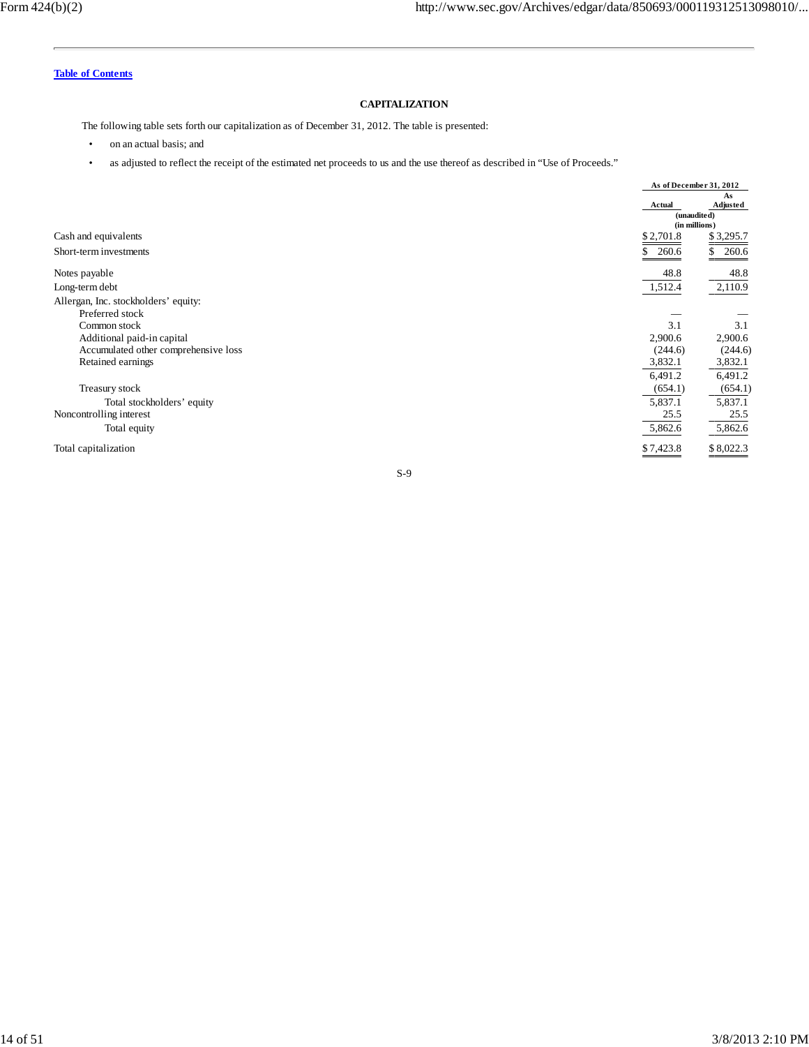## CAPITALIZATION

The following table sets forth our capitalization as of December 31, 2012. The table is presented:

- on an actual basis; and
- as adjusted to reflect the receipt of the estimated net proceeds to us and the use thereof as described in "Use of Proceeds."

| | As of December 31, 2012 | |
|---|---|---|
| | Actual | As Adjusted |
| | (unaudited) (in millions) | |
| Cash and equivalents | $ 2,701.8 | $ 3,295.7 |
| Short-term investments | $ 260.6 | $ 260.6 |
| Notes payable | 48.8 | 48.8 |
| Long-term debt | 1,512.4 | 2,110.9 |
| Allergan, Inc. stockholders' equity: | | |
| Preferred stock | — | — |
| Common stock | 3.1 | 3.1 |
| Additional paid-in capital | 2,900.6 | 2,900.6 |
| Accumulated other comprehensive loss | (244.6) | (244.6) |
| Retained earnings | 3,832.1 | 3,832.1 |
| | 6,491.2 | 6,491.2 |
| Treasury stock | (654.1) | (654.1) |
| Total stockholders' equity | 5,837.1 | 5,837.1 |
| Noncontrolling interest | 25.5 | 25.5 |
| Total equity | 5,862.6 | 5,862.6 |
| Total capitalization | $ 7,423.8 | $ 8,022.3 |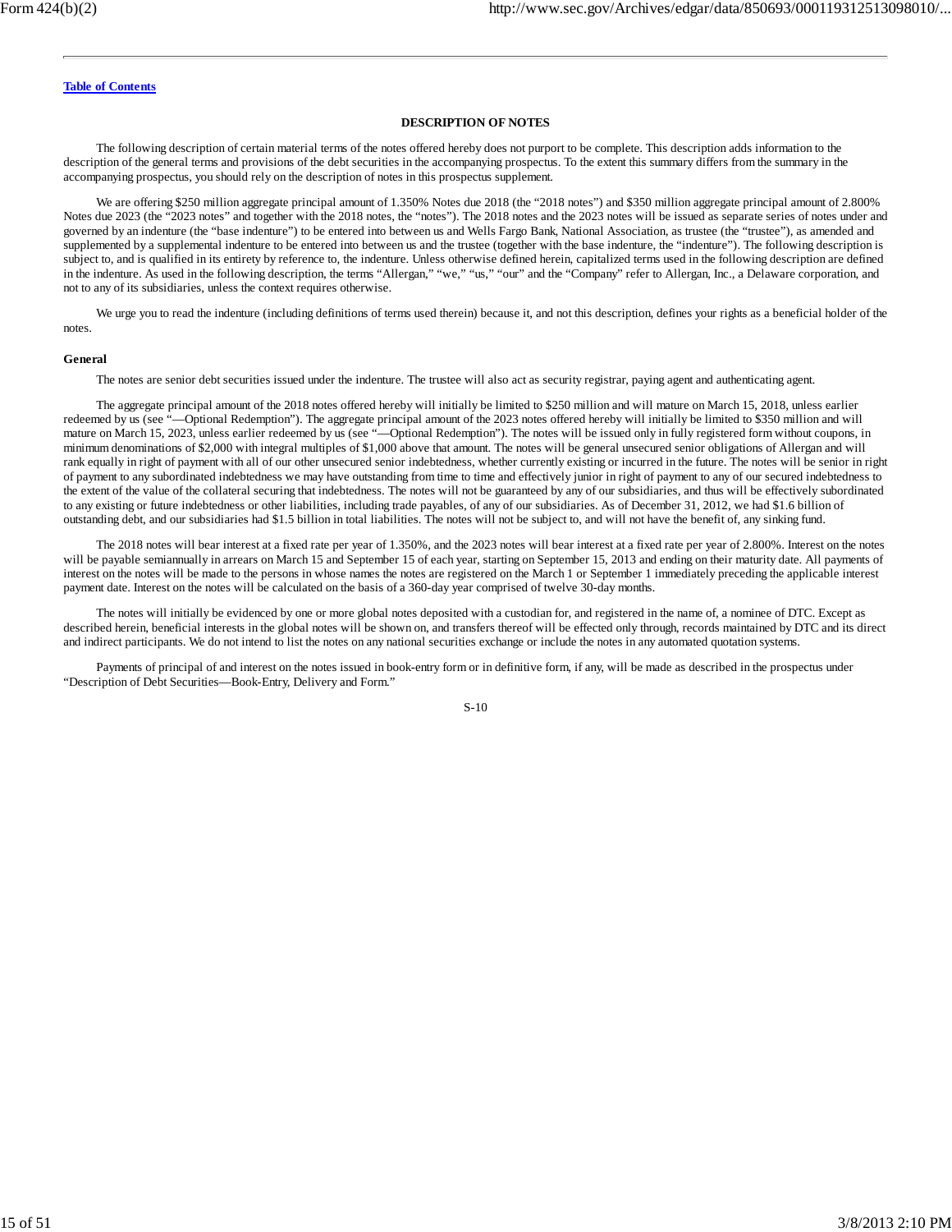## DESCRIPTION OF NOTES

The following description of certain material terms of the notes offered hereby does not purport to be complete. This description adds information to the description of the general terms and provisions of the debt securities in the accompanying prospectus. To the extent this summary differs from the summary in the accompanying prospectus, you should rely on the description of notes in this prospectus supplement.

We are offering $250 million aggregate principal amount of 1.350% Notes due 2018 (the "2018 notes") and $350 million aggregate principal amount of 2.800% Notes due 2023 (the "2023 notes" and together with the 2018 notes, the "notes"). The 2018 notes and the 2023 notes will be issued as separate series of notes under and governed by an indenture (the "base indenture") to be entered into between us and Wells Fargo Bank, National Association, as trustee (the "trustee"), as amended and supplemented by a supplemental indenture to be entered into between us and the trustee (together with the base indenture, the "indenture"). The following description is subject to, and is qualified in its entirety by reference to, the indenture. Unless otherwise defined herein, capitalized terms used in the following description are defined in the indenture. As used in the following description, the terms "Allergan," "we," "us," "our" and the "Company" refer to Allergan, Inc., a Delaware corporation, and not to any of its subsidiaries, unless the context requires otherwise.

We urge you to read the indenture (including definitions of terms used therein) because it, and not this description, defines your rights as a beneficial holder of the notes.

### General

The notes are senior debt securities issued under the indenture. The trustee will also act as security registrar, paying agent and authenticating agent.

The aggregate principal amount of the 2018 notes offered hereby will initially be limited to $250 million and will mature on March 15, 2018, unless earlier redeemed by us (see "—Optional Redemption"). The aggregate principal amount of the 2023 notes offered hereby will initially be limited to $350 million and will mature on March 15, 2023, unless earlier redeemed by us (see "—Optional Redemption"). The notes will be issued only in fully registered form without coupons, in minimum denominations of $2,000 with integral multiples of $1,000 above that amount. The notes will be general unsecured senior obligations of Allergan and will rank equally in right of payment with all of our other unsecured senior indebtedness, whether currently existing or incurred in the future. The notes will be senior in right of payment to any subordinated indebtedness we may have outstanding from time to time and effectively junior in right of payment to any of our secured indebtedness to the extent of the value of the collateral securing that indebtedness. The notes will not be guaranteed by any of our subsidiaries, and thus will be effectively subordinated to any existing or future indebtedness or other liabilities, including trade payables, of any of our subsidiaries. As of December 31, 2012, we had $1.6 billion of outstanding debt, and our subsidiaries had $1.5 billion in total liabilities. The notes will not be subject to, and will not have the benefit of, any sinking fund.

The 2018 notes will bear interest at a fixed rate per year of 1.350%, and the 2023 notes will bear interest at a fixed rate per year of 2.800%. Interest on the notes will be payable semiannually in arrears on March 15 and September 15 of each year, starting on September 15, 2013 and ending on their maturity date. All payments of interest on the notes will be made to the persons in whose names the notes are registered on the March 1 or September 1 immediately preceding the applicable interest payment date. Interest on the notes will be calculated on the basis of a 360-day year comprised of twelve 30-day months.

The notes will initially be evidenced by one or more global notes deposited with a custodian for, and registered in the name of, a nominee of DTC. Except as described herein, beneficial interests in the global notes will be shown on, and transfers thereof will be effected only through, records maintained by DTC and its direct and indirect participants. We do not intend to list the notes on any national securities exchange or include the notes in any automated quotation systems.

Payments of principal of and interest on the notes issued in book-entry form or in definitive form, if any, will be made as described in the prospectus under "Description of Debt Securities—Book-Entry, Delivery and Form."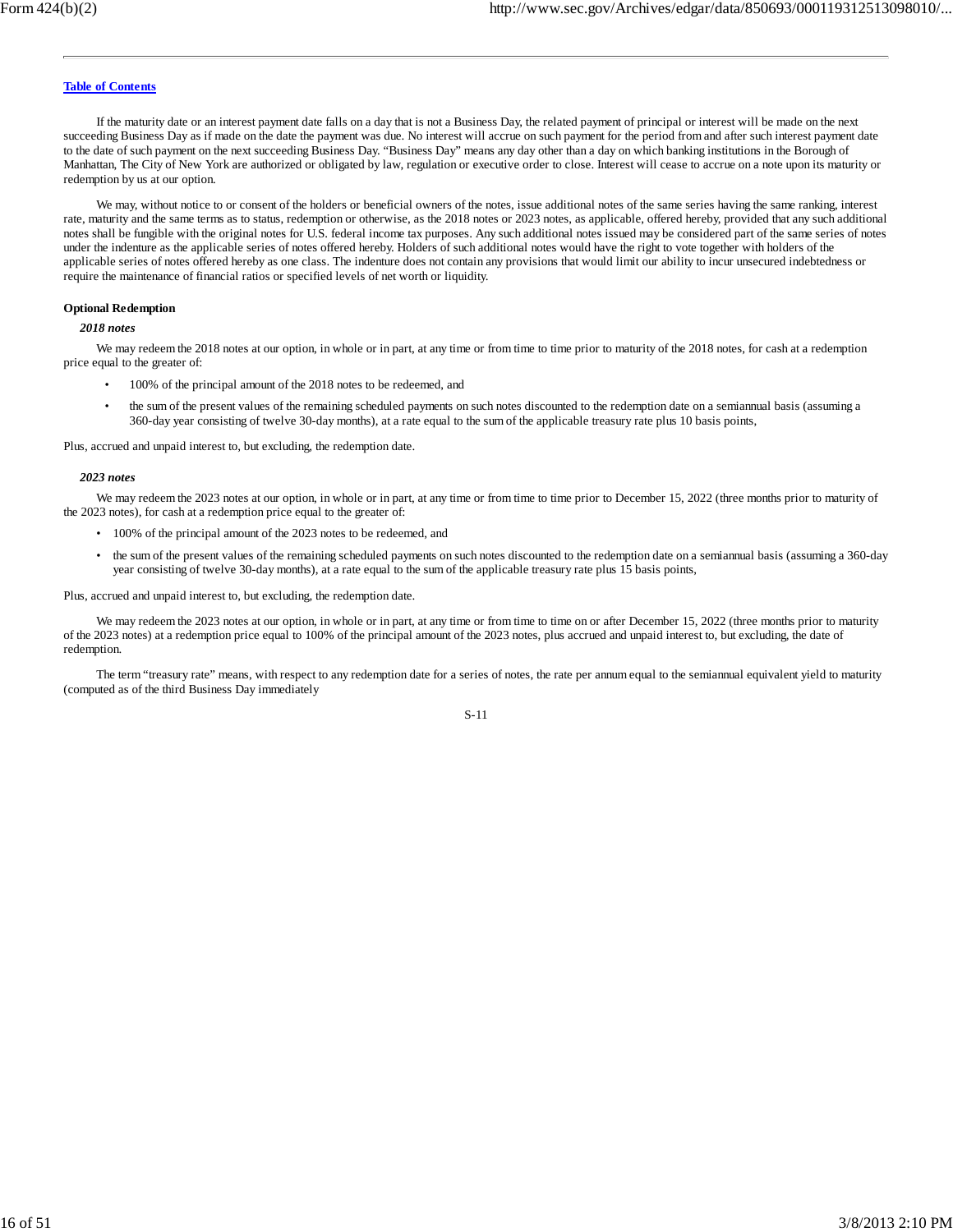If the maturity date or an interest payment date falls on a day that is not a Business Day, the related payment of principal or interest will be made on the next succeeding Business Day as if made on the date the payment was due. No interest will accrue on such payment for the period from and after such interest payment date to the date of such payment on the next succeeding Business Day. "Business Day" means any day other than a day on which banking institutions in the Borough of Manhattan, The City of New York are authorized or obligated by law, regulation or executive order to close. Interest will cease to accrue on a note upon its maturity or redemption by us at our option.

We may, without notice to or consent of the holders or beneficial owners of the notes, issue additional notes of the same series having the same ranking, interest rate, maturity and the same terms as to status, redemption or otherwise, as the 2018 notes or 2023 notes, as applicable, offered hereby, provided that any such additional notes shall be fungible with the original notes for U.S. federal income tax purposes. Any such additional notes issued may be considered part of the same series of notes under the indenture as the applicable series of notes offered hereby. Holders of such additional notes would have the right to vote together with holders of the applicable series of notes offered hereby as one class. The indenture does not contain any provisions that would limit our ability to incur unsecured indebtedness or require the maintenance of financial ratios or specified levels of net worth or liquidity.

**Optional Redemption**

***2018 notes***

We may redeem the 2018 notes at our option, in whole or in part, at any time or from time to time prior to maturity of the 2018 notes, for cash at a redemption price equal to the greater of:

- 100% of the principal amount of the 2018 notes to be redeemed, and
- the sum of the present values of the remaining scheduled payments on such notes discounted to the redemption date on a semiannual basis (assuming a 360-day year consisting of twelve 30-day months), at a rate equal to the sum of the applicable treasury rate plus 10 basis points,

Plus, accrued and unpaid interest to, but excluding, the redemption date.

***2023 notes***

We may redeem the 2023 notes at our option, in whole or in part, at any time or from time to time prior to December 15, 2022 (three months prior to maturity of the 2023 notes), for cash at a redemption price equal to the greater of:

- 100% of the principal amount of the 2023 notes to be redeemed, and
- the sum of the present values of the remaining scheduled payments on such notes discounted to the redemption date on a semiannual basis (assuming a 360-day year consisting of twelve 30-day months), at a rate equal to the sum of the applicable treasury rate plus 15 basis points,

Plus, accrued and unpaid interest to, but excluding, the redemption date.

We may redeem the 2023 notes at our option, in whole or in part, at any time or from time to time on or after December 15, 2022 (three months prior to maturity of the 2023 notes) at a redemption price equal to 100% of the principal amount of the 2023 notes, plus accrued and unpaid interest to, but excluding, the date of redemption.

The term "treasury rate" means, with respect to any redemption date for a series of notes, the rate per annum equal to the semiannual equivalent yield to maturity (computed as of the third Business Day immediately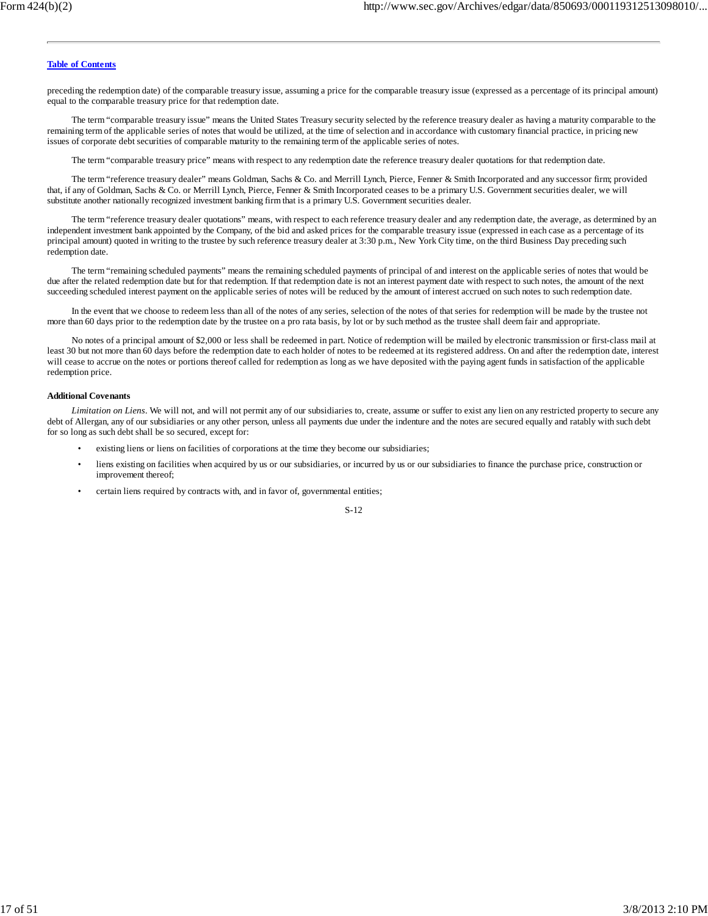preceding the redemption date) of the comparable treasury issue, assuming a price for the comparable treasury issue (expressed as a percentage of its principal amount) equal to the comparable treasury price for that redemption date.

The term "comparable treasury issue" means the United States Treasury security selected by the reference treasury dealer as having a maturity comparable to the remaining term of the applicable series of notes that would be utilized, at the time of selection and in accordance with customary financial practice, in pricing new issues of corporate debt securities of comparable maturity to the remaining term of the applicable series of notes.

The term "comparable treasury price" means with respect to any redemption date the reference treasury dealer quotations for that redemption date.

The term "reference treasury dealer" means Goldman, Sachs & Co. and Merrill Lynch, Pierce, Fenner & Smith Incorporated and any successor firm; provided that, if any of Goldman, Sachs & Co. or Merrill Lynch, Pierce, Fenner & Smith Incorporated ceases to be a primary U.S. Government securities dealer, we will substitute another nationally recognized investment banking firm that is a primary U.S. Government securities dealer.

The term "reference treasury dealer quotations" means, with respect to each reference treasury dealer and any redemption date, the average, as determined by an independent investment bank appointed by the Company, of the bid and asked prices for the comparable treasury issue (expressed in each case as a percentage of its principal amount) quoted in writing to the trustee by such reference treasury dealer at 3:30 p.m., New York City time, on the third Business Day preceding such redemption date.

The term "remaining scheduled payments" means the remaining scheduled payments of principal of and interest on the applicable series of notes that would be due after the related redemption date but for that redemption. If that redemption date is not an interest payment date with respect to such notes, the amount of the next succeeding scheduled interest payment on the applicable series of notes will be reduced by the amount of interest accrued on such notes to such redemption date.

In the event that we choose to redeem less than all of the notes of any series, selection of the notes of that series for redemption will be made by the trustee not more than 60 days prior to the redemption date by the trustee on a pro rata basis, by lot or by such method as the trustee shall deem fair and appropriate.

No notes of a principal amount of $2,000 or less shall be redeemed in part. Notice of redemption will be mailed by electronic transmission or first-class mail at least 30 but not more than 60 days before the redemption date to each holder of notes to be redeemed at its registered address. On and after the redemption date, interest will cease to accrue on the notes or portions thereof called for redemption as long as we have deposited with the paying agent funds in satisfaction of the applicable redemption price.

**Additional Covenants**

*Limitation on Liens*. We will not, and will not permit any of our subsidiaries to, create, assume or suffer to exist any lien on any restricted property to secure any debt of Allergan, any of our subsidiaries or any other person, unless all payments due under the indenture and the notes are secured equally and ratably with such debt for so long as such debt shall be so secured, except for:

- existing liens or liens on facilities of corporations at the time they become our subsidiaries;
- liens existing on facilities when acquired by us or our subsidiaries, or incurred by us or our subsidiaries to finance the purchase price, construction or improvement thereof;
- certain liens required by contracts with, and in favor of, governmental entities;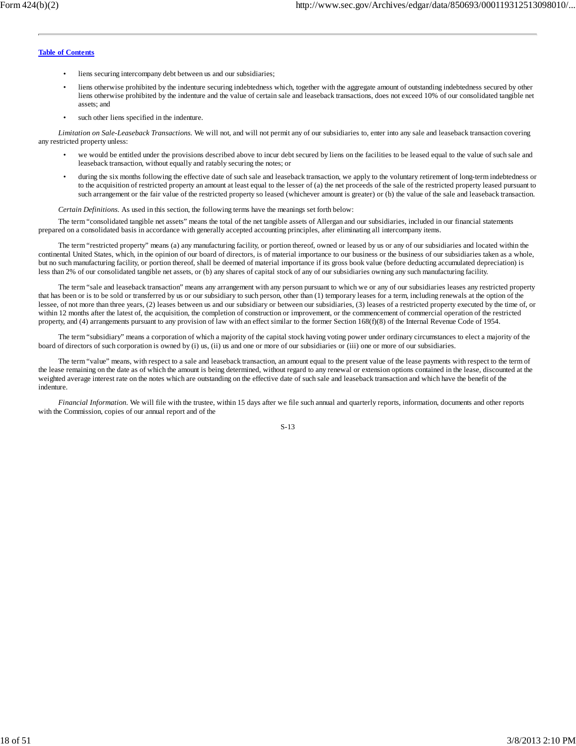- liens securing intercompany debt between us and our subsidiaries;
- liens otherwise prohibited by the indenture securing indebtedness which, together with the aggregate amount of outstanding indebtedness secured by other liens otherwise prohibited by the indenture and the value of certain sale and leaseback transactions, does not exceed 10% of our consolidated tangible net assets; and
- such other liens specified in the indenture.

*Limitation on Sale-Leaseback Transactions.* We will not, and will not permit any of our subsidiaries to, enter into any sale and leaseback transaction covering any restricted property unless:

- we would be entitled under the provisions described above to incur debt secured by liens on the facilities to be leased equal to the value of such sale and leaseback transaction, without equally and ratably securing the notes; or
- during the six months following the effective date of such sale and leaseback transaction, we apply to the voluntary retirement of long-term indebtedness or to the acquisition of restricted property an amount at least equal to the lesser of (a) the net proceeds of the sale of the restricted property leased pursuant to such arrangement or the fair value of the restricted property so leased (whichever amount is greater) or (b) the value of the sale and leaseback transaction.

*Certain Definitions.* As used in this section, the following terms have the meanings set forth below:

The term "consolidated tangible net assets" means the total of the net tangible assets of Allergan and our subsidiaries, included in our financial statements prepared on a consolidated basis in accordance with generally accepted accounting principles, after eliminating all intercompany items.

The term "restricted property" means (a) any manufacturing facility, or portion thereof, owned or leased by us or any of our subsidiaries and located within the continental United States, which, in the opinion of our board of directors, is of material importance to our business or the business of our subsidiaries taken as a whole, but no such manufacturing facility, or portion thereof, shall be deemed of material importance if its gross book value (before deducting accumulated depreciation) is less than 2% of our consolidated tangible net assets, or (b) any shares of capital stock of any of our subsidiaries owning any such manufacturing facility.

The term "sale and leaseback transaction" means any arrangement with any person pursuant to which we or any of our subsidiaries leases any restricted property that has been or is to be sold or transferred by us or our subsidiary to such person, other than (1) temporary leases for a term, including renewals at the option of the lessee, of not more than three years, (2) leases between us and our subsidiary or between our subsidiaries, (3) leases of a restricted property executed by the time of, or within 12 months after the latest of, the acquisition, the completion of construction or improvement, or the commencement of commercial operation of the restricted property, and (4) arrangements pursuant to any provision of law with an effect similar to the former Section 168(f)(8) of the Internal Revenue Code of 1954.

The term "subsidiary" means a corporation of which a majority of the capital stock having voting power under ordinary circumstances to elect a majority of the board of directors of such corporation is owned by (i) us, (ii) us and one or more of our subsidiaries or (iii) one or more of our subsidiaries.

The term "value" means, with respect to a sale and leaseback transaction, an amount equal to the present value of the lease payments with respect to the term of the lease remaining on the date as of which the amount is being determined, without regard to any renewal or extension options contained in the lease, discounted at the weighted average interest rate on the notes which are outstanding on the effective date of such sale and leaseback transaction and which have the benefit of the indenture.

*Financial Information.* We will file with the trustee, within 15 days after we file such annual and quarterly reports, information, documents and other reports with the Commission, copies of our annual report and of the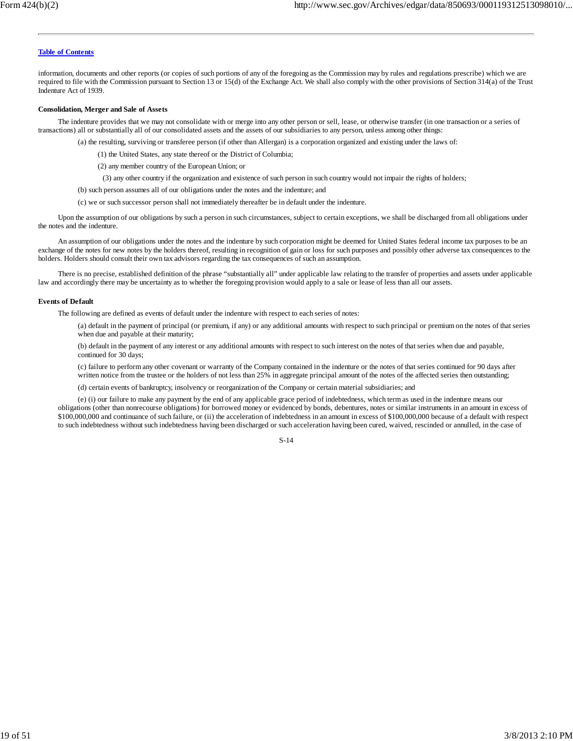information, documents and other reports (or copies of such portions of any of the foregoing as the Commission may by rules and regulations prescribe) which we are required to file with the Commission pursuant to Section 13 or 15(d) of the Exchange Act. We shall also comply with the other provisions of Section 314(a) of the Trust Indenture Act of 1939.

**Consolidation, Merger and Sale of Assets**

The indenture provides that we may not consolidate with or merge into any other person or sell, lease, or otherwise transfer (in one transaction or a series of transactions) all or substantially all of our consolidated assets and the assets of our subsidiaries to any person, unless among other things:

(a) the resulting, surviving or transferee person (if other than Allergan) is a corporation organized and existing under the laws of:

(1) the United States, any state thereof or the District of Columbia;

(2) any member country of the European Union; or

(3) any other country if the organization and existence of such person in such country would not impair the rights of holders;

(b) such person assumes all of our obligations under the notes and the indenture; and

(c) we or such successor person shall not immediately thereafter be in default under the indenture.

Upon the assumption of our obligations by such a person in such circumstances, subject to certain exceptions, we shall be discharged from all obligations under the notes and the indenture.

An assumption of our obligations under the notes and the indenture by such corporation might be deemed for United States federal income tax purposes to be an exchange of the notes for new notes by the holders thereof, resulting in recognition of gain or loss for such purposes and possibly other adverse tax consequences to the holders. Holders should consult their own tax advisors regarding the tax consequences of such an assumption.

There is no precise, established definition of the phrase "substantially all" under applicable law relating to the transfer of properties and assets under applicable law and accordingly there may be uncertainty as to whether the foregoing provision would apply to a sale or lease of less than all our assets.

**Events of Default**

The following are defined as events of default under the indenture with respect to each series of notes:

(a) default in the payment of principal (or premium, if any) or any additional amounts with respect to such principal or premium on the notes of that series when due and payable at their maturity;

(b) default in the payment of any interest or any additional amounts with respect to such interest on the notes of that series when due and payable, continued for 30 days;

(c) failure to perform any other covenant or warranty of the Company contained in the indenture or the notes of that series continued for 90 days after written notice from the trustee or the holders of not less than 25% in aggregate principal amount of the notes of the affected series then outstanding;

(d) certain events of bankruptcy, insolvency or reorganization of the Company or certain material subsidiaries; and

(e) (i) our failure to make any payment by the end of any applicable grace period of indebtedness, which term as used in the indenture means our obligations (other than nonrecourse obligations) for borrowed money or evidenced by bonds, debentures, notes or similar instruments in an amount in excess of $100,000,000 and continuance of such failure, or (ii) the acceleration of indebtedness in an amount in excess of $100,000,000 because of a default with respect to such indebtedness without such indebtedness having been discharged or such acceleration having been cured, waived, rescinded or annulled, in the case of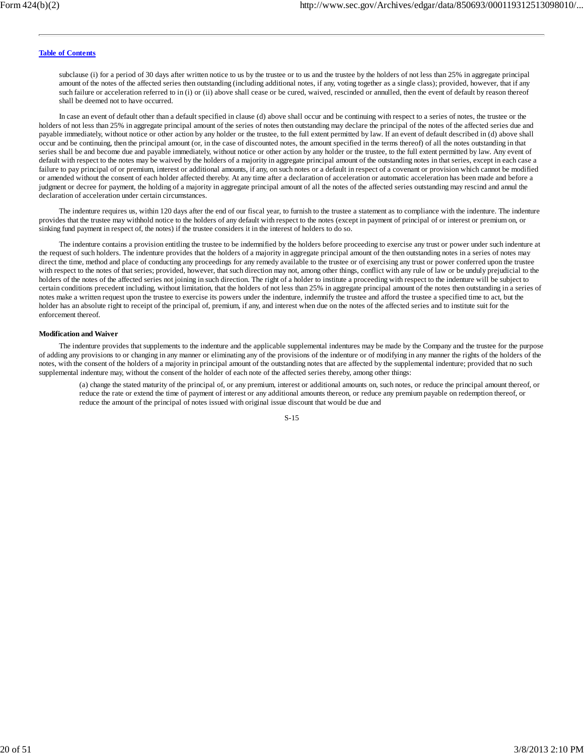subclause (i) for a period of 30 days after written notice to us by the trustee or to us and the trustee by the holders of not less than 25% in aggregate principal amount of the notes of the affected series then outstanding (including additional notes, if any, voting together as a single class); provided, however, that if any such failure or acceleration referred to in (i) or (ii) above shall cease or be cured, waived, rescinded or annulled, then the event of default by reason thereof shall be deemed not to have occurred.

In case an event of default other than a default specified in clause (d) above shall occur and be continuing with respect to a series of notes, the trustee or the holders of not less than 25% in aggregate principal amount of the series of notes then outstanding may declare the principal of the notes of the affected series due and payable immediately, without notice or other action by any holder or the trustee, to the full extent permitted by law. If an event of default described in (d) above shall occur and be continuing, then the principal amount (or, in the case of discounted notes, the amount specified in the terms thereof) of all the notes outstanding in that series shall be and become due and payable immediately, without notice or other action by any holder or the trustee, to the full extent permitted by law. Any event of default with respect to the notes may be waived by the holders of a majority in aggregate principal amount of the outstanding notes in that series, except in each case a failure to pay principal of or premium, interest or additional amounts, if any, on such notes or a default in respect of a covenant or provision which cannot be modified or amended without the consent of each holder affected thereby. At any time after a declaration of acceleration or automatic acceleration has been made and before a judgment or decree for payment, the holding of a majority in aggregate principal amount of all the notes of the affected series outstanding may rescind and annul the declaration of acceleration under certain circumstances.

The indenture requires us, within 120 days after the end of our fiscal year, to furnish to the trustee a statement as to compliance with the indenture. The indenture provides that the trustee may withhold notice to the holders of any default with respect to the notes (except in payment of principal of or interest or premium on, or sinking fund payment in respect of, the notes) if the trustee considers it in the interest of holders to do so.

The indenture contains a provision entitling the trustee to be indemnified by the holders before proceeding to exercise any trust or power under such indenture at the request of such holders. The indenture provides that the holders of a majority in aggregate principal amount of the then outstanding notes in a series of notes may direct the time, method and place of conducting any proceedings for any remedy available to the trustee or of exercising any trust or power conferred upon the trustee with respect to the notes of that series; provided, however, that such direction may not, among other things, conflict with any rule of law or be unduly prejudicial to the holders of the notes of the affected series not joining in such direction. The right of a holder to institute a proceeding with respect to the indenture will be subject to certain conditions precedent including, without limitation, that the holders of not less than 25% in aggregate principal amount of the notes then outstanding in a series of notes make a written request upon the trustee to exercise its powers under the indenture, indemnify the trustee and afford the trustee a specified time to act, but the holder has an absolute right to receipt of the principal of, premium, if any, and interest when due on the notes of the affected series and to institute suit for the enforcement thereof.

**Modification and Waiver**

The indenture provides that supplements to the indenture and the applicable supplemental indentures may be made by the Company and the trustee for the purpose of adding any provisions to or changing in any manner or eliminating any of the provisions of the indenture or of modifying in any manner the rights of the holders of the notes, with the consent of the holders of a majority in principal amount of the outstanding notes that are affected by the supplemental indenture; provided that no such supplemental indenture may, without the consent of the holder of each note of the affected series thereby, among other things:

(a) change the stated maturity of the principal of, or any premium, interest or additional amounts on, such notes, or reduce the principal amount thereof, or reduce the rate or extend the time of payment of interest or any additional amounts thereon, or reduce any premium payable on redemption thereof, or reduce the amount of the principal of notes issued with original issue discount that would be due and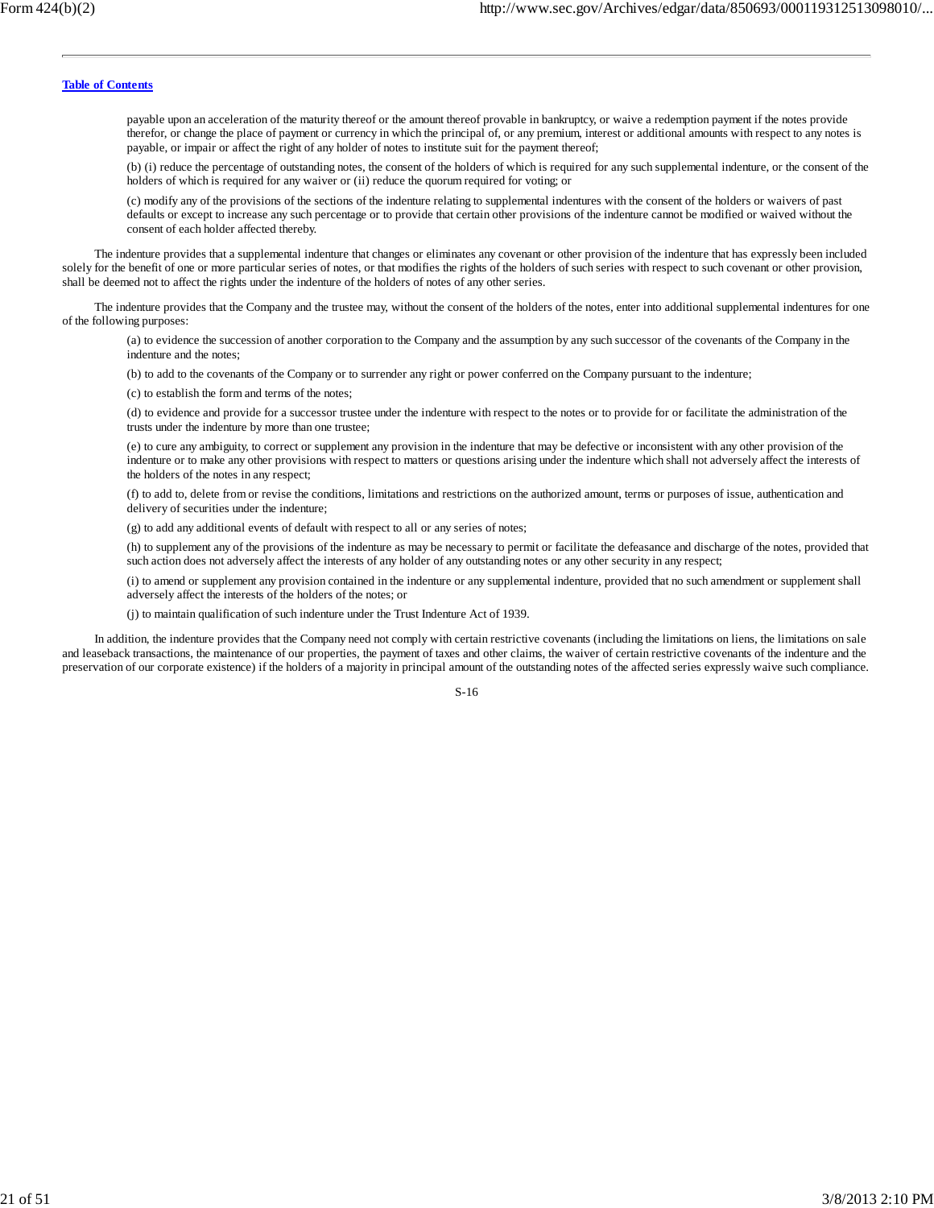payable upon an acceleration of the maturity thereof or the amount thereof provable in bankruptcy, or waive a redemption payment if the notes provide therefor, or change the place of payment or currency in which the principal of, or any premium, interest or additional amounts with respect to any notes is payable, or impair or affect the right of any holder of notes to institute suit for the payment thereof;

(b) (i) reduce the percentage of outstanding notes, the consent of the holders of which is required for any such supplemental indenture, or the consent of the holders of which is required for any waiver or (ii) reduce the quorum required for voting; or

(c) modify any of the provisions of the sections of the indenture relating to supplemental indentures with the consent of the holders or waivers of past defaults or except to increase any such percentage or to provide that certain other provisions of the indenture cannot be modified or waived without the consent of each holder affected thereby.

The indenture provides that a supplemental indenture that changes or eliminates any covenant or other provision of the indenture that has expressly been included solely for the benefit of one or more particular series of notes, or that modifies the rights of the holders of such series with respect to such covenant or other provision, shall be deemed not to affect the rights under the indenture of the holders of notes of any other series.

The indenture provides that the Company and the trustee may, without the consent of the holders of the notes, enter into additional supplemental indentures for one of the following purposes:

(a) to evidence the succession of another corporation to the Company and the assumption by any such successor of the covenants of the Company in the indenture and the notes;

(b) to add to the covenants of the Company or to surrender any right or power conferred on the Company pursuant to the indenture;

(c) to establish the form and terms of the notes;

(d) to evidence and provide for a successor trustee under the indenture with respect to the notes or to provide for or facilitate the administration of the trusts under the indenture by more than one trustee;

(e) to cure any ambiguity, to correct or supplement any provision in the indenture that may be defective or inconsistent with any other provision of the indenture or to make any other provisions with respect to matters or questions arising under the indenture which shall not adversely affect the interests of the holders of the notes in any respect;

(f) to add to, delete from or revise the conditions, limitations and restrictions on the authorized amount, terms or purposes of issue, authentication and delivery of securities under the indenture;

(g) to add any additional events of default with respect to all or any series of notes;

(h) to supplement any of the provisions of the indenture as may be necessary to permit or facilitate the defeasance and discharge of the notes, provided that such action does not adversely affect the interests of any holder of any outstanding notes or any other security in any respect;

(i) to amend or supplement any provision contained in the indenture or any supplemental indenture, provided that no such amendment or supplement shall adversely affect the interests of the holders of the notes; or

(j) to maintain qualification of such indenture under the Trust Indenture Act of 1939.

In addition, the indenture provides that the Company need not comply with certain restrictive covenants (including the limitations on liens, the limitations on sale and leaseback transactions, the maintenance of our properties, the payment of taxes and other claims, the waiver of certain restrictive covenants of the indenture and the preservation of our corporate existence) if the holders of a majority in principal amount of the outstanding notes of the affected series expressly waive such compliance.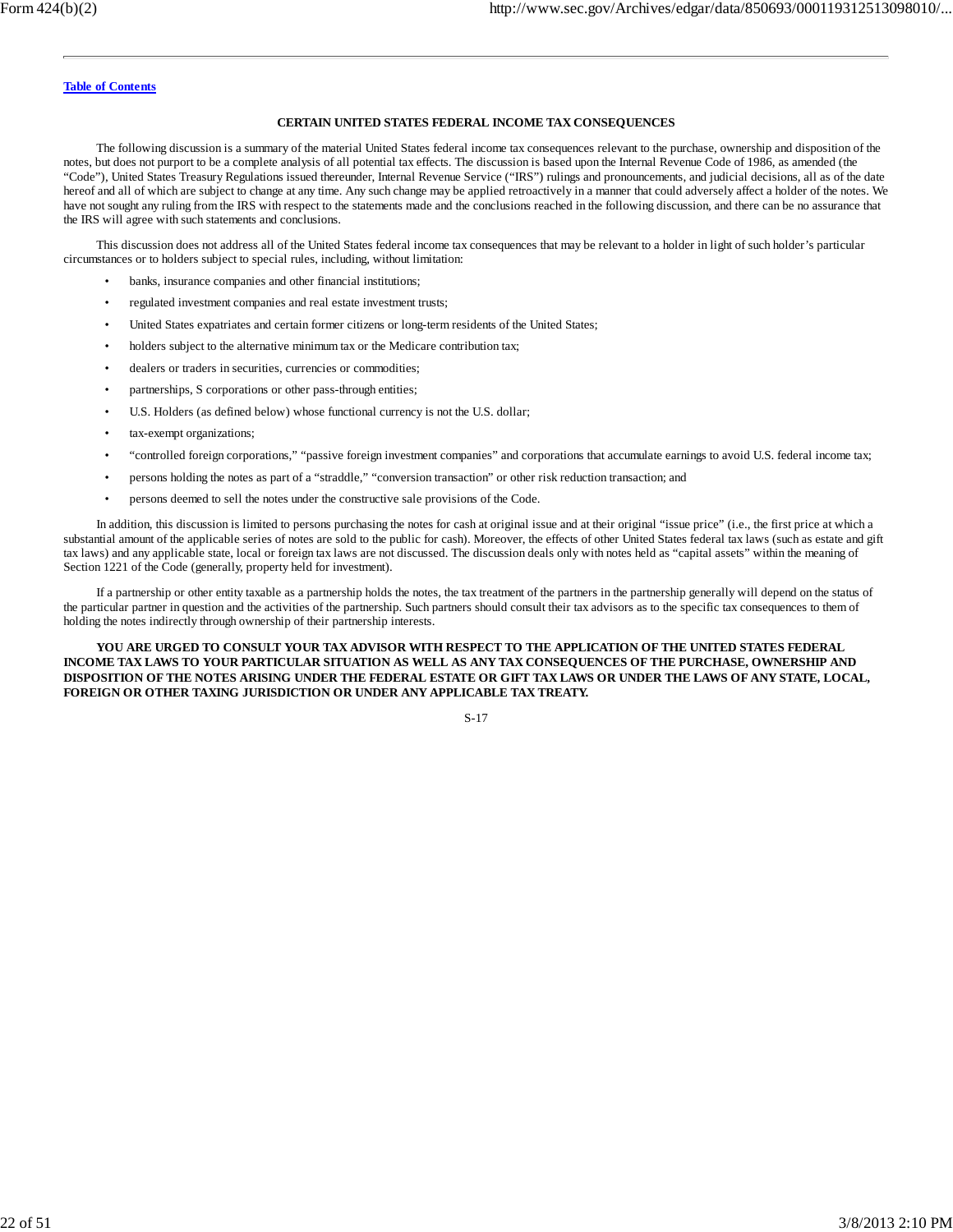## CERTAIN UNITED STATES FEDERAL INCOME TAX CONSEQUENCES

The following discussion is a summary of the material United States federal income tax consequences relevant to the purchase, ownership and disposition of the notes, but does not purport to be a complete analysis of all potential tax effects. The discussion is based upon the Internal Revenue Code of 1986, as amended (the "Code"), United States Treasury Regulations issued thereunder, Internal Revenue Service ("IRS") rulings and pronouncements, and judicial decisions, all as of the date hereof and all of which are subject to change at any time. Any such change may be applied retroactively in a manner that could adversely affect a holder of the notes. We have not sought any ruling from the IRS with respect to the statements made and the conclusions reached in the following discussion, and there can be no assurance that the IRS will agree with such statements and conclusions.

This discussion does not address all of the United States federal income tax consequences that may be relevant to a holder in light of such holder's particular circumstances or to holders subject to special rules, including, without limitation:

- banks, insurance companies and other financial institutions;
- regulated investment companies and real estate investment trusts;
- United States expatriates and certain former citizens or long-term residents of the United States;
- holders subject to the alternative minimum tax or the Medicare contribution tax;
- dealers or traders in securities, currencies or commodities;
- partnerships, S corporations or other pass-through entities;
- U.S. Holders (as defined below) whose functional currency is not the U.S. dollar;
- tax-exempt organizations;
- "controlled foreign corporations," "passive foreign investment companies" and corporations that accumulate earnings to avoid U.S. federal income tax;
- persons holding the notes as part of a "straddle," "conversion transaction" or other risk reduction transaction; and
- persons deemed to sell the notes under the constructive sale provisions of the Code.

In addition, this discussion is limited to persons purchasing the notes for cash at original issue and at their original "issue price" (i.e., the first price at which a substantial amount of the applicable series of notes are sold to the public for cash). Moreover, the effects of other United States federal tax laws (such as estate and gift tax laws) and any applicable state, local or foreign tax laws are not discussed. The discussion deals only with notes held as "capital assets" within the meaning of Section 1221 of the Code (generally, property held for investment).

If a partnership or other entity taxable as a partnership holds the notes, the tax treatment of the partners in the partnership generally will depend on the status of the particular partner in question and the activities of the partnership. Such partners should consult their tax advisors as to the specific tax consequences to them of holding the notes indirectly through ownership of their partnership interests.

**YOU ARE URGED TO CONSULT YOUR TAX ADVISOR WITH RESPECT TO THE APPLICATION OF THE UNITED STATES FEDERAL INCOME TAX LAWS TO YOUR PARTICULAR SITUATION AS WELL AS ANY TAX CONSEQUENCES OF THE PURCHASE, OWNERSHIP AND DISPOSITION OF THE NOTES ARISING UNDER THE FEDERAL ESTATE OR GIFT TAX LAWS OR UNDER THE LAWS OF ANY STATE, LOCAL, FOREIGN OR OTHER TAXING JURISDICTION OR UNDER ANY APPLICABLE TAX TREATY.**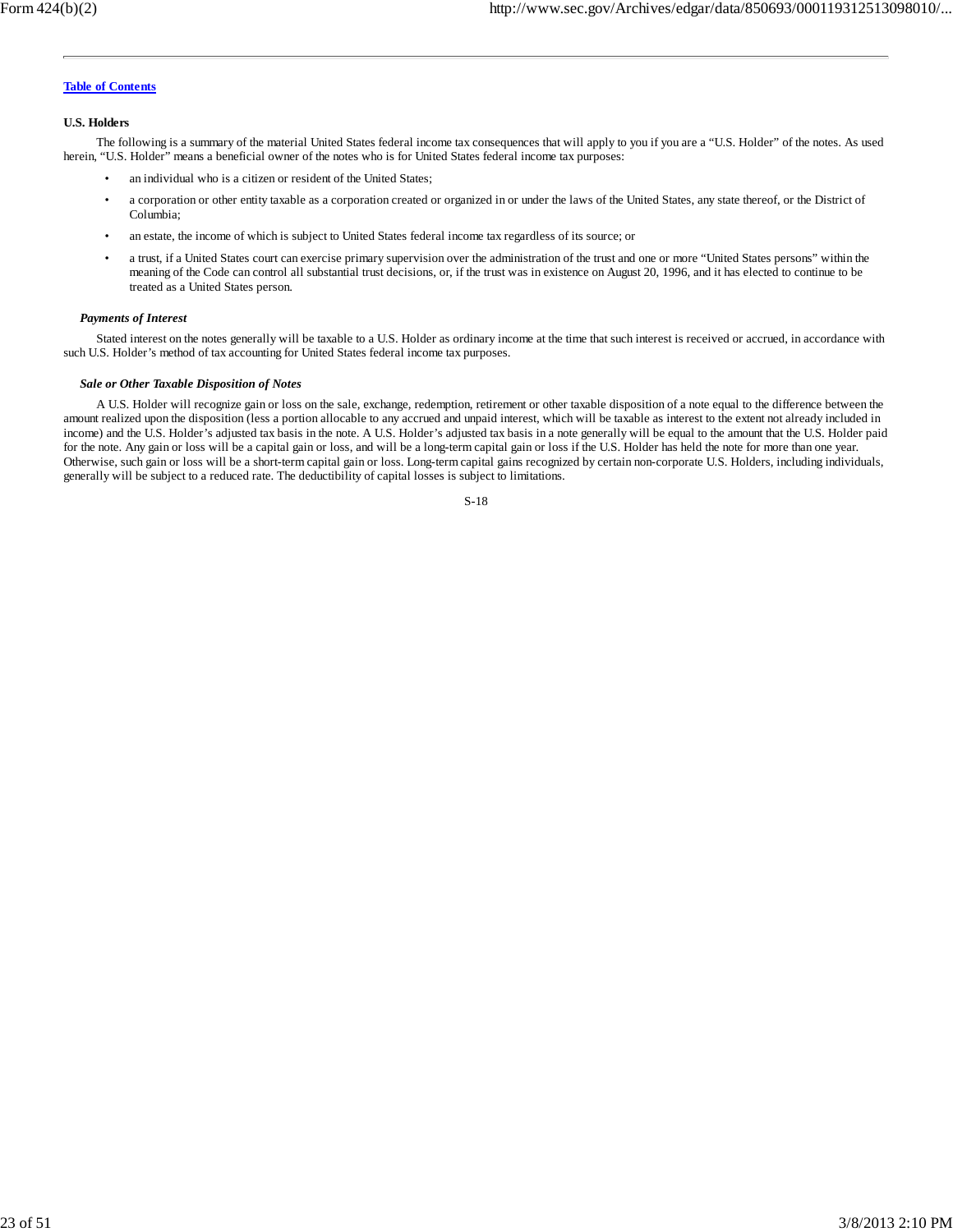**U.S. Holders**

The following is a summary of the material United States federal income tax consequences that will apply to you if you are a "U.S. Holder" of the notes. As used herein, "U.S. Holder" means a beneficial owner of the notes who is for United States federal income tax purposes:

- an individual who is a citizen or resident of the United States;
- a corporation or other entity taxable as a corporation created or organized in or under the laws of the United States, any state thereof, or the District of Columbia;
- an estate, the income of which is subject to United States federal income tax regardless of its source; or
- a trust, if a United States court can exercise primary supervision over the administration of the trust and one or more "United States persons" within the meaning of the Code can control all substantial trust decisions, or, if the trust was in existence on August 20, 1996, and it has elected to continue to be treated as a United States person.

***Payments of Interest***

Stated interest on the notes generally will be taxable to a U.S. Holder as ordinary income at the time that such interest is received or accrued, in accordance with such U.S. Holder's method of tax accounting for United States federal income tax purposes.

***Sale or Other Taxable Disposition of Notes***

A U.S. Holder will recognize gain or loss on the sale, exchange, redemption, retirement or other taxable disposition of a note equal to the difference between the amount realized upon the disposition (less a portion allocable to any accrued and unpaid interest, which will be taxable as interest to the extent not already included in income) and the U.S. Holder's adjusted tax basis in the note. A U.S. Holder's adjusted tax basis in a note generally will be equal to the amount that the U.S. Holder paid for the note. Any gain or loss will be a capital gain or loss, and will be a long-term capital gain or loss if the U.S. Holder has held the note for more than one year. Otherwise, such gain or loss will be a short-term capital gain or loss. Long-term capital gains recognized by certain non-corporate U.S. Holders, including individuals, generally will be subject to a reduced rate. The deductibility of capital losses is subject to limitations.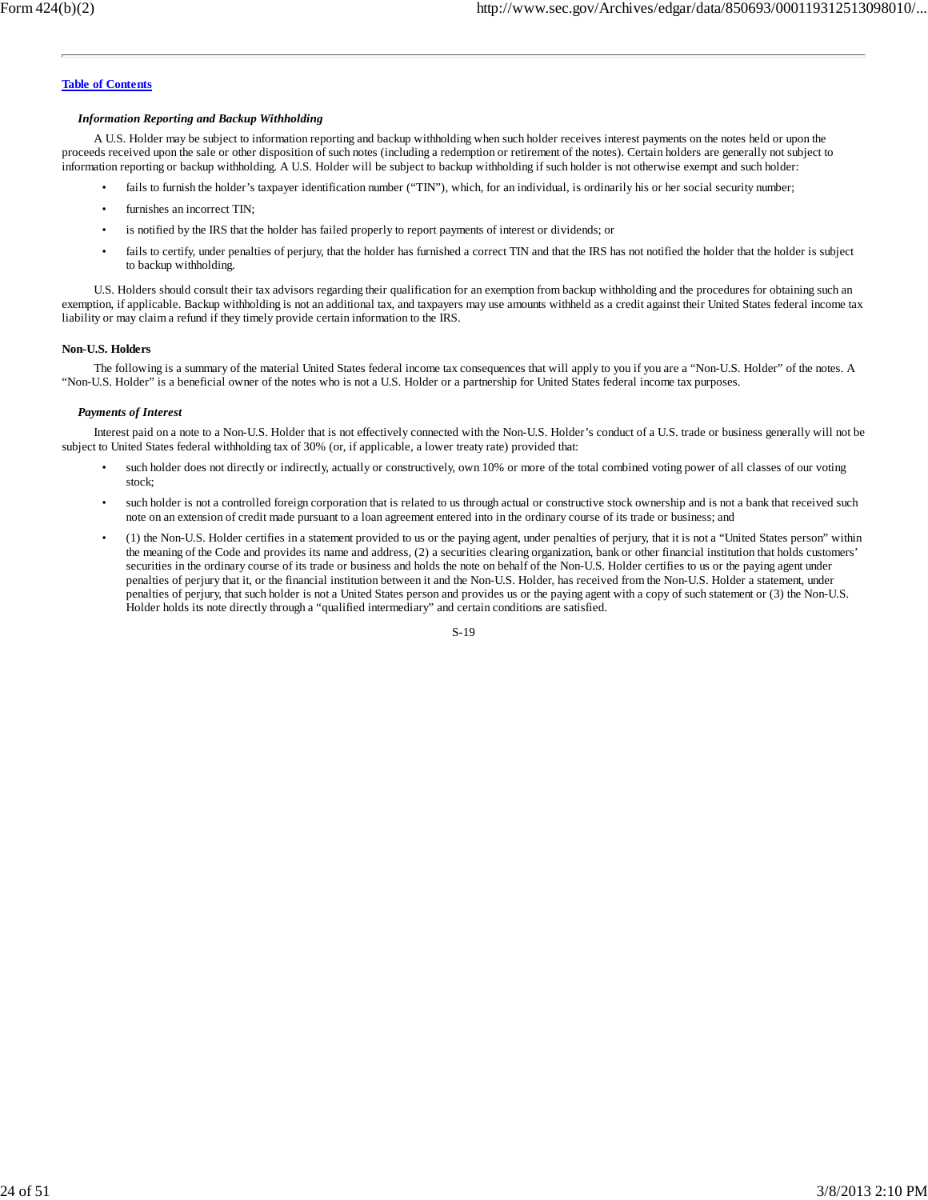### *Information Reporting and Backup Withholding*

A U.S. Holder may be subject to information reporting and backup withholding when such holder receives interest payments on the notes held or upon the proceeds received upon the sale or other disposition of such notes (including a redemption or retirement of the notes). Certain holders are generally not subject to information reporting or backup withholding. A U.S. Holder will be subject to backup withholding if such holder is not otherwise exempt and such holder:

- fails to furnish the holder's taxpayer identification number ("TIN"), which, for an individual, is ordinarily his or her social security number;
- furnishes an incorrect TIN;
- is notified by the IRS that the holder has failed properly to report payments of interest or dividends; or
- fails to certify, under penalties of perjury, that the holder has furnished a correct TIN and that the IRS has not notified the holder that the holder is subject to backup withholding.

U.S. Holders should consult their tax advisors regarding their qualification for an exemption from backup withholding and the procedures for obtaining such an exemption, if applicable. Backup withholding is not an additional tax, and taxpayers may use amounts withheld as a credit against their United States federal income tax liability or may claim a refund if they timely provide certain information to the IRS.

## Non-U.S. Holders

The following is a summary of the material United States federal income tax consequences that will apply to you if you are a "Non-U.S. Holder" of the notes. A "Non-U.S. Holder" is a beneficial owner of the notes who is not a U.S. Holder or a partnership for United States federal income tax purposes.

### *Payments of Interest*

Interest paid on a note to a Non-U.S. Holder that is not effectively connected with the Non-U.S. Holder's conduct of a U.S. trade or business generally will not be subject to United States federal withholding tax of 30% (or, if applicable, a lower treaty rate) provided that:

- such holder does not directly or indirectly, actually or constructively, own 10% or more of the total combined voting power of all classes of our voting stock;
- such holder is not a controlled foreign corporation that is related to us through actual or constructive stock ownership and is not a bank that received such note on an extension of credit made pursuant to a loan agreement entered into in the ordinary course of its trade or business; and
- (1) the Non-U.S. Holder certifies in a statement provided to us or the paying agent, under penalties of perjury, that it is not a "United States person" within the meaning of the Code and provides its name and address, (2) a securities clearing organization, bank or other financial institution that holds customers' securities in the ordinary course of its trade or business and holds the note on behalf of the Non-U.S. Holder certifies to us or the paying agent under penalties of perjury that it, or the financial institution between it and the Non-U.S. Holder, has received from the Non-U.S. Holder a statement, under penalties of perjury, that such holder is not a United States person and provides us or the paying agent with a copy of such statement or (3) the Non-U.S. Holder holds its note directly through a "qualified intermediary" and certain conditions are satisfied.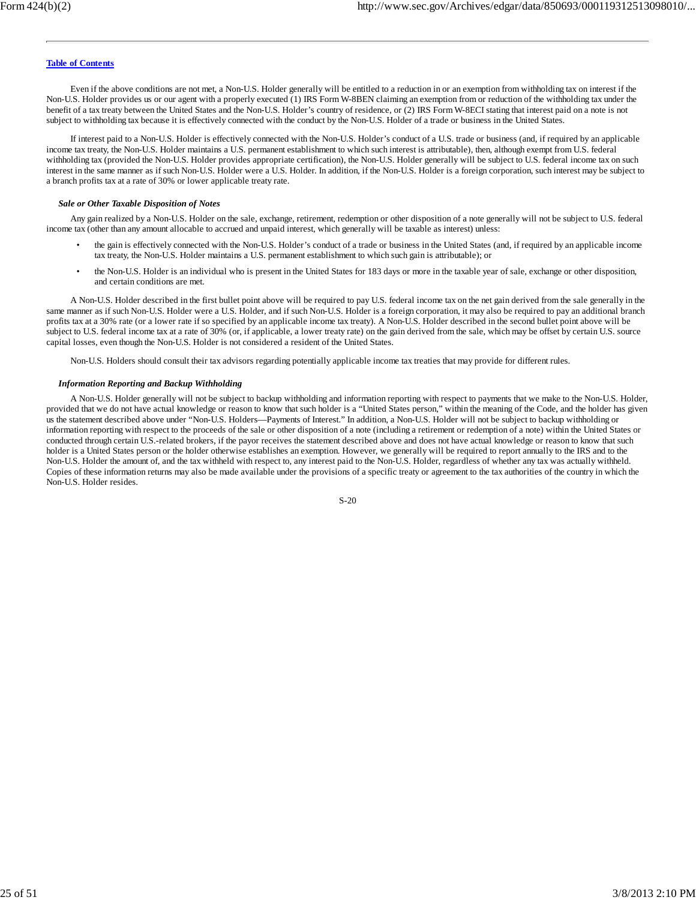Even if the above conditions are not met, a Non-U.S. Holder generally will be entitled to a reduction in or an exemption from withholding tax on interest if the Non-U.S. Holder provides us or our agent with a properly executed (1) IRS Form W-8BEN claiming an exemption from or reduction of the withholding tax under the benefit of a tax treaty between the United States and the Non-U.S. Holder's country of residence, or (2) IRS Form W-8ECI stating that interest paid on a note is not subject to withholding tax because it is effectively connected with the conduct by the Non-U.S. Holder of a trade or business in the United States.

If interest paid to a Non-U.S. Holder is effectively connected with the Non-U.S. Holder's conduct of a U.S. trade or business (and, if required by an applicable income tax treaty, the Non-U.S. Holder maintains a U.S. permanent establishment to which such interest is attributable), then, although exempt from U.S. federal withholding tax (provided the Non-U.S. Holder provides appropriate certification), the Non-U.S. Holder generally will be subject to U.S. federal income tax on such interest in the same manner as if such Non-U.S. Holder were a U.S. Holder. In addition, if the Non-U.S. Holder is a foreign corporation, such interest may be subject to a branch profits tax at a rate of 30% or lower applicable treaty rate.

***Sale or Other Taxable Disposition of Notes***

Any gain realized by a Non-U.S. Holder on the sale, exchange, retirement, redemption or other disposition of a note generally will not be subject to U.S. federal income tax (other than any amount allocable to accrued and unpaid interest, which generally will be taxable as interest) unless:

- the gain is effectively connected with the Non-U.S. Holder's conduct of a trade or business in the United States (and, if required by an applicable income tax treaty, the Non-U.S. Holder maintains a U.S. permanent establishment to which such gain is attributable); or
- the Non-U.S. Holder is an individual who is present in the United States for 183 days or more in the taxable year of sale, exchange or other disposition, and certain conditions are met.

A Non-U.S. Holder described in the first bullet point above will be required to pay U.S. federal income tax on the net gain derived from the sale generally in the same manner as if such Non-U.S. Holder were a U.S. Holder, and if such Non-U.S. Holder is a foreign corporation, it may also be required to pay an additional branch profits tax at a 30% rate (or a lower rate if so specified by an applicable income tax treaty). A Non-U.S. Holder described in the second bullet point above will be subject to U.S. federal income tax at a rate of 30% (or, if applicable, a lower treaty rate) on the gain derived from the sale, which may be offset by certain U.S. source capital losses, even though the Non-U.S. Holder is not considered a resident of the United States.

Non-U.S. Holders should consult their tax advisors regarding potentially applicable income tax treaties that may provide for different rules.

***Information Reporting and Backup Withholding***

A Non-U.S. Holder generally will not be subject to backup withholding and information reporting with respect to payments that we make to the Non-U.S. Holder, provided that we do not have actual knowledge or reason to know that such holder is a "United States person," within the meaning of the Code, and the holder has given us the statement described above under "Non-U.S. Holders—Payments of Interest." In addition, a Non-U.S. Holder will not be subject to backup withholding or information reporting with respect to the proceeds of the sale or other disposition of a note (including a retirement or redemption of a note) within the United States or conducted through certain U.S.-related brokers, if the payor receives the statement described above and does not have actual knowledge or reason to know that such holder is a United States person or the holder otherwise establishes an exemption. However, we generally will be required to report annually to the IRS and to the Non-U.S. Holder the amount of, and the tax withheld with respect to, any interest paid to the Non-U.S. Holder, regardless of whether any tax was actually withheld. Copies of these information returns may also be made available under the provisions of a specific treaty or agreement to the tax authorities of the country in which the Non-U.S. Holder resides.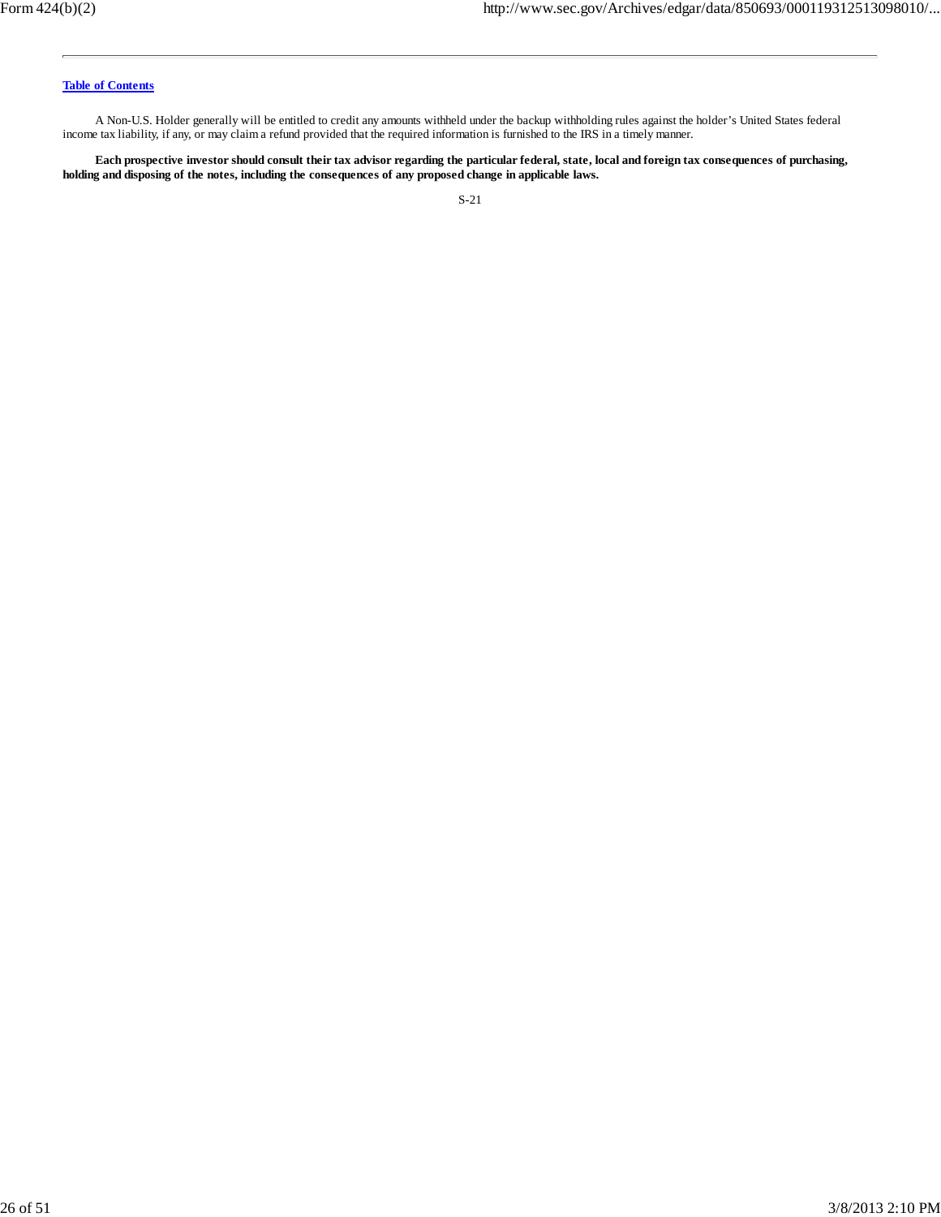A Non-U.S. Holder generally will be entitled to credit any amounts withheld under the backup withholding rules against the holder's United States federal income tax liability, if any, or may claim a refund provided that the required information is furnished to the IRS in a timely manner.

**Each prospective investor should consult their tax advisor regarding the particular federal, state, local and foreign tax consequences of purchasing, holding and disposing of the notes, including the consequences of any proposed change in applicable laws.**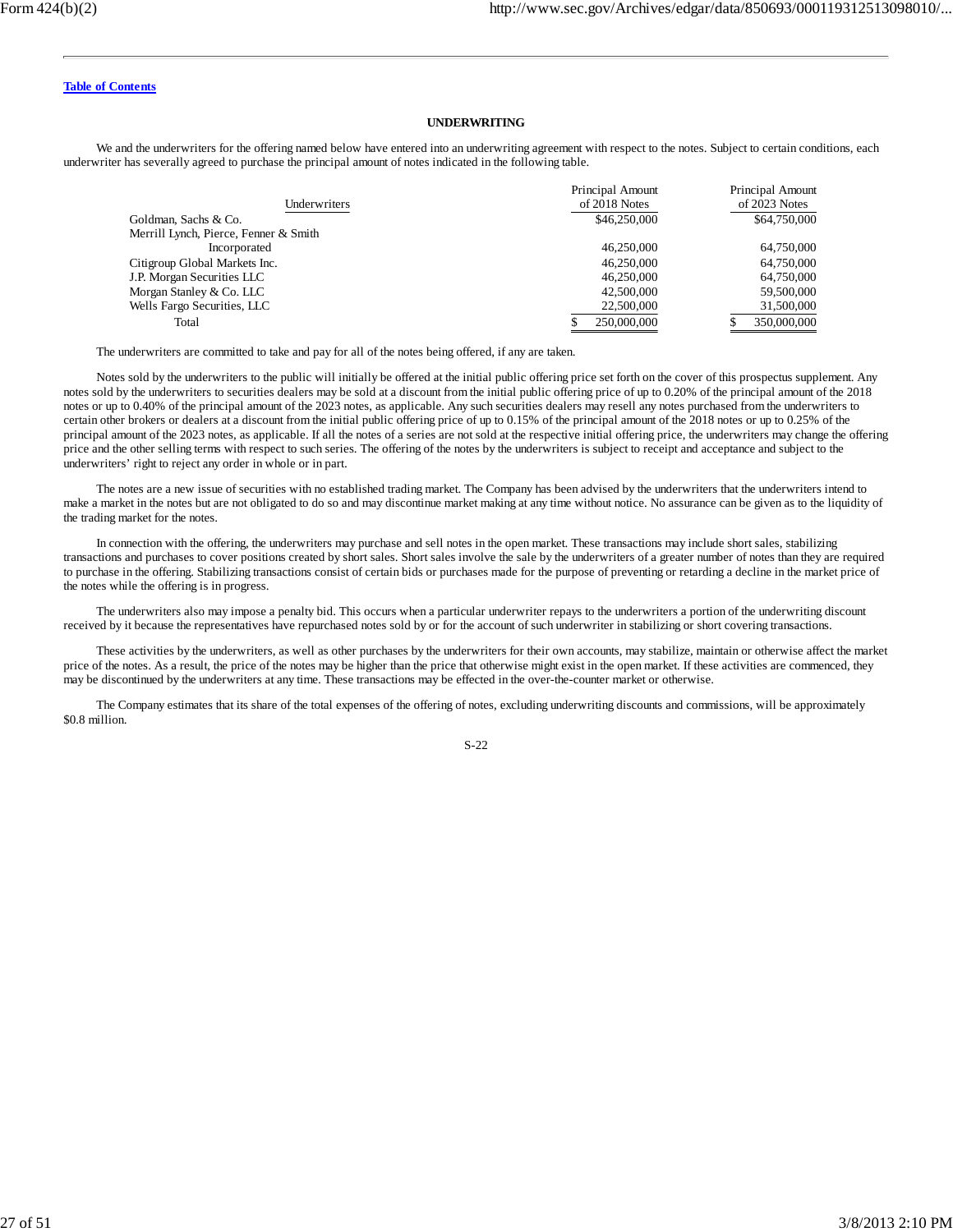[Table of Contents](#)

## UNDERWRITING

We and the underwriters for the offering named below have entered into an underwriting agreement with respect to the notes. Subject to certain conditions, each underwriter has severally agreed to purchase the principal amount of notes indicated in the following table.

| Underwriters | Principal Amount of 2018 Notes | Principal Amount of 2023 Notes |
|---|---|---|
| Goldman, Sachs & Co. | $46,250,000 | $64,750,000 |
| Merrill Lynch, Pierce, Fenner & Smith Incorporated | 46,250,000 | 64,750,000 |
| Citigroup Global Markets Inc. | 46,250,000 | 64,750,000 |
| J.P. Morgan Securities LLC | 46,250,000 | 64,750,000 |
| Morgan Stanley & Co. LLC | 42,500,000 | 59,500,000 |
| Wells Fargo Securities, LLC | 22,500,000 | 31,500,000 |
| Total | $ 250,000,000 | $ 350,000,000 |

The underwriters are committed to take and pay for all of the notes being offered, if any are taken.

Notes sold by the underwriters to the public will initially be offered at the initial public offering price set forth on the cover of this prospectus supplement. Any notes sold by the underwriters to securities dealers may be sold at a discount from the initial public offering price of up to 0.20% of the principal amount of the 2018 notes or up to 0.40% of the principal amount of the 2023 notes, as applicable. Any such securities dealers may resell any notes purchased from the underwriters to certain other brokers or dealers at a discount from the initial public offering price of up to 0.15% of the principal amount of the 2018 notes or up to 0.25% of the principal amount of the 2023 notes, as applicable. If all the notes of a series are not sold at the respective initial offering price, the underwriters may change the offering price and the other selling terms with respect to such series. The offering of the notes by the underwriters is subject to receipt and acceptance and subject to the underwriters' right to reject any order in whole or in part.

The notes are a new issue of securities with no established trading market. The Company has been advised by the underwriters that the underwriters intend to make a market in the notes but are not obligated to do so and may discontinue market making at any time without notice. No assurance can be given as to the liquidity of the trading market for the notes.

In connection with the offering, the underwriters may purchase and sell notes in the open market. These transactions may include short sales, stabilizing transactions and purchases to cover positions created by short sales. Short sales involve the sale by the underwriters of a greater number of notes than they are required to purchase in the offering. Stabilizing transactions consist of certain bids or purchases made for the purpose of preventing or retarding a decline in the market price of the notes while the offering is in progress.

The underwriters also may impose a penalty bid. This occurs when a particular underwriter repays to the underwriters a portion of the underwriting discount received by it because the representatives have repurchased notes sold by or for the account of such underwriter in stabilizing or short covering transactions.

These activities by the underwriters, as well as other purchases by the underwriters for their own accounts, may stabilize, maintain or otherwise affect the market price of the notes. As a result, the price of the notes may be higher than the price that otherwise might exist in the open market. If these activities are commenced, they may be discontinued by the underwriters at any time. These transactions may be effected in the over-the-counter market or otherwise.

The Company estimates that its share of the total expenses of the offering of notes, excluding underwriting discounts and commissions, will be approximately $0.8 million.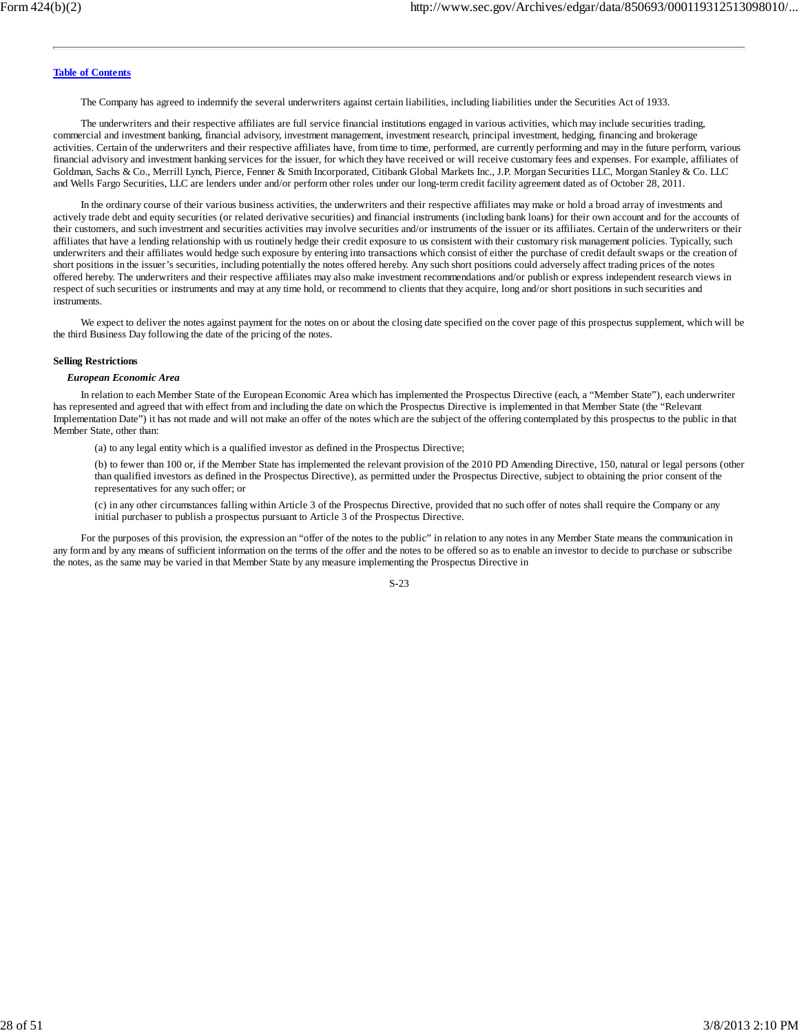[Table of Contents](#)

The Company has agreed to indemnify the several underwriters against certain liabilities, including liabilities under the Securities Act of 1933.

The underwriters and their respective affiliates are full service financial institutions engaged in various activities, which may include securities trading, commercial and investment banking, financial advisory, investment management, investment research, principal investment, hedging, financing and brokerage activities. Certain of the underwriters and their respective affiliates have, from time to time, performed, are currently performing and may in the future perform, various financial advisory and investment banking services for the issuer, for which they have received or will receive customary fees and expenses. For example, affiliates of Goldman, Sachs & Co., Merrill Lynch, Pierce, Fenner & Smith Incorporated, Citibank Global Markets Inc., J.P. Morgan Securities LLC, Morgan Stanley & Co. LLC and Wells Fargo Securities, LLC are lenders under and/or perform other roles under our long-term credit facility agreement dated as of October 28, 2011.

In the ordinary course of their various business activities, the underwriters and their respective affiliates may make or hold a broad array of investments and actively trade debt and equity securities (or related derivative securities) and financial instruments (including bank loans) for their own account and for the accounts of their customers, and such investment and securities activities may involve securities and/or instruments of the issuer or its affiliates. Certain of the underwriters or their affiliates that have a lending relationship with us routinely hedge their credit exposure to us consistent with their customary risk management policies. Typically, such underwriters and their affiliates would hedge such exposure by entering into transactions which consist of either the purchase of credit default swaps or the creation of short positions in the issuer's securities, including potentially the notes offered hereby. Any such short positions could adversely affect trading prices of the notes offered hereby. The underwriters and their respective affiliates may also make investment recommendations and/or publish or express independent research views in respect of such securities or instruments and may at any time hold, or recommend to clients that they acquire, long and/or short positions in such securities and instruments.

We expect to deliver the notes against payment for the notes on or about the closing date specified on the cover page of this prospectus supplement, which will be the third Business Day following the date of the pricing of the notes.

**Selling Restrictions**

***European Economic Area***

In relation to each Member State of the European Economic Area which has implemented the Prospectus Directive (each, a "Member State"), each underwriter has represented and agreed that with effect from and including the date on which the Prospectus Directive is implemented in that Member State (the "Relevant Implementation Date") it has not made and will not make an offer of the notes which are the subject of the offering contemplated by this prospectus to the public in that Member State, other than:

(a) to any legal entity which is a qualified investor as defined in the Prospectus Directive;

(b) to fewer than 100 or, if the Member State has implemented the relevant provision of the 2010 PD Amending Directive, 150, natural or legal persons (other than qualified investors as defined in the Prospectus Directive), as permitted under the Prospectus Directive, subject to obtaining the prior consent of the representatives for any such offer; or

(c) in any other circumstances falling within Article 3 of the Prospectus Directive, provided that no such offer of notes shall require the Company or any initial purchaser to publish a prospectus pursuant to Article 3 of the Prospectus Directive.

For the purposes of this provision, the expression an "offer of the notes to the public" in relation to any notes in any Member State means the communication in any form and by any means of sufficient information on the terms of the offer and the notes to be offered so as to enable an investor to decide to purchase or subscribe the notes, as the same may be varied in that Member State by any measure implementing the Prospectus Directive in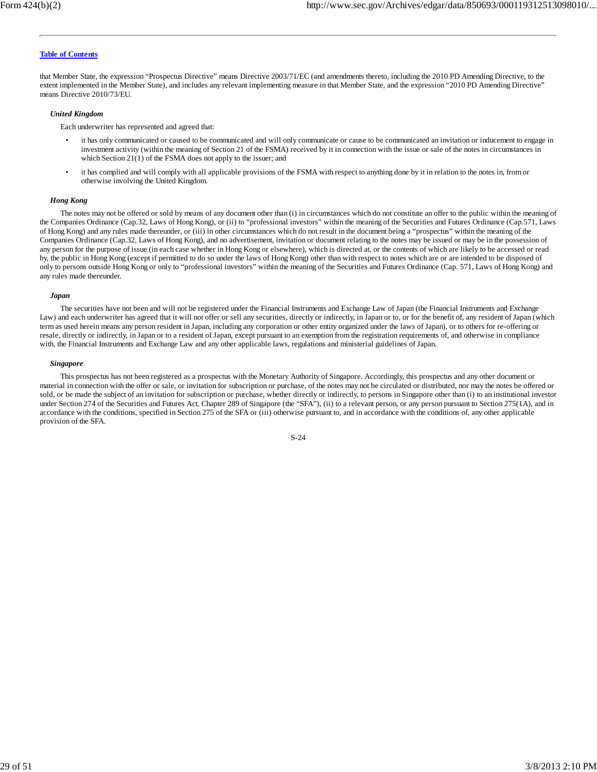that Member State, the expression "Prospectus Directive" means Directive 2003/71/EC (and amendments thereto, including the 2010 PD Amending Directive, to the extent implemented in the Member State), and includes any relevant implementing measure in that Member State, and the expression "2010 PD Amending Directive" means Directive 2010/73/EU.

***United Kingdom***

Each underwriter has represented and agreed that:

- it has only communicated or caused to be communicated and will only communicate or cause to be communicated an invitation or inducement to engage in investment activity (within the meaning of Section 21 of the FSMA) received by it in connection with the issue or sale of the notes in circumstances in which Section 21(1) of the FSMA does not apply to the issuer; and
- it has complied and will comply with all applicable provisions of the FSMA with respect to anything done by it in relation to the notes in, from or otherwise involving the United Kingdom.

***Hong Kong***

The notes may not be offered or sold by means of any document other than (i) in circumstances which do not constitute an offer to the public within the meaning of the Companies Ordinance (Cap.32, Laws of Hong Kong), or (ii) to "professional investors" within the meaning of the Securities and Futures Ordinance (Cap.571, Laws of Hong Kong) and any rules made thereunder, or (iii) in other circumstances which do not result in the document being a "prospectus" within the meaning of the Companies Ordinance (Cap.32, Laws of Hong Kong), and no advertisement, invitation or document relating to the notes may be issued or may be in the possession of any person for the purpose of issue (in each case whether in Hong Kong or elsewhere), which is directed at, or the contents of which are likely to be accessed or read by, the public in Hong Kong (except if permitted to do so under the laws of Hong Kong) other than with respect to notes which are or are intended to be disposed of only to persons outside Hong Kong or only to "professional investors" within the meaning of the Securities and Futures Ordinance (Cap. 571, Laws of Hong Kong) and any rules made thereunder.

***Japan***

The securities have not been and will not be registered under the Financial Instruments and Exchange Law of Japan (the Financial Instruments and Exchange Law) and each underwriter has agreed that it will not offer or sell any securities, directly or indirectly, in Japan or to, or for the benefit of, any resident of Japan (which term as used herein means any person resident in Japan, including any corporation or other entity organized under the laws of Japan), or to others for re-offering or resale, directly or indirectly, in Japan or to a resident of Japan, except pursuant to an exemption from the registration requirements of, and otherwise in compliance with, the Financial Instruments and Exchange Law and any other applicable laws, regulations and ministerial guidelines of Japan.

***Singapore***

This prospectus has not been registered as a prospectus with the Monetary Authority of Singapore. Accordingly, this prospectus and any other document or material in connection with the offer or sale, or invitation for subscription or purchase, of the notes may not be circulated or distributed, nor may the notes be offered or sold, or be made the subject of an invitation for subscription or purchase, whether directly or indirectly, to persons in Singapore other than (i) to an institutional investor under Section 274 of the Securities and Futures Act, Chapter 289 of Singapore (the "SFA"), (ii) to a relevant person, or any person pursuant to Section 275(1A), and in accordance with the conditions, specified in Section 275 of the SFA or (iii) otherwise pursuant to, and in accordance with the conditions of, any other applicable provision of the SFA.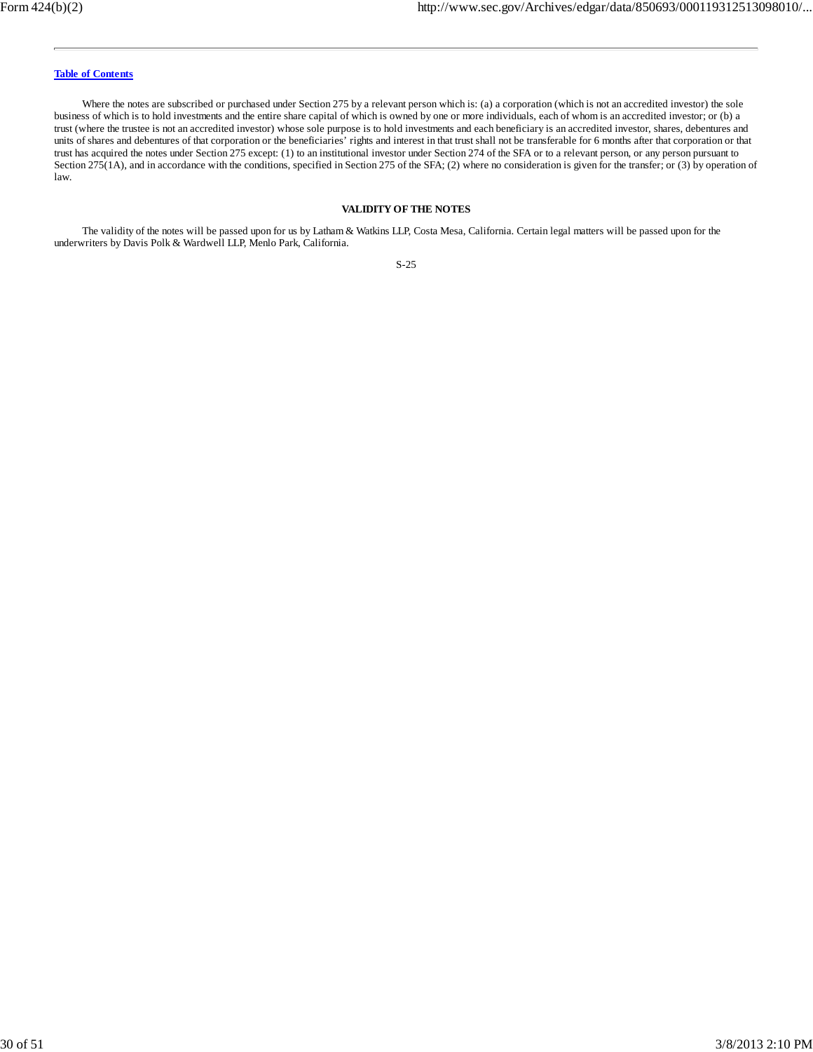Where the notes are subscribed or purchased under Section 275 by a relevant person which is: (a) a corporation (which is not an accredited investor) the sole business of which is to hold investments and the entire share capital of which is owned by one or more individuals, each of whom is an accredited investor; or (b) a trust (where the trustee is not an accredited investor) whose sole purpose is to hold investments and each beneficiary is an accredited investor, shares, debentures and units of shares and debentures of that corporation or the beneficiaries' rights and interest in that trust shall not be transferable for 6 months after that corporation or that trust has acquired the notes under Section 275 except: (1) to an institutional investor under Section 274 of the SFA or to a relevant person, or any person pursuant to Section 275(1A), and in accordance with the conditions, specified in Section 275 of the SFA; (2) where no consideration is given for the transfer; or (3) by operation of law.

## VALIDITY OF THE NOTES

The validity of the notes will be passed upon for us by Latham & Watkins LLP, Costa Mesa, California. Certain legal matters will be passed upon for the underwriters by Davis Polk & Wardwell LLP, Menlo Park, California.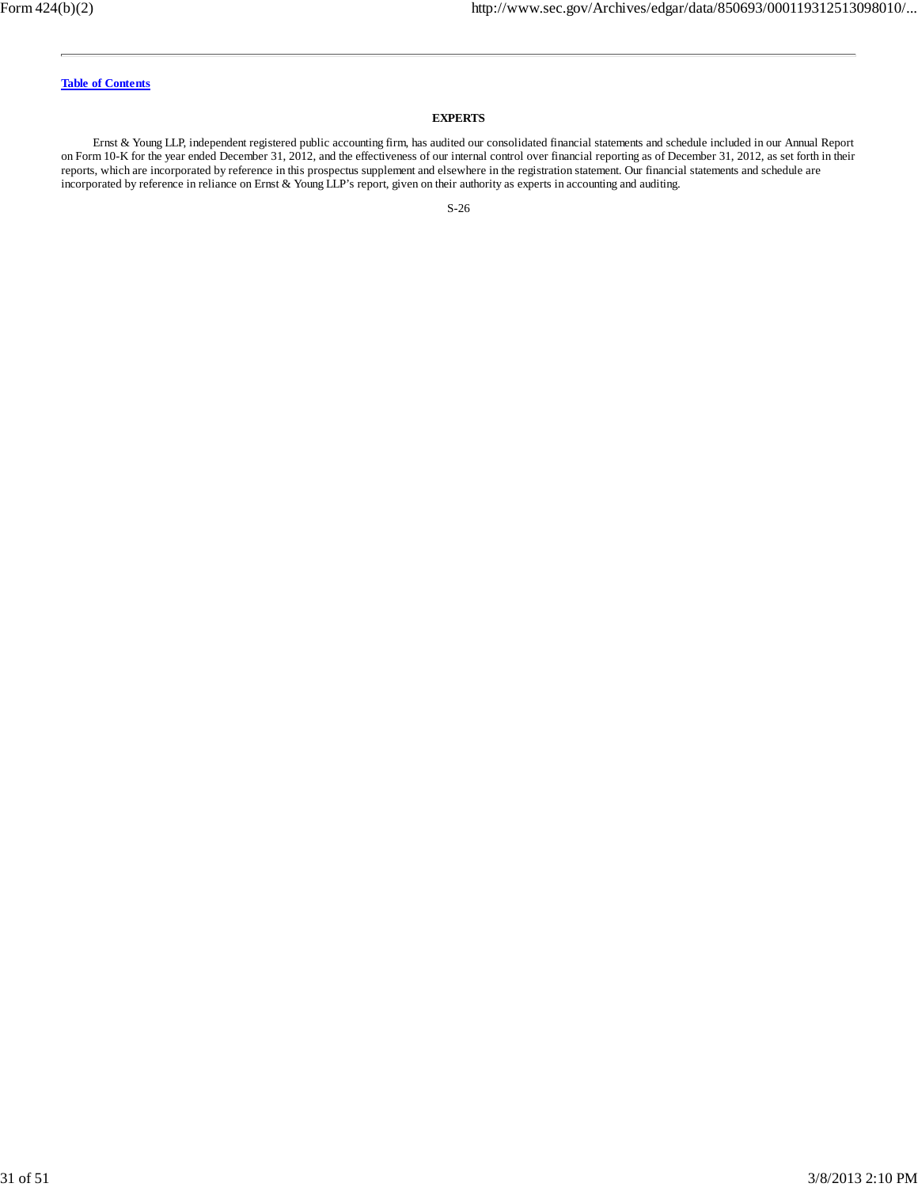[Table of Contents](#)

## EXPERTS

Ernst & Young LLP, independent registered public accounting firm, has audited our consolidated financial statements and schedule included in our Annual Report on Form 10-K for the year ended December 31, 2012, and the effectiveness of our internal control over financial reporting as of December 31, 2012, as set forth in their reports, which are incorporated by reference in this prospectus supplement and elsewhere in the registration statement. Our financial statements and schedule are incorporated by reference in reliance on Ernst & Young LLP's report, given on their authority as experts in accounting and auditing.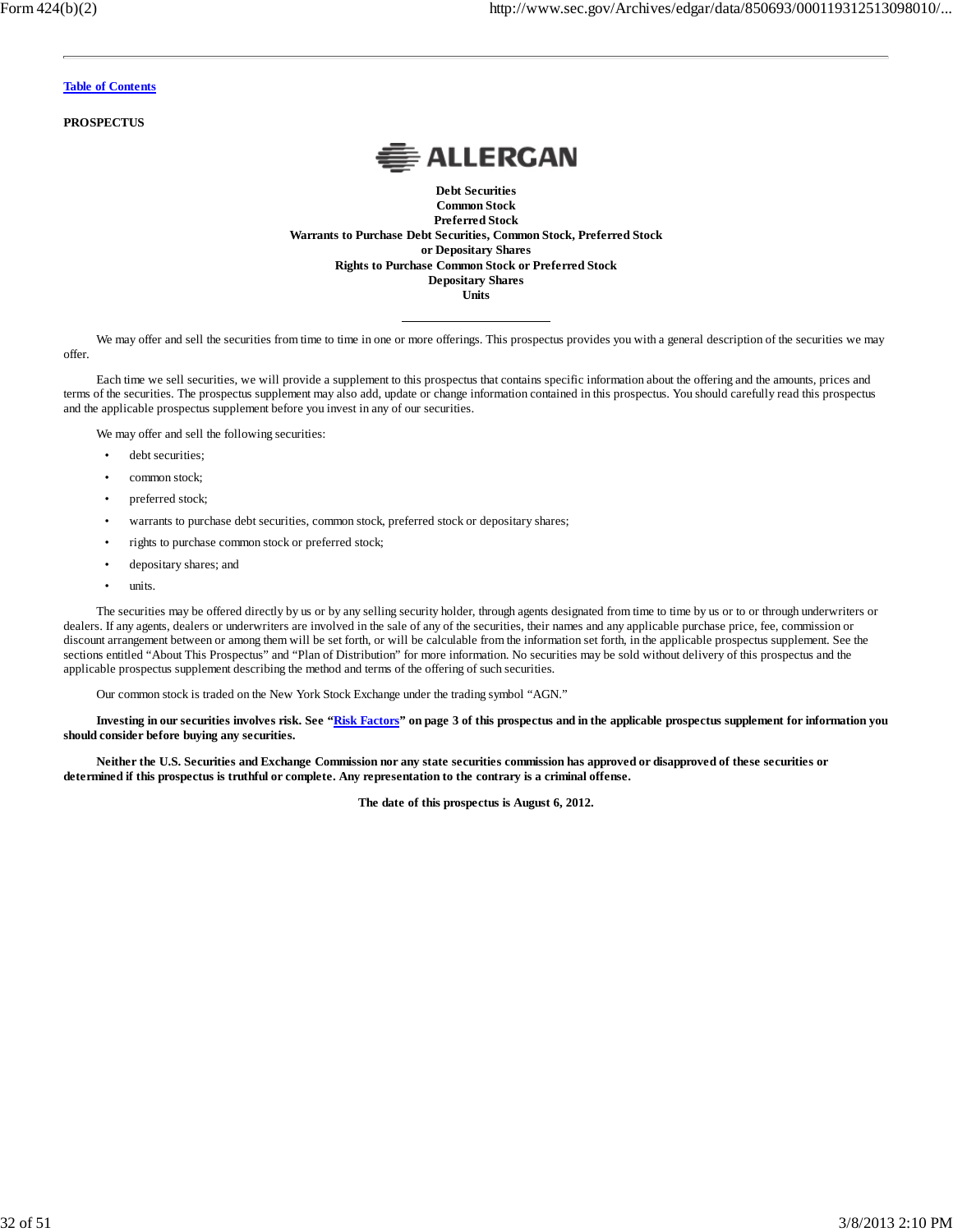[Table of Contents](#)

**PROSPECTUS**

**ALLERGAN**

**Debt Securities**
**Common Stock**
**Preferred Stock**
**Warrants to Purchase Debt Securities, Common Stock, Preferred Stock or Depositary Shares**
**Rights to Purchase Common Stock or Preferred Stock**
**Depositary Shares**
**Units**

---

We may offer and sell the securities from time to time in one or more offerings. This prospectus provides you with a general description of the securities we may offer.

Each time we sell securities, we will provide a supplement to this prospectus that contains specific information about the offering and the amounts, prices and terms of the securities. The prospectus supplement may also add, update or change information contained in this prospectus. You should carefully read this prospectus and the applicable prospectus supplement before you invest in any of our securities.

We may offer and sell the following securities:

- debt securities;
- common stock;
- preferred stock;
- warrants to purchase debt securities, common stock, preferred stock or depositary shares;
- rights to purchase common stock or preferred stock;
- depositary shares; and
- units.

The securities may be offered directly by us or by any selling security holder, through agents designated from time to time by us or to or through underwriters or dealers. If any agents, dealers or underwriters are involved in the sale of any of the securities, their names and any applicable purchase price, fee, commission or discount arrangement between or among them will be set forth, or will be calculable from the information set forth, in the applicable prospectus supplement. See the sections entitled "About This Prospectus" and "Plan of Distribution" for more information. No securities may be sold without delivery of this prospectus and the applicable prospectus supplement describing the method and terms of the offering of such securities.

Our common stock is traded on the New York Stock Exchange under the trading symbol "AGN."

**Investing in our securities involves risk. See "[Risk Factors](#)" on page 3 of this prospectus and in the applicable prospectus supplement for information you should consider before buying any securities.**

**Neither the U.S. Securities and Exchange Commission nor any state securities commission has approved or disapproved of these securities or determined if this prospectus is truthful or complete. Any representation to the contrary is a criminal offense.**

**The date of this prospectus is August 6, 2012.**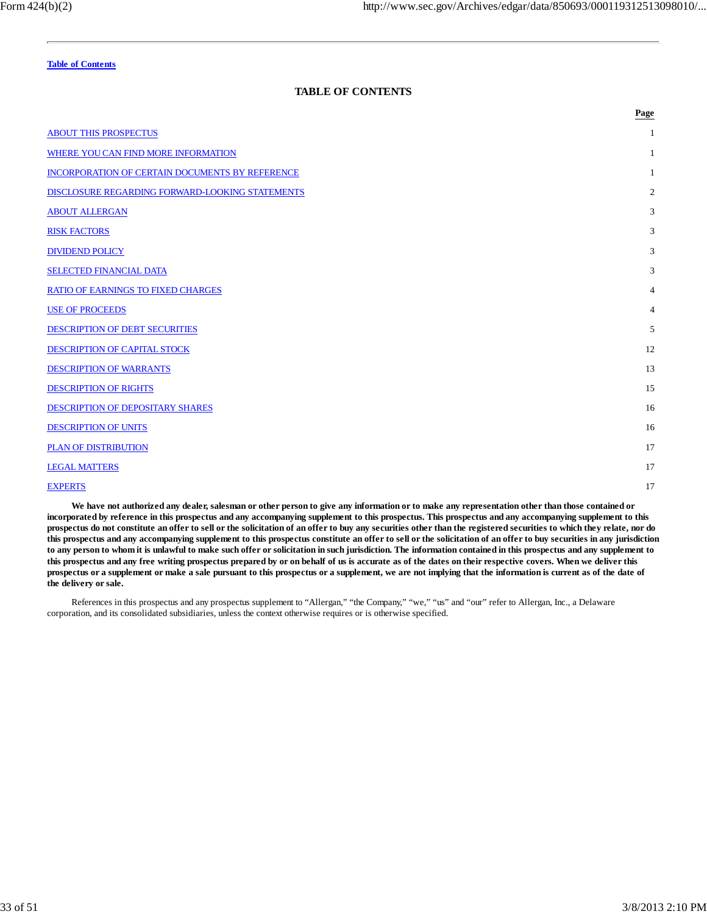Table of Contents

## TABLE OF CONTENTS

| | Page |
|---|---|
| ABOUT THIS PROSPECTUS | 1 |
| WHERE YOU CAN FIND MORE INFORMATION | 1 |
| INCORPORATION OF CERTAIN DOCUMENTS BY REFERENCE | 1 |
| DISCLOSURE REGARDING FORWARD-LOOKING STATEMENTS | 2 |
| ABOUT ALLERGAN | 3 |
| RISK FACTORS | 3 |
| DIVIDEND POLICY | 3 |
| SELECTED FINANCIAL DATA | 3 |
| RATIO OF EARNINGS TO FIXED CHARGES | 4 |
| USE OF PROCEEDS | 4 |
| DESCRIPTION OF DEBT SECURITIES | 5 |
| DESCRIPTION OF CAPITAL STOCK | 12 |
| DESCRIPTION OF WARRANTS | 13 |
| DESCRIPTION OF RIGHTS | 15 |
| DESCRIPTION OF DEPOSITARY SHARES | 16 |
| DESCRIPTION OF UNITS | 16 |
| PLAN OF DISTRIBUTION | 17 |
| LEGAL MATTERS | 17 |
| EXPERTS | 17 |

**We have not authorized any dealer, salesman or other person to give any information or to make any representation other than those contained or incorporated by reference in this prospectus and any accompanying supplement to this prospectus. This prospectus and any accompanying supplement to this prospectus do not constitute an offer to sell or the solicitation of an offer to buy any securities other than the registered securities to which they relate, nor do this prospectus and any accompanying supplement to this prospectus constitute an offer to sell or the solicitation of an offer to buy securities in any jurisdiction to any person to whom it is unlawful to make such offer or solicitation in such jurisdiction. The information contained in this prospectus and any supplement to this prospectus and any free writing prospectus prepared by or on behalf of us is accurate as of the dates on their respective covers. When we deliver this prospectus or a supplement or make a sale pursuant to this prospectus or a supplement, we are not implying that the information is current as of the date of the delivery or sale.**

References in this prospectus and any prospectus supplement to "Allergan," "the Company," "we," "us" and "our" refer to Allergan, Inc., a Delaware corporation, and its consolidated subsidiaries, unless the context otherwise requires or is otherwise specified.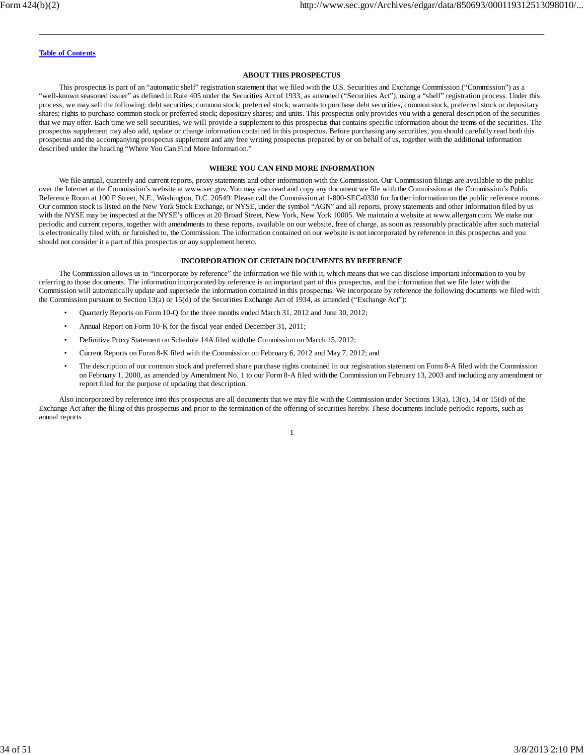[Table of Contents](#)

## ABOUT THIS PROSPECTUS

This prospectus is part of an "automatic shelf" registration statement that we filed with the U.S. Securities and Exchange Commission ("Commission") as a "well-known seasoned issuer" as defined in Rule 405 under the Securities Act of 1933, as amended ("Securities Act"), using a "shelf" registration process. Under this process, we may sell the following: debt securities; common stock; preferred stock; warrants to purchase debt securities, common stock, preferred stock or depositary shares; rights to purchase common stock or preferred stock; depositary shares; and units. This prospectus only provides you with a general description of the securities that we may offer. Each time we sell securities, we will provide a supplement to this prospectus that contains specific information about the terms of the securities. The prospectus supplement may also add, update or change information contained in this prospectus. Before purchasing any securities, you should carefully read both this prospectus and the accompanying prospectus supplement and any free writing prospectus prepared by or on behalf of us, together with the additional information described under the heading "Where You Can Find More Information."

## WHERE YOU CAN FIND MORE INFORMATION

We file annual, quarterly and current reports, proxy statements and other information with the Commission. Our Commission filings are available to the public over the Internet at the Commission's website at www.sec.gov. You may also read and copy any document we file with the Commission at the Commission's Public Reference Room at 100 F Street, N.E., Washington, D.C. 20549. Please call the Commission at 1-800-SEC-0330 for further information on the public reference rooms. Our common stock is listed on the New York Stock Exchange, or NYSE, under the symbol "AGN" and all reports, proxy statements and other information filed by us with the NYSE may be inspected at the NYSE's offices at 20 Broad Street, New York, New York 10005. We maintain a website at www.allergan.com. We make our periodic and current reports, together with amendments to these reports, available on our website, free of charge, as soon as reasonably practicable after such material is electronically filed with, or furnished to, the Commission. The information contained on our website is not incorporated by reference in this prospectus and you should not consider it a part of this prospectus or any supplement hereto.

## INCORPORATION OF CERTAIN DOCUMENTS BY REFERENCE

The Commission allows us to "incorporate by reference" the information we file with it, which means that we can disclose important information to you by referring to those documents. The information incorporated by reference is an important part of this prospectus, and the information that we file later with the Commission will automatically update and supersede the information contained in this prospectus. We incorporate by reference the following documents we filed with the Commission pursuant to Section 13(a) or 15(d) of the Securities Exchange Act of 1934, as amended ("Exchange Act"):

- Quarterly Reports on Form 10-Q for the three months ended March 31, 2012 and June 30, 2012;
- Annual Report on Form 10-K for the fiscal year ended December 31, 2011;
- Definitive Proxy Statement on Schedule 14A filed with the Commission on March 15, 2012;
- Current Reports on Form 8-K filed with the Commission on February 6, 2012 and May 7, 2012; and
- The description of our common stock and preferred share purchase rights contained in our registration statement on Form 8-A filed with the Commission on February 1, 2000, as amended by Amendment No. 1 to our Form 8-A filed with the Commission on February 13, 2003 and including any amendment or report filed for the purpose of updating that description.

Also incorporated by reference into this prospectus are all documents that we may file with the Commission under Sections 13(a), 13(c), 14 or 15(d) of the Exchange Act after the filing of this prospectus and prior to the termination of the offering of securities hereby. These documents include periodic reports, such as annual reports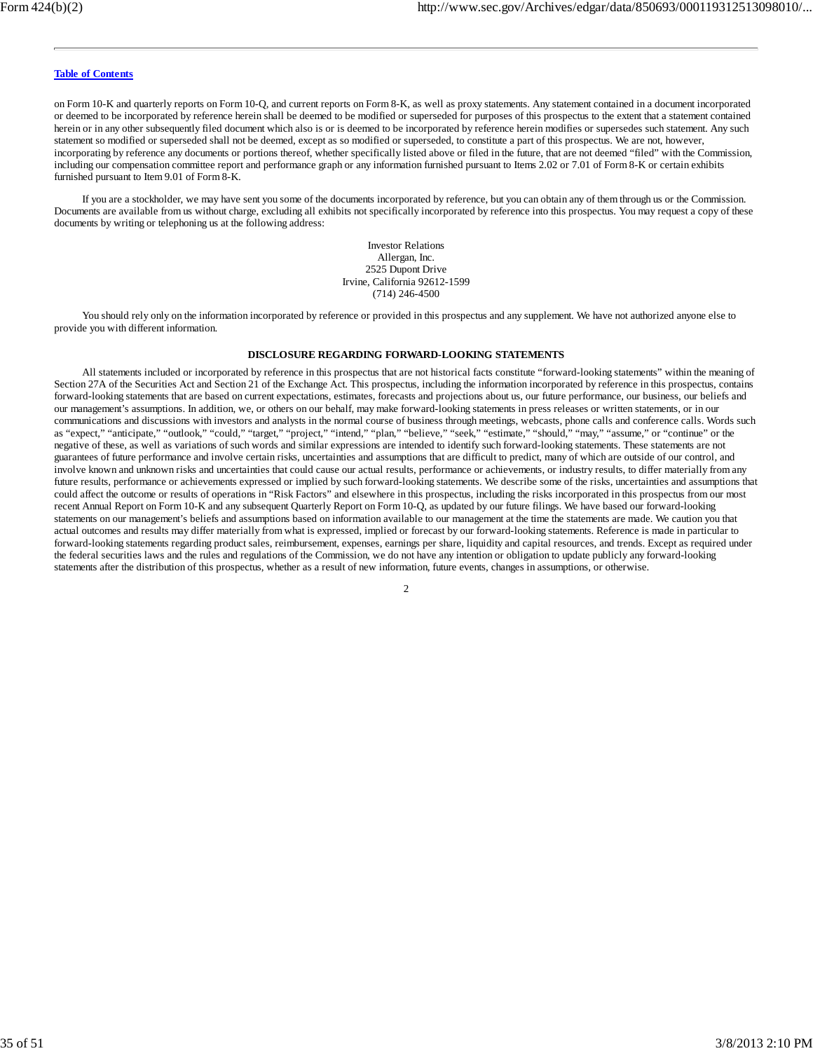on Form 10-K and quarterly reports on Form 10-Q, and current reports on Form 8-K, as well as proxy statements. Any statement contained in a document incorporated or deemed to be incorporated by reference herein shall be deemed to be modified or superseded for purposes of this prospectus to the extent that a statement contained herein or in any other subsequently filed document which also is or is deemed to be incorporated by reference herein modifies or supersedes such statement. Any such statement so modified or superseded shall not be deemed, except as so modified or superseded, to constitute a part of this prospectus. We are not, however, incorporating by reference any documents or portions thereof, whether specifically listed above or filed in the future, that are not deemed "filed" with the Commission, including our compensation committee report and performance graph or any information furnished pursuant to Items 2.02 or 7.01 of Form 8-K or certain exhibits furnished pursuant to Item 9.01 of Form 8-K.

If you are a stockholder, we may have sent you some of the documents incorporated by reference, but you can obtain any of them through us or the Commission. Documents are available from us without charge, excluding all exhibits not specifically incorporated by reference into this prospectus. You may request a copy of these documents by writing or telephoning us at the following address:

Investor Relations
Allergan, Inc.
2525 Dupont Drive
Irvine, California 92612-1599
(714) 246-4500

You should rely only on the information incorporated by reference or provided in this prospectus and any supplement. We have not authorized anyone else to provide you with different information.

## DISCLOSURE REGARDING FORWARD-LOOKING STATEMENTS

All statements included or incorporated by reference in this prospectus that are not historical facts constitute "forward-looking statements" within the meaning of Section 27A of the Securities Act and Section 21 of the Exchange Act. This prospectus, including the information incorporated by reference in this prospectus, contains forward-looking statements that are based on current expectations, estimates, forecasts and projections about us, our future performance, our business, our beliefs and our management's assumptions. In addition, we, or others on our behalf, may make forward-looking statements in press releases or written statements, or in our communications and discussions with investors and analysts in the normal course of business through meetings, webcasts, phone calls and conference calls. Words such as "expect," "anticipate," "outlook," "could," "target," "project," "intend," "plan," "believe," "seek," "estimate," "should," "may," "assume," or "continue" or the negative of these, as well as variations of such words and similar expressions are intended to identify such forward-looking statements. These statements are not guarantees of future performance and involve certain risks, uncertainties and assumptions that are difficult to predict, many of which are outside of our control, and involve known and unknown risks and uncertainties that could cause our actual results, performance or achievements, or industry results, to differ materially from any future results, performance or achievements expressed or implied by such forward-looking statements. We describe some of the risks, uncertainties and assumptions that could affect the outcome or results of operations in "Risk Factors" and elsewhere in this prospectus, including the risks incorporated in this prospectus from our most recent Annual Report on Form 10-K and any subsequent Quarterly Report on Form 10-Q, as updated by our future filings. We have based our forward-looking statements on our management's beliefs and assumptions based on information available to our management at the time the statements are made. We caution you that actual outcomes and results may differ materially from what is expressed, implied or forecast by our forward-looking statements. Reference is made in particular to forward-looking statements regarding product sales, reimbursement, expenses, earnings per share, liquidity and capital resources, and trends. Except as required under the federal securities laws and the rules and regulations of the Commission, we do not have any intention or obligation to update publicly any forward-looking statements after the distribution of this prospectus, whether as a result of new information, future events, changes in assumptions, or otherwise.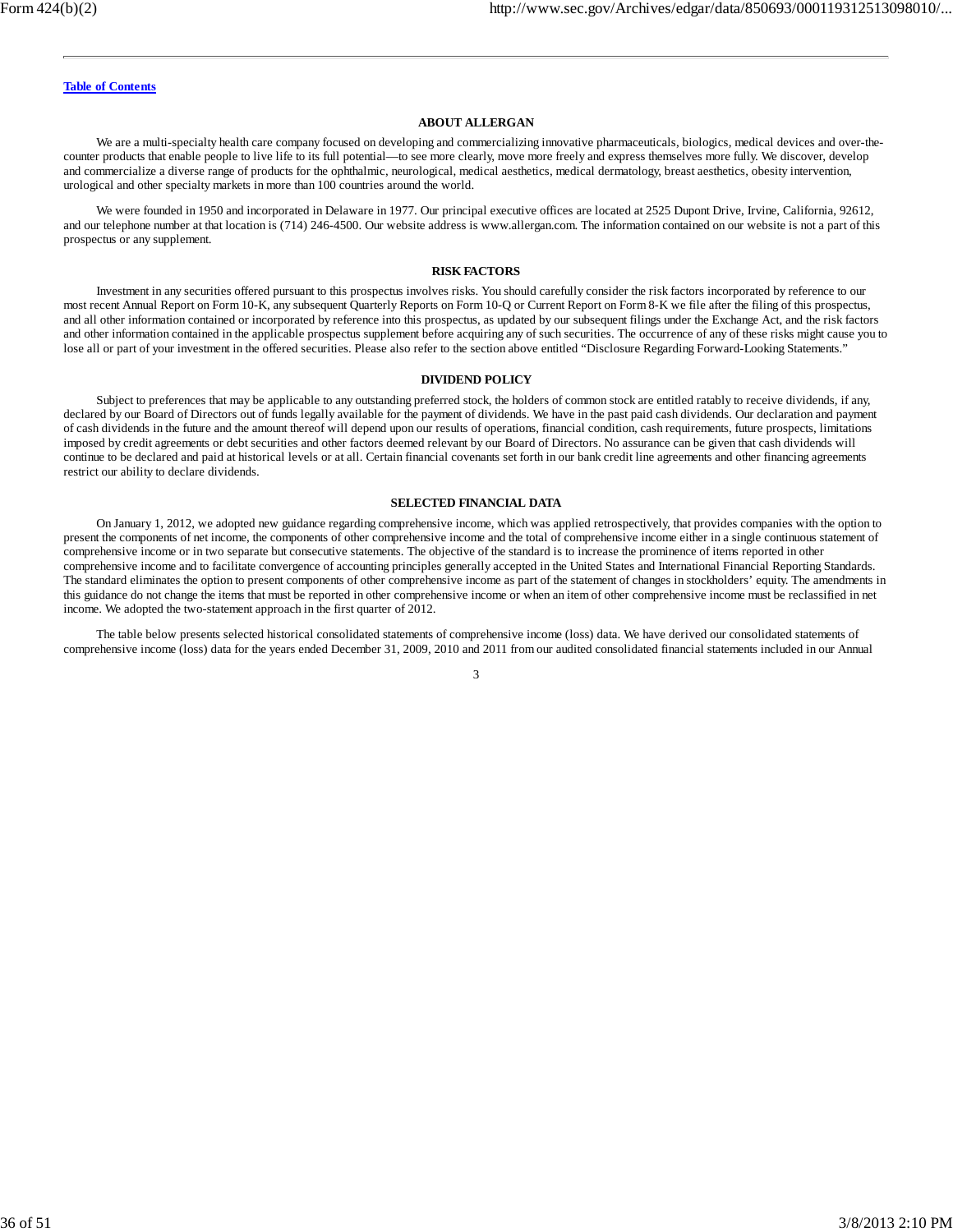[Table of Contents](#)

## ABOUT ALLERGAN

We are a multi-specialty health care company focused on developing and commercializing innovative pharmaceuticals, biologics, medical devices and over-the-counter products that enable people to live life to its full potential—to see more clearly, move more freely and express themselves more fully. We discover, develop and commercialize a diverse range of products for the ophthalmic, neurological, medical aesthetics, medical dermatology, breast aesthetics, obesity intervention, urological and other specialty markets in more than 100 countries around the world.

We were founded in 1950 and incorporated in Delaware in 1977. Our principal executive offices are located at 2525 Dupont Drive, Irvine, California, 92612, and our telephone number at that location is (714) 246-4500. Our website address is www.allergan.com. The information contained on our website is not a part of this prospectus or any supplement.

## RISK FACTORS

Investment in any securities offered pursuant to this prospectus involves risks. You should carefully consider the risk factors incorporated by reference to our most recent Annual Report on Form 10-K, any subsequent Quarterly Reports on Form 10-Q or Current Report on Form 8-K we file after the filing of this prospectus, and all other information contained or incorporated by reference into this prospectus, as updated by our subsequent filings under the Exchange Act, and the risk factors and other information contained in the applicable prospectus supplement before acquiring any of such securities. The occurrence of any of these risks might cause you to lose all or part of your investment in the offered securities. Please also refer to the section above entitled "Disclosure Regarding Forward-Looking Statements."

## DIVIDEND POLICY

Subject to preferences that may be applicable to any outstanding preferred stock, the holders of common stock are entitled ratably to receive dividends, if any, declared by our Board of Directors out of funds legally available for the payment of dividends. We have in the past paid cash dividends. Our declaration and payment of cash dividends in the future and the amount thereof will depend upon our results of operations, financial condition, cash requirements, future prospects, limitations imposed by credit agreements or debt securities and other factors deemed relevant by our Board of Directors. No assurance can be given that cash dividends will continue to be declared and paid at historical levels or at all. Certain financial covenants set forth in our bank credit line agreements and other financing agreements restrict our ability to declare dividends.

## SELECTED FINANCIAL DATA

On January 1, 2012, we adopted new guidance regarding comprehensive income, which was applied retrospectively, that provides companies with the option to present the components of net income, the components of other comprehensive income and the total of comprehensive income either in a single continuous statement of comprehensive income or in two separate but consecutive statements. The objective of the standard is to increase the prominence of items reported in other comprehensive income and to facilitate convergence of accounting principles generally accepted in the United States and International Financial Reporting Standards. The standard eliminates the option to present components of other comprehensive income as part of the statement of changes in stockholders' equity. The amendments in this guidance do not change the items that must be reported in other comprehensive income or when an item of other comprehensive income must be reclassified in net income. We adopted the two-statement approach in the first quarter of 2012.

The table below presents selected historical consolidated statements of comprehensive income (loss) data. We have derived our consolidated statements of comprehensive income (loss) data for the years ended December 31, 2009, 2010 and 2011 from our audited consolidated financial statements included in our Annual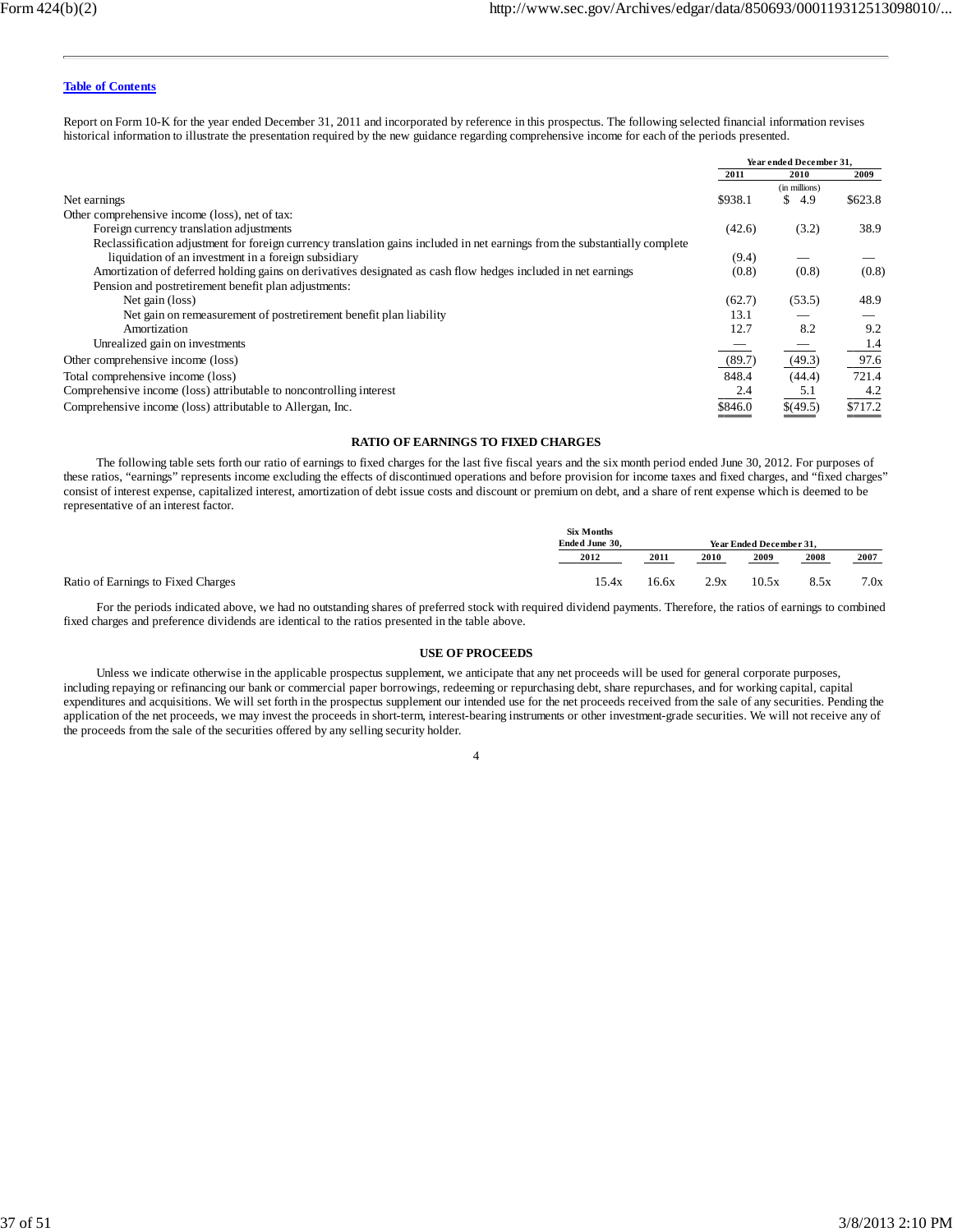[Table of Contents](#)

Report on Form 10-K for the year ended December 31, 2011 and incorporated by reference in this prospectus. The following selected financial information revises historical information to illustrate the presentation required by the new guidance regarding comprehensive income for each of the periods presented.

| | Year ended December 31, | | |
|---|---|---|---|
| | 2011 | 2010 | 2009 |
| | | (in millions) | |
| Net earnings | $938.1 | $ 4.9 | $623.8 |
| Other comprehensive income (loss), net of tax: | | | |
| Foreign currency translation adjustments | (42.6) | (3.2) | 38.9 |
| Reclassification adjustment for foreign currency translation gains included in net earnings from the substantially complete liquidation of an investment in a foreign subsidiary | (9.4) | — | — |
| Amortization of deferred holding gains on derivatives designated as cash flow hedges included in net earnings | (0.8) | (0.8) | (0.8) |
| Pension and postretirement benefit plan adjustments: | | | |
| Net gain (loss) | (62.7) | (53.5) | 48.9 |
| Net gain on remeasurement of postretirement benefit plan liability | 13.1 | — | — |
| Amortization | 12.7 | 8.2 | 9.2 |
| Unrealized gain on investments | — | — | 1.4 |
| Other comprehensive income (loss) | (89.7) | (49.3) | 97.6 |
| Total comprehensive income (loss) | 848.4 | (44.4) | 721.4 |
| Comprehensive income (loss) attributable to noncontrolling interest | 2.4 | 5.1 | 4.2 |
| Comprehensive income (loss) attributable to Allergan, Inc. | $846.0 | $(49.5) | $717.2 |

## RATIO OF EARNINGS TO FIXED CHARGES

The following table sets forth our ratio of earnings to fixed charges for the last five fiscal years and the six month period ended June 30, 2012. For purposes of these ratios, "earnings" represents income excluding the effects of discontinued operations and before provision for income taxes and fixed charges, and "fixed charges" consist of interest expense, capitalized interest, amortization of debt issue costs and discount or premium on debt, and a share of rent expense which is deemed to be representative of an interest factor.

| | Six Months Ended June 30, | Year Ended December 31, | | | | |
|---|---|---|---|---|---|---|
| | 2012 | 2011 | 2010 | 2009 | 2008 | 2007 |
| Ratio of Earnings to Fixed Charges | 15.4x | 16.6x | 2.9x | 10.5x | 8.5x | 7.0x |

For the periods indicated above, we had no outstanding shares of preferred stock with required dividend payments. Therefore, the ratios of earnings to combined fixed charges and preference dividends are identical to the ratios presented in the table above.

## USE OF PROCEEDS

Unless we indicate otherwise in the applicable prospectus supplement, we anticipate that any net proceeds will be used for general corporate purposes, including repaying or refinancing our bank or commercial paper borrowings, redeeming or repurchasing debt, share repurchases, and for working capital, capital expenditures and acquisitions. We will set forth in the prospectus supplement our intended use for the net proceeds received from the sale of any securities. Pending the application of the net proceeds, we may invest the proceeds in short-term, interest-bearing instruments or other investment-grade securities. We will not receive any of the proceeds from the sale of the securities offered by any selling security holder.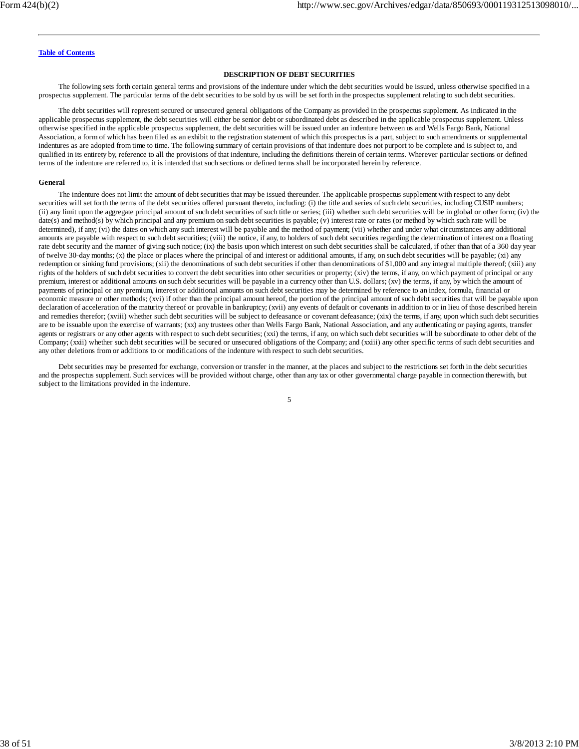## DESCRIPTION OF DEBT SECURITIES

The following sets forth certain general terms and provisions of the indenture under which the debt securities would be issued, unless otherwise specified in a prospectus supplement. The particular terms of the debt securities to be sold by us will be set forth in the prospectus supplement relating to such debt securities.

The debt securities will represent secured or unsecured general obligations of the Company as provided in the prospectus supplement. As indicated in the applicable prospectus supplement, the debt securities will either be senior debt or subordinated debt as described in the applicable prospectus supplement. Unless otherwise specified in the applicable prospectus supplement, the debt securities will be issued under an indenture between us and Wells Fargo Bank, National Association, a form of which has been filed as an exhibit to the registration statement of which this prospectus is a part, subject to such amendments or supplemental indentures as are adopted from time to time. The following summary of certain provisions of that indenture does not purport to be complete and is subject to, and qualified in its entirety by, reference to all the provisions of that indenture, including the definitions therein of certain terms. Wherever particular sections or defined terms of the indenture are referred to, it is intended that such sections or defined terms shall be incorporated herein by reference.

### General

The indenture does not limit the amount of debt securities that may be issued thereunder. The applicable prospectus supplement with respect to any debt securities will set forth the terms of the debt securities offered pursuant thereto, including: (i) the title and series of such debt securities, including CUSIP numbers; (ii) any limit upon the aggregate principal amount of such debt securities of such title or series; (iii) whether such debt securities will be in global or other form; (iv) the date(s) and method(s) by which principal and any premium on such debt securities is payable; (v) interest rate or rates (or method by which such rate will be determined), if any; (vi) the dates on which any such interest will be payable and the method of payment; (vii) whether and under what circumstances any additional amounts are payable with respect to such debt securities; (viii) the notice, if any, to holders of such debt securities regarding the determination of interest on a floating rate debt security and the manner of giving such notice; (ix) the basis upon which interest on such debt securities shall be calculated, if other than that of a 360 day year of twelve 30-day months; (x) the place or places where the principal of and interest or additional amounts, if any, on such debt securities will be payable; (xi) any redemption or sinking fund provisions; (xii) the denominations of such debt securities if other than denominations of $1,000 and any integral multiple thereof; (xiii) any rights of the holders of such debt securities to convert the debt securities into other securities or property; (xiv) the terms, if any, on which payment of principal or any premium, interest or additional amounts on such debt securities will be payable in a currency other than U.S. dollars; (xv) the terms, if any, by which the amount of payments of principal or any premium, interest or additional amounts on such debt securities may be determined by reference to an index, formula, financial or economic measure or other methods; (xvi) if other than the principal amount hereof, the portion of the principal amount of such debt securities that will be payable upon declaration of acceleration of the maturity thereof or provable in bankruptcy; (xvii) any events of default or covenants in addition to or in lieu of those described herein and remedies therefor; (xviii) whether such debt securities will be subject to defeasance or covenant defeasance; (xix) the terms, if any, upon which such debt securities are to be issuable upon the exercise of warrants; (xx) any trustees other than Wells Fargo Bank, National Association, and any authenticating or paying agents, transfer agents or registrars or any other agents with respect to such debt securities; (xxi) the terms, if any, on which such debt securities will be subordinate to other debt of the Company; (xxii) whether such debt securities will be secured or unsecured obligations of the Company; and (xxiii) any other specific terms of such debt securities and any other deletions from or additions to or modifications of the indenture with respect to such debt securities.

Debt securities may be presented for exchange, conversion or transfer in the manner, at the places and subject to the restrictions set forth in the debt securities and the prospectus supplement. Such services will be provided without charge, other than any tax or other governmental charge payable in connection therewith, but subject to the limitations provided in the indenture.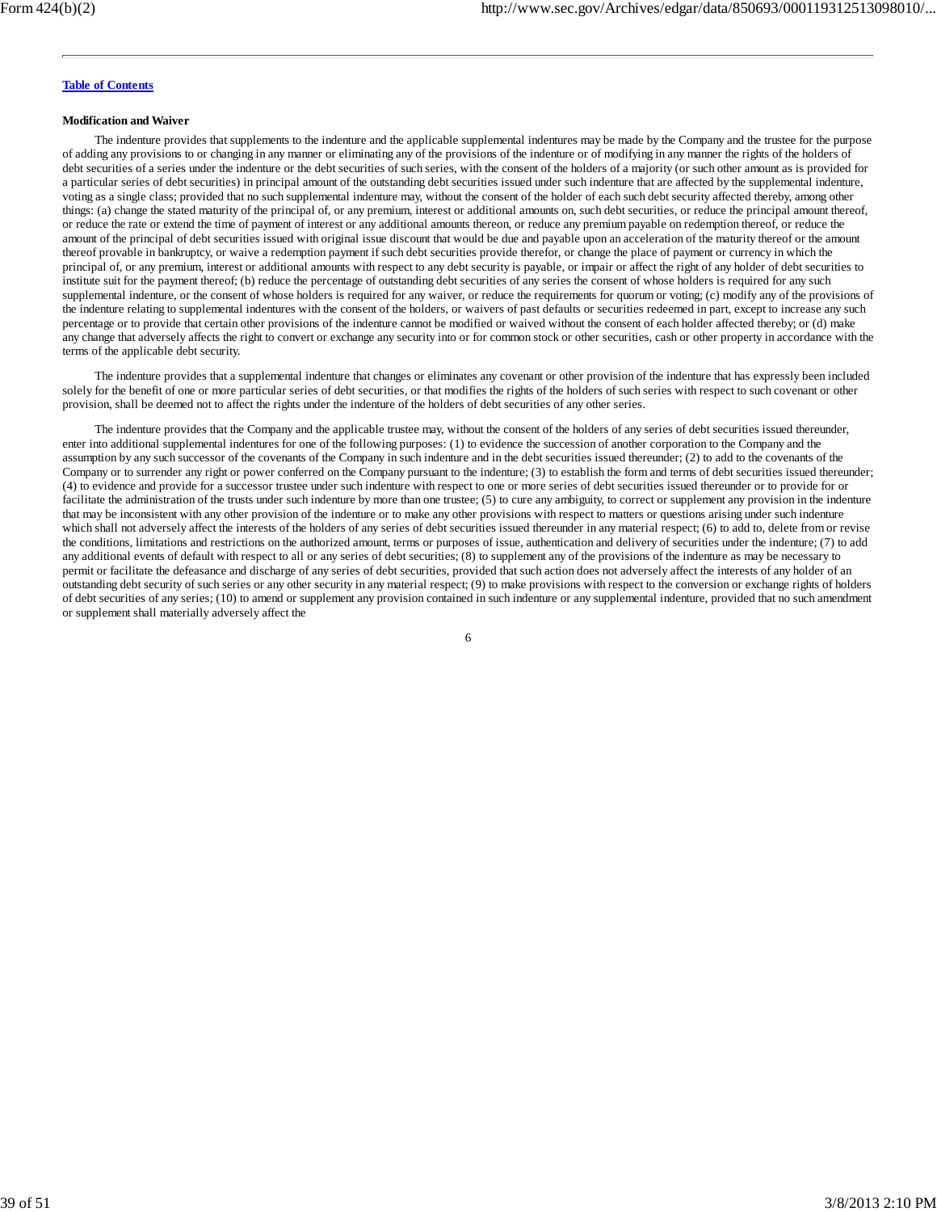**Modification and Waiver**

The indenture provides that supplements to the indenture and the applicable supplemental indentures may be made by the Company and the trustee for the purpose of adding any provisions to or changing in any manner or eliminating any of the provisions of the indenture or of modifying in any manner the rights of the holders of debt securities of a series under the indenture or the debt securities of such series, with the consent of the holders of a majority (or such other amount as is provided for a particular series of debt securities) in principal amount of the outstanding debt securities issued under such indenture that are affected by the supplemental indenture, voting as a single class; provided that no such supplemental indenture may, without the consent of the holder of each such debt security affected thereby, among other things: (a) change the stated maturity of the principal of, or any premium, interest or additional amounts on, such debt securities, or reduce the principal amount thereof, or reduce the rate or extend the time of payment of interest or any additional amounts thereon, or reduce any premium payable on redemption thereof, or reduce the amount of the principal of debt securities issued with original issue discount that would be due and payable upon an acceleration of the maturity thereof or the amount thereof provable in bankruptcy, or waive a redemption payment if such debt securities provide therefor, or change the place of payment or currency in which the principal of, or any premium, interest or additional amounts with respect to any debt security is payable, or impair or affect the right of any holder of debt securities to institute suit for the payment thereof; (b) reduce the percentage of outstanding debt securities of any series the consent of whose holders is required for any such supplemental indenture, or the consent of whose holders is required for any waiver, or reduce the requirements for quorum or voting; (c) modify any of the provisions of the indenture relating to supplemental indentures with the consent of the holders, or waivers of past defaults or securities redeemed in part, except to increase any such percentage or to provide that certain other provisions of the indenture cannot be modified or waived without the consent of each holder affected thereby; or (d) make any change that adversely affects the right to convert or exchange any security into or for common stock or other securities, cash or other property in accordance with the terms of the applicable debt security.

The indenture provides that a supplemental indenture that changes or eliminates any covenant or other provision of the indenture that has expressly been included solely for the benefit of one or more particular series of debt securities, or that modifies the rights of the holders of such series with respect to such covenant or other provision, shall be deemed not to affect the rights under the indenture of the holders of debt securities of any other series.

The indenture provides that the Company and the applicable trustee may, without the consent of the holders of any series of debt securities issued thereunder, enter into additional supplemental indentures for one of the following purposes: (1) to evidence the succession of another corporation to the Company and the assumption by any such successor of the covenants of the Company in such indenture and in the debt securities issued thereunder; (2) to add to the covenants of the Company or to surrender any right or power conferred on the Company pursuant to the indenture; (3) to establish the form and terms of debt securities issued thereunder; (4) to evidence and provide for a successor trustee under such indenture with respect to one or more series of debt securities issued thereunder or to provide for or facilitate the administration of the trusts under such indenture by more than one trustee; (5) to cure any ambiguity, to correct or supplement any provision in the indenture that may be inconsistent with any other provision of the indenture or to make any other provisions with respect to matters or questions arising under such indenture which shall not adversely affect the interests of the holders of any series of debt securities issued thereunder in any material respect; (6) to add to, delete from or revise the conditions, limitations and restrictions on the authorized amount, terms or purposes of issue, authentication and delivery of securities under the indenture; (7) to add any additional events of default with respect to all or any series of debt securities; (8) to supplement any of the provisions of the indenture as may be necessary to permit or facilitate the defeasance and discharge of any series of debt securities, provided that such action does not adversely affect the interests of any holder of an outstanding debt security of such series or any other security in any material respect; (9) to make provisions with respect to the conversion or exchange rights of holders of debt securities of any series; (10) to amend or supplement any provision contained in such indenture or any supplemental indenture, provided that no such amendment or supplement shall materially adversely affect the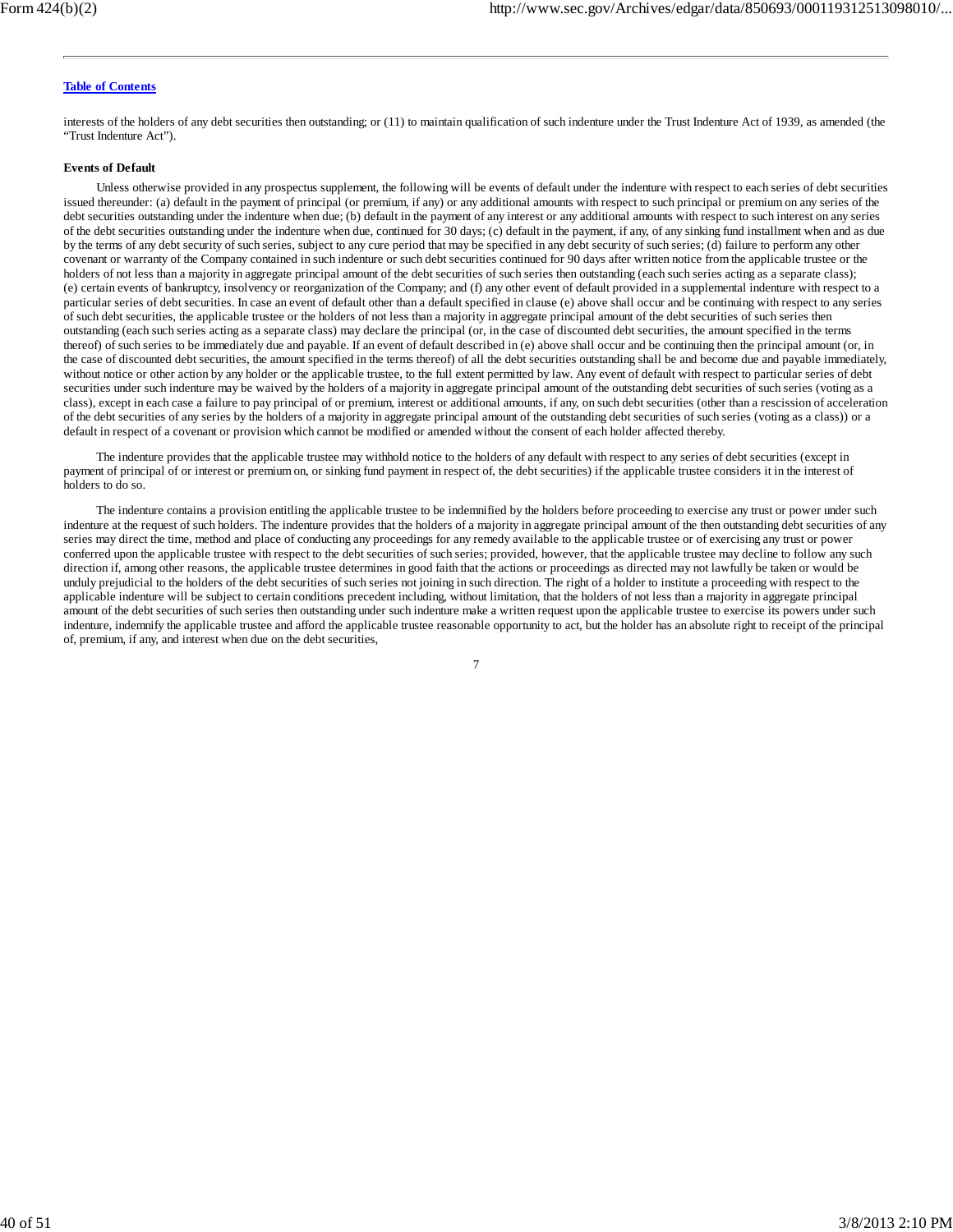interests of the holders of any debt securities then outstanding; or (11) to maintain qualification of such indenture under the Trust Indenture Act of 1939, as amended (the "Trust Indenture Act").

**Events of Default**

Unless otherwise provided in any prospectus supplement, the following will be events of default under the indenture with respect to each series of debt securities issued thereunder: (a) default in the payment of principal (or premium, if any) or any additional amounts with respect to such principal or premium on any series of the debt securities outstanding under the indenture when due; (b) default in the payment of any interest or any additional amounts with respect to such interest on any series of the debt securities outstanding under the indenture when due, continued for 30 days; (c) default in the payment, if any, of any sinking fund installment when and as due by the terms of any debt security of such series, subject to any cure period that may be specified in any debt security of such series; (d) failure to perform any other covenant or warranty of the Company contained in such indenture or such debt securities continued for 90 days after written notice from the applicable trustee or the holders of not less than a majority in aggregate principal amount of the debt securities of such series then outstanding (each such series acting as a separate class); (e) certain events of bankruptcy, insolvency or reorganization of the Company; and (f) any other event of default provided in a supplemental indenture with respect to a particular series of debt securities. In case an event of default other than a default specified in clause (e) above shall occur and be continuing with respect to any series of such debt securities, the applicable trustee or the holders of not less than a majority in aggregate principal amount of the debt securities of such series then outstanding (each such series acting as a separate class) may declare the principal (or, in the case of discounted debt securities, the amount specified in the terms thereof) of such series to be immediately due and payable. If an event of default described in (e) above shall occur and be continuing then the principal amount (or, in the case of discounted debt securities, the amount specified in the terms thereof) of all the debt securities outstanding shall be and become due and payable immediately, without notice or other action by any holder or the applicable trustee, to the full extent permitted by law. Any event of default with respect to particular series of debt securities under such indenture may be waived by the holders of a majority in aggregate principal amount of the outstanding debt securities of such series (voting as a class), except in each case a failure to pay principal of or premium, interest or additional amounts, if any, on such debt securities (other than a rescission of acceleration of the debt securities of any series by the holders of a majority in aggregate principal amount of the outstanding debt securities of such series (voting as a class)) or a default in respect of a covenant or provision which cannot be modified or amended without the consent of each holder affected thereby.

The indenture provides that the applicable trustee may withhold notice to the holders of any default with respect to any series of debt securities (except in payment of principal of or interest or premium on, or sinking fund payment in respect of, the debt securities) if the applicable trustee considers it in the interest of holders to do so.

The indenture contains a provision entitling the applicable trustee to be indemnified by the holders before proceeding to exercise any trust or power under such indenture at the request of such holders. The indenture provides that the holders of a majority in aggregate principal amount of the then outstanding debt securities of any series may direct the time, method and place of conducting any proceedings for any remedy available to the applicable trustee or of exercising any trust or power conferred upon the applicable trustee with respect to the debt securities of such series; provided, however, that the applicable trustee may decline to follow any such direction if, among other reasons, the applicable trustee determines in good faith that the actions or proceedings as directed may not lawfully be taken or would be unduly prejudicial to the holders of the debt securities of such series not joining in such direction. The right of a holder to institute a proceeding with respect to the applicable indenture will be subject to certain conditions precedent including, without limitation, that the holders of not less than a majority in aggregate principal amount of the debt securities of such series then outstanding under such indenture make a written request upon the applicable trustee to exercise its powers under such indenture, indemnify the applicable trustee and afford the applicable trustee reasonable opportunity to act, but the holder has an absolute right to receipt of the principal of, premium, if any, and interest when due on the debt securities,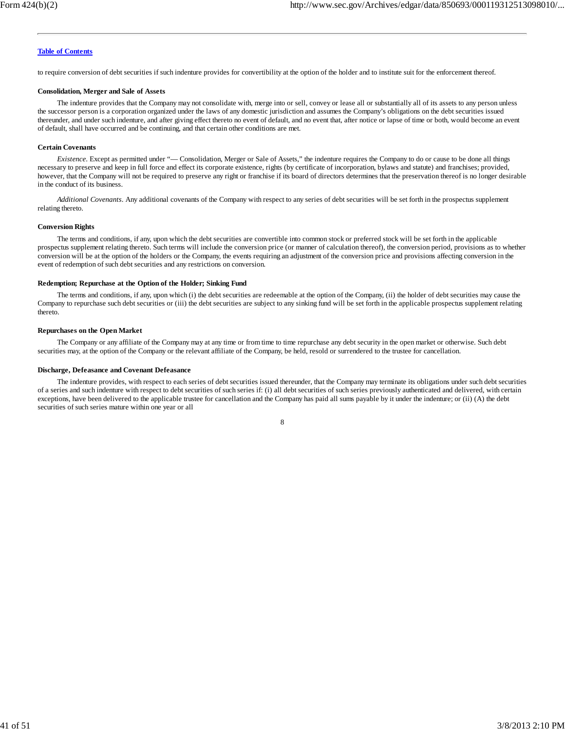to require conversion of debt securities if such indenture provides for convertibility at the option of the holder and to institute suit for the enforcement thereof.

**Consolidation, Merger and Sale of Assets**

The indenture provides that the Company may not consolidate with, merge into or sell, convey or lease all or substantially all of its assets to any person unless the successor person is a corporation organized under the laws of any domestic jurisdiction and assumes the Company's obligations on the debt securities issued thereunder, and under such indenture, and after giving effect thereto no event of default, and no event that, after notice or lapse of time or both, would become an event of default, shall have occurred and be continuing, and that certain other conditions are met.

**Certain Covenants**

*Existence*. Except as permitted under "— Consolidation, Merger or Sale of Assets," the indenture requires the Company to do or cause to be done all things necessary to preserve and keep in full force and effect its corporate existence, rights (by certificate of incorporation, bylaws and statute) and franchises; provided, however, that the Company will not be required to preserve any right or franchise if its board of directors determines that the preservation thereof is no longer desirable in the conduct of its business.

*Additional Covenants*. Any additional covenants of the Company with respect to any series of debt securities will be set forth in the prospectus supplement relating thereto.

**Conversion Rights**

The terms and conditions, if any, upon which the debt securities are convertible into common stock or preferred stock will be set forth in the applicable prospectus supplement relating thereto. Such terms will include the conversion price (or manner of calculation thereof), the conversion period, provisions as to whether conversion will be at the option of the holders or the Company, the events requiring an adjustment of the conversion price and provisions affecting conversion in the event of redemption of such debt securities and any restrictions on conversion.

**Redemption; Repurchase at the Option of the Holder; Sinking Fund**

The terms and conditions, if any, upon which (i) the debt securities are redeemable at the option of the Company, (ii) the holder of debt securities may cause the Company to repurchase such debt securities or (iii) the debt securities are subject to any sinking fund will be set forth in the applicable prospectus supplement relating thereto.

**Repurchases on the Open Market**

The Company or any affiliate of the Company may at any time or from time to time repurchase any debt security in the open market or otherwise. Such debt securities may, at the option of the Company or the relevant affiliate of the Company, be held, resold or surrendered to the trustee for cancellation.

**Discharge, Defeasance and Covenant Defeasance**

The indenture provides, with respect to each series of debt securities issued thereunder, that the Company may terminate its obligations under such debt securities of a series and such indenture with respect to debt securities of such series if: (i) all debt securities of such series previously authenticated and delivered, with certain exceptions, have been delivered to the applicable trustee for cancellation and the Company has paid all sums payable by it under the indenture; or (ii) (A) the debt securities of such series mature within one year or all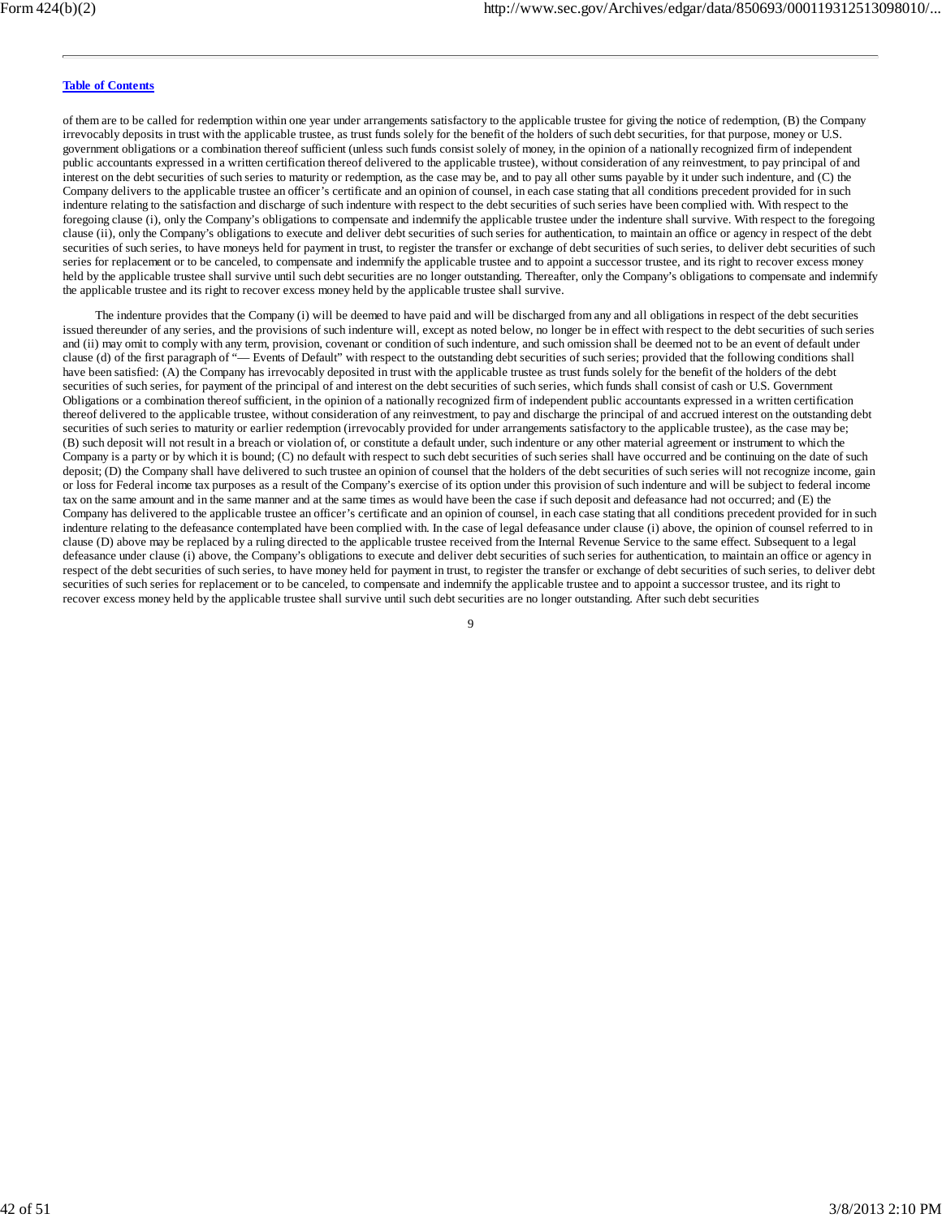of them are to be called for redemption within one year under arrangements satisfactory to the applicable trustee for giving the notice of redemption, (B) the Company irrevocably deposits in trust with the applicable trustee, as trust funds solely for the benefit of the holders of such debt securities, for that purpose, money or U.S. government obligations or a combination thereof sufficient (unless such funds consist solely of money, in the opinion of a nationally recognized firm of independent public accountants expressed in a written certification thereof delivered to the applicable trustee), without consideration of any reinvestment, to pay principal of and interest on the debt securities of such series to maturity or redemption, as the case may be, and to pay all other sums payable by it under such indenture, and (C) the Company delivers to the applicable trustee an officer's certificate and an opinion of counsel, in each case stating that all conditions precedent provided for in such indenture relating to the satisfaction and discharge of such indenture with respect to the debt securities of such series have been complied with. With respect to the foregoing clause (i), only the Company's obligations to compensate and indemnify the applicable trustee under the indenture shall survive. With respect to the foregoing clause (ii), only the Company's obligations to execute and deliver debt securities of such series for authentication, to maintain an office or agency in respect of the debt securities of such series, to have moneys held for payment in trust, to register the transfer or exchange of debt securities of such series, to deliver debt securities of such series for replacement or to be canceled, to compensate and indemnify the applicable trustee and to appoint a successor trustee, and its right to recover excess money held by the applicable trustee shall survive until such debt securities are no longer outstanding. Thereafter, only the Company's obligations to compensate and indemnify the applicable trustee and its right to recover excess money held by the applicable trustee shall survive.

The indenture provides that the Company (i) will be deemed to have paid and will be discharged from any and all obligations in respect of the debt securities issued thereunder of any series, and the provisions of such indenture will, except as noted below, no longer be in effect with respect to the debt securities of such series and (ii) may omit to comply with any term, provision, covenant or condition of such indenture, and such omission shall be deemed not to be an event of default under clause (d) of the first paragraph of "— Events of Default" with respect to the outstanding debt securities of such series; provided that the following conditions shall have been satisfied: (A) the Company has irrevocably deposited in trust with the applicable trustee as trust funds solely for the benefit of the holders of the debt securities of such series, for payment of the principal of and interest on the debt securities of such series, which funds shall consist of cash or U.S. Government Obligations or a combination thereof sufficient, in the opinion of a nationally recognized firm of independent public accountants expressed in a written certification thereof delivered to the applicable trustee, without consideration of any reinvestment, to pay and discharge the principal of and accrued interest on the outstanding debt securities of such series to maturity or earlier redemption (irrevocably provided for under arrangements satisfactory to the applicable trustee), as the case may be; (B) such deposit will not result in a breach or violation of, or constitute a default under, such indenture or any other material agreement or instrument to which the Company is a party or by which it is bound; (C) no default with respect to such debt securities of such series shall have occurred and be continuing on the date of such deposit; (D) the Company shall have delivered to such trustee an opinion of counsel that the holders of the debt securities of such series will not recognize income, gain or loss for Federal income tax purposes as a result of the Company's exercise of its option under this provision of such indenture and will be subject to federal income tax on the same amount and in the same manner and at the same times as would have been the case if such deposit and defeasance had not occurred; and (E) the Company has delivered to the applicable trustee an officer's certificate and an opinion of counsel, in each case stating that all conditions precedent provided for in such indenture relating to the defeasance contemplated have been complied with. In the case of legal defeasance under clause (i) above, the opinion of counsel referred to in clause (D) above may be replaced by a ruling directed to the applicable trustee received from the Internal Revenue Service to the same effect. Subsequent to a legal defeasance under clause (i) above, the Company's obligations to execute and deliver debt securities of such series for authentication, to maintain an office or agency in respect of the debt securities of such series, to have money held for payment in trust, to register the transfer or exchange of debt securities of such series, to deliver debt securities of such series for replacement or to be canceled, to compensate and indemnify the applicable trustee and to appoint a successor trustee, and its right to recover excess money held by the applicable trustee shall survive until such debt securities are no longer outstanding. After such debt securities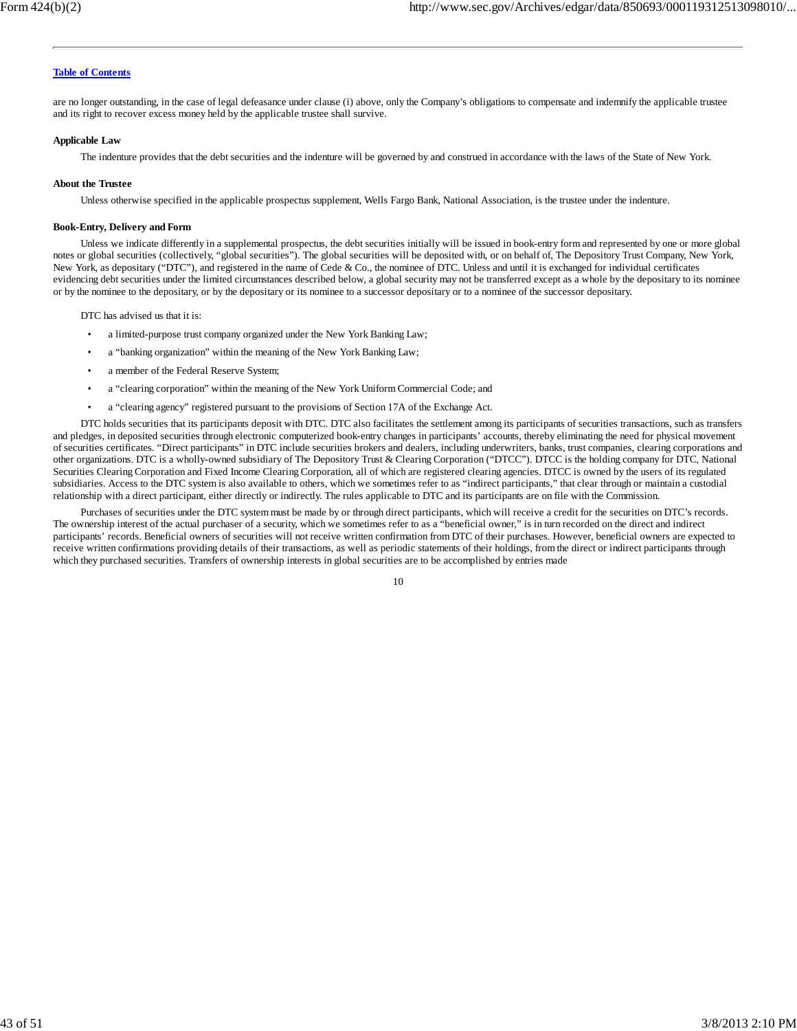are no longer outstanding, in the case of legal defeasance under clause (i) above, only the Company's obligations to compensate and indemnify the applicable trustee and its right to recover excess money held by the applicable trustee shall survive.

**Applicable Law**

The indenture provides that the debt securities and the indenture will be governed by and construed in accordance with the laws of the State of New York.

**About the Trustee**

Unless otherwise specified in the applicable prospectus supplement, Wells Fargo Bank, National Association, is the trustee under the indenture.

**Book-Entry, Delivery and Form**

Unless we indicate differently in a supplemental prospectus, the debt securities initially will be issued in book-entry form and represented by one or more global notes or global securities (collectively, "global securities"). The global securities will be deposited with, or on behalf of, The Depository Trust Company, New York, New York, as depositary ("DTC"), and registered in the name of Cede & Co., the nominee of DTC. Unless and until it is exchanged for individual certificates evidencing debt securities under the limited circumstances described below, a global security may not be transferred except as a whole by the depositary to its nominee or by the nominee to the depositary, or by the depositary or its nominee to a successor depositary or to a nominee of the successor depositary.

DTC has advised us that it is:

- a limited-purpose trust company organized under the New York Banking Law;
- a "banking organization" within the meaning of the New York Banking Law;
- a member of the Federal Reserve System;
- a "clearing corporation" within the meaning of the New York Uniform Commercial Code; and
- a "clearing agency" registered pursuant to the provisions of Section 17A of the Exchange Act.

DTC holds securities that its participants deposit with DTC. DTC also facilitates the settlement among its participants of securities transactions, such as transfers and pledges, in deposited securities through electronic computerized book-entry changes in participants' accounts, thereby eliminating the need for physical movement of securities certificates. "Direct participants" in DTC include securities brokers and dealers, including underwriters, banks, trust companies, clearing corporations and other organizations. DTC is a wholly-owned subsidiary of The Depository Trust & Clearing Corporation ("DTCC"). DTCC is the holding company for DTC, National Securities Clearing Corporation and Fixed Income Clearing Corporation, all of which are registered clearing agencies. DTCC is owned by the users of its regulated subsidiaries. Access to the DTC system is also available to others, which we sometimes refer to as "indirect participants," that clear through or maintain a custodial relationship with a direct participant, either directly or indirectly. The rules applicable to DTC and its participants are on file with the Commission.

Purchases of securities under the DTC system must be made by or through direct participants, which will receive a credit for the securities on DTC's records. The ownership interest of the actual purchaser of a security, which we sometimes refer to as a "beneficial owner," is in turn recorded on the direct and indirect participants' records. Beneficial owners of securities will not receive written confirmation from DTC of their purchases. However, beneficial owners are expected to receive written confirmations providing details of their transactions, as well as periodic statements of their holdings, from the direct or indirect participants through which they purchased securities. Transfers of ownership interests in global securities are to be accomplished by entries made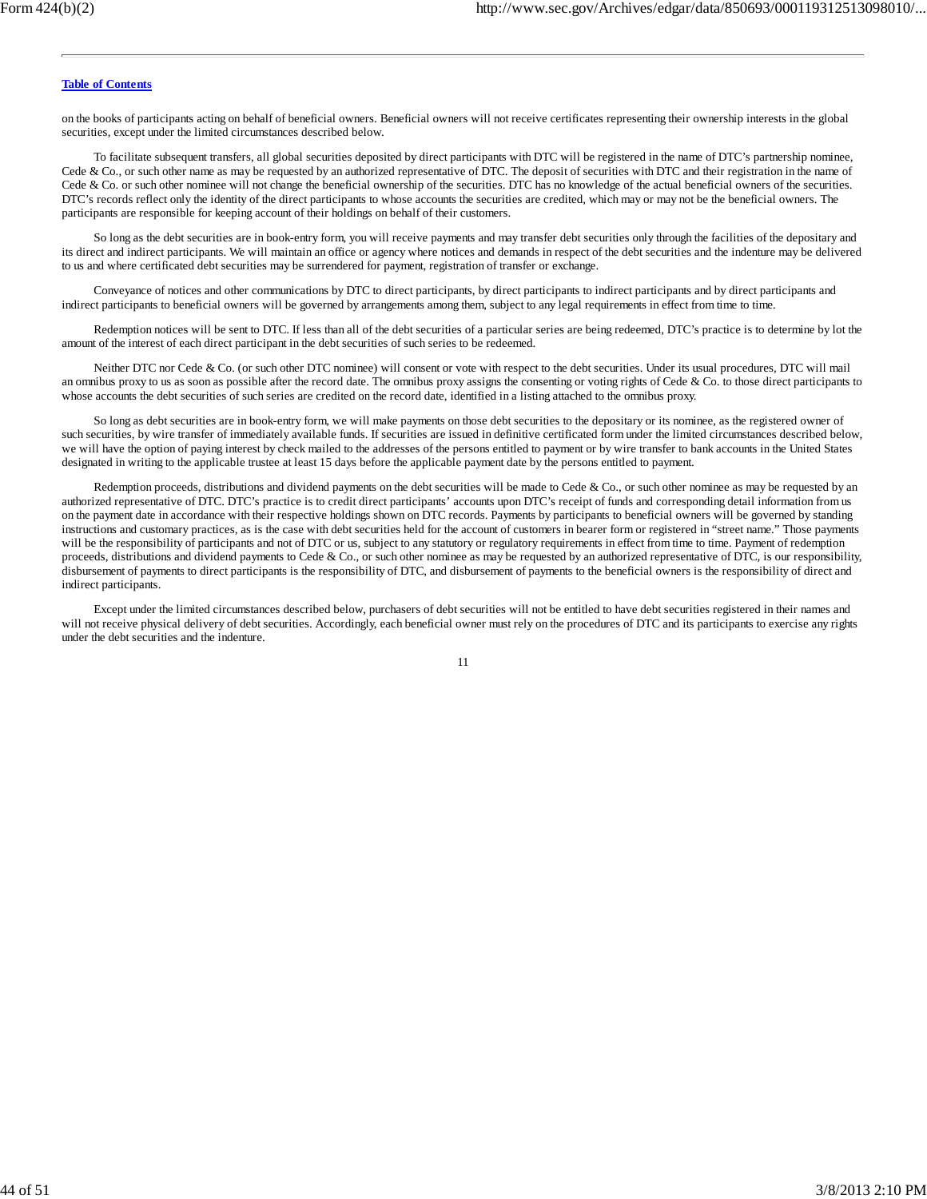on the books of participants acting on behalf of beneficial owners. Beneficial owners will not receive certificates representing their ownership interests in the global securities, except under the limited circumstances described below.

To facilitate subsequent transfers, all global securities deposited by direct participants with DTC will be registered in the name of DTC's partnership nominee, Cede & Co., or such other name as may be requested by an authorized representative of DTC. The deposit of securities with DTC and their registration in the name of Cede & Co. or such other nominee will not change the beneficial ownership of the securities. DTC has no knowledge of the actual beneficial owners of the securities. DTC's records reflect only the identity of the direct participants to whose accounts the securities are credited, which may or may not be the beneficial owners. The participants are responsible for keeping account of their holdings on behalf of their customers.

So long as the debt securities are in book-entry form, you will receive payments and may transfer debt securities only through the facilities of the depositary and its direct and indirect participants. We will maintain an office or agency where notices and demands in respect of the debt securities and the indenture may be delivered to us and where certificated debt securities may be surrendered for payment, registration of transfer or exchange.

Conveyance of notices and other communications by DTC to direct participants, by direct participants to indirect participants and by direct participants and indirect participants to beneficial owners will be governed by arrangements among them, subject to any legal requirements in effect from time to time.

Redemption notices will be sent to DTC. If less than all of the debt securities of a particular series are being redeemed, DTC's practice is to determine by lot the amount of the interest of each direct participant in the debt securities of such series to be redeemed.

Neither DTC nor Cede & Co. (or such other DTC nominee) will consent or vote with respect to the debt securities. Under its usual procedures, DTC will mail an omnibus proxy to us as soon as possible after the record date. The omnibus proxy assigns the consenting or voting rights of Cede & Co. to those direct participants to whose accounts the debt securities of such series are credited on the record date, identified in a listing attached to the omnibus proxy.

So long as debt securities are in book-entry form, we will make payments on those debt securities to the depositary or its nominee, as the registered owner of such securities, by wire transfer of immediately available funds. If securities are issued in definitive certificated form under the limited circumstances described below, we will have the option of paying interest by check mailed to the addresses of the persons entitled to payment or by wire transfer to bank accounts in the United States designated in writing to the applicable trustee at least 15 days before the applicable payment date by the persons entitled to payment.

Redemption proceeds, distributions and dividend payments on the debt securities will be made to Cede & Co., or such other nominee as may be requested by an authorized representative of DTC. DTC's practice is to credit direct participants' accounts upon DTC's receipt of funds and corresponding detail information from us on the payment date in accordance with their respective holdings shown on DTC records. Payments by participants to beneficial owners will be governed by standing instructions and customary practices, as is the case with debt securities held for the account of customers in bearer form or registered in "street name." Those payments will be the responsibility of participants and not of DTC or us, subject to any statutory or regulatory requirements in effect from time to time. Payment of redemption proceeds, distributions and dividend payments to Cede & Co., or such other nominee as may be requested by an authorized representative of DTC, is our responsibility, disbursement of payments to direct participants is the responsibility of DTC, and disbursement of payments to the beneficial owners is the responsibility of direct and indirect participants.

Except under the limited circumstances described below, purchasers of debt securities will not be entitled to have debt securities registered in their names and will not receive physical delivery of debt securities. Accordingly, each beneficial owner must rely on the procedures of DTC and its participants to exercise any rights under the debt securities and the indenture.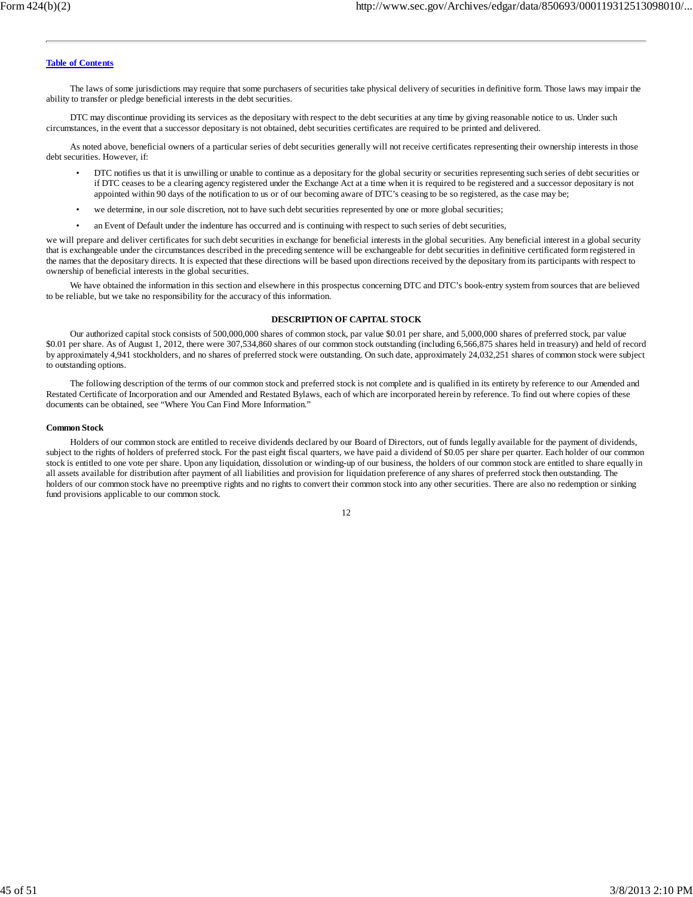[Table of Contents](#)

The laws of some jurisdictions may require that some purchasers of securities take physical delivery of securities in definitive form. Those laws may impair the ability to transfer or pledge beneficial interests in the debt securities.

DTC may discontinue providing its services as the depositary with respect to the debt securities at any time by giving reasonable notice to us. Under such circumstances, in the event that a successor depositary is not obtained, debt securities certificates are required to be printed and delivered.

As noted above, beneficial owners of a particular series of debt securities generally will not receive certificates representing their ownership interests in those debt securities. However, if:

- DTC notifies us that it is unwilling or unable to continue as a depositary for the global security or securities representing such series of debt securities or if DTC ceases to be a clearing agency registered under the Exchange Act at a time when it is required to be registered and a successor depositary is not appointed within 90 days of the notification to us or of our becoming aware of DTC's ceasing to be so registered, as the case may be;
- we determine, in our sole discretion, not to have such debt securities represented by one or more global securities;
- an Event of Default under the indenture has occurred and is continuing with respect to such series of debt securities,

we will prepare and deliver certificates for such debt securities in exchange for beneficial interests in the global securities. Any beneficial interest in a global security that is exchangeable under the circumstances described in the preceding sentence will be exchangeable for debt securities in definitive certificated form registered in the names that the depositary directs. It is expected that these directions will be based upon directions received by the depositary from its participants with respect to ownership of beneficial interests in the global securities.

We have obtained the information in this section and elsewhere in this prospectus concerning DTC and DTC's book-entry system from sources that are believed to be reliable, but we take no responsibility for the accuracy of this information.

## DESCRIPTION OF CAPITAL STOCK

Our authorized capital stock consists of 500,000,000 shares of common stock, par value $0.01 per share, and 5,000,000 shares of preferred stock, par value $0.01 per share. As of August 1, 2012, there were 307,534,860 shares of our common stock outstanding (including 6,566,875 shares held in treasury) and held of record by approximately 4,941 stockholders, and no shares of preferred stock were outstanding. On such date, approximately 24,032,251 shares of common stock were subject to outstanding options.

The following description of the terms of our common stock and preferred stock is not complete and is qualified in its entirety by reference to our Amended and Restated Certificate of Incorporation and our Amended and Restated Bylaws, each of which are incorporated herein by reference. To find out where copies of these documents can be obtained, see "Where You Can Find More Information."

### Common Stock

Holders of our common stock are entitled to receive dividends declared by our Board of Directors, out of funds legally available for the payment of dividends, subject to the rights of holders of preferred stock. For the past eight fiscal quarters, we have paid a dividend of $0.05 per share per quarter. Each holder of our common stock is entitled to one vote per share. Upon any liquidation, dissolution or winding-up of our business, the holders of our common stock are entitled to share equally in all assets available for distribution after payment of all liabilities and provision for liquidation preference of any shares of preferred stock then outstanding. The holders of our common stock have no preemptive rights and no rights to convert their common stock into any other securities. There are also no redemption or sinking fund provisions applicable to our common stock.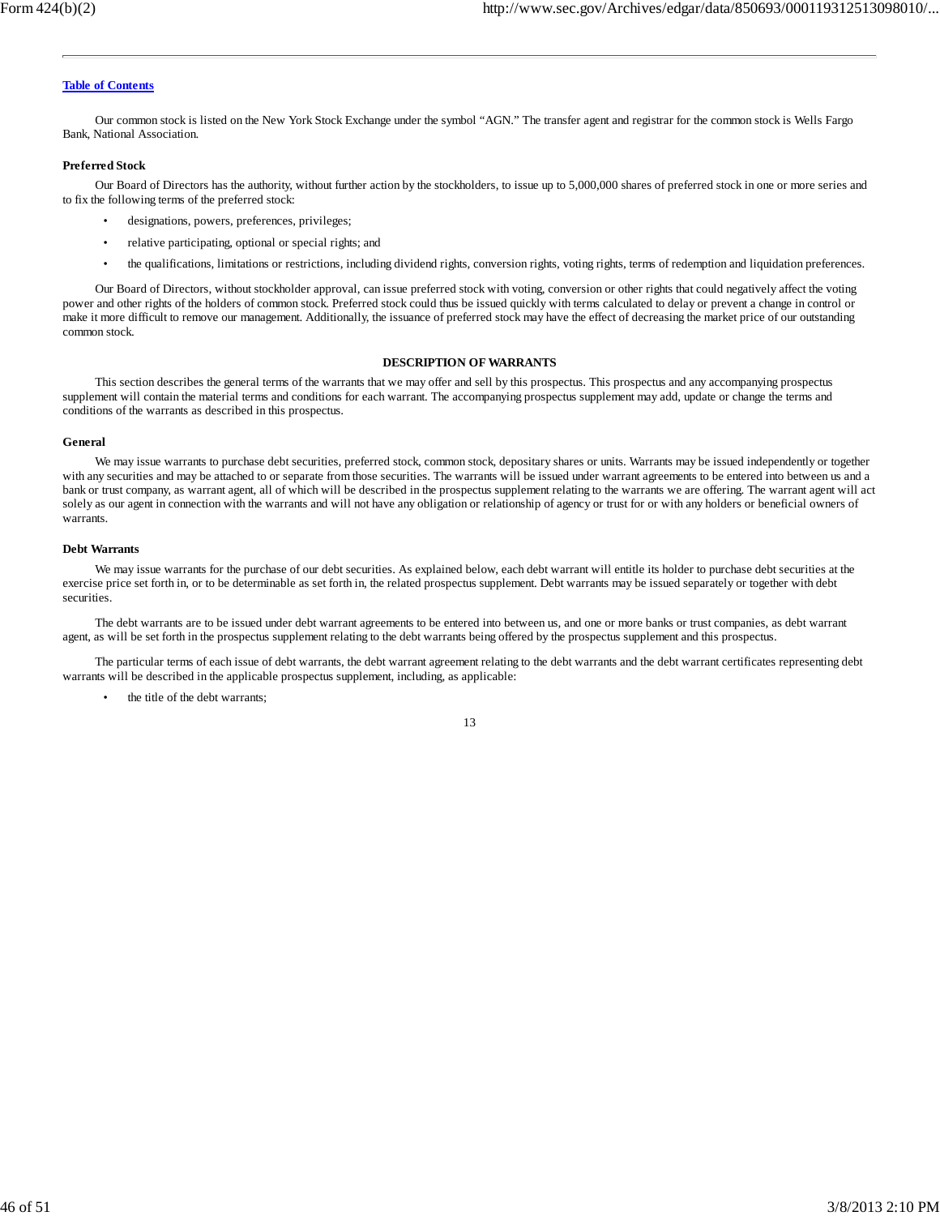[Table of Contents](#)

Our common stock is listed on the New York Stock Exchange under the symbol "AGN." The transfer agent and registrar for the common stock is Wells Fargo Bank, National Association.

**Preferred Stock**

Our Board of Directors has the authority, without further action by the stockholders, to issue up to 5,000,000 shares of preferred stock in one or more series and to fix the following terms of the preferred stock:

- designations, powers, preferences, privileges;
- relative participating, optional or special rights; and
- the qualifications, limitations or restrictions, including dividend rights, conversion rights, voting rights, terms of redemption and liquidation preferences.

Our Board of Directors, without stockholder approval, can issue preferred stock with voting, conversion or other rights that could negatively affect the voting power and other rights of the holders of common stock. Preferred stock could thus be issued quickly with terms calculated to delay or prevent a change in control or make it more difficult to remove our management. Additionally, the issuance of preferred stock may have the effect of decreasing the market price of our outstanding common stock.

## DESCRIPTION OF WARRANTS

This section describes the general terms of the warrants that we may offer and sell by this prospectus. This prospectus and any accompanying prospectus supplement will contain the material terms and conditions for each warrant. The accompanying prospectus supplement may add, update or change the terms and conditions of the warrants as described in this prospectus.

**General**

We may issue warrants to purchase debt securities, preferred stock, common stock, depositary shares or units. Warrants may be issued independently or together with any securities and may be attached to or separate from those securities. The warrants will be issued under warrant agreements to be entered into between us and a bank or trust company, as warrant agent, all of which will be described in the prospectus supplement relating to the warrants we are offering. The warrant agent will act solely as our agent in connection with the warrants and will not have any obligation or relationship of agency or trust for or with any holders or beneficial owners of warrants.

**Debt Warrants**

We may issue warrants for the purchase of our debt securities. As explained below, each debt warrant will entitle its holder to purchase debt securities at the exercise price set forth in, or to be determinable as set forth in, the related prospectus supplement. Debt warrants may be issued separately or together with debt securities.

The debt warrants are to be issued under debt warrant agreements to be entered into between us, and one or more banks or trust companies, as debt warrant agent, as will be set forth in the prospectus supplement relating to the debt warrants being offered by the prospectus supplement and this prospectus.

The particular terms of each issue of debt warrants, the debt warrant agreement relating to the debt warrants and the debt warrant certificates representing debt warrants will be described in the applicable prospectus supplement, including, as applicable:

- the title of the debt warrants;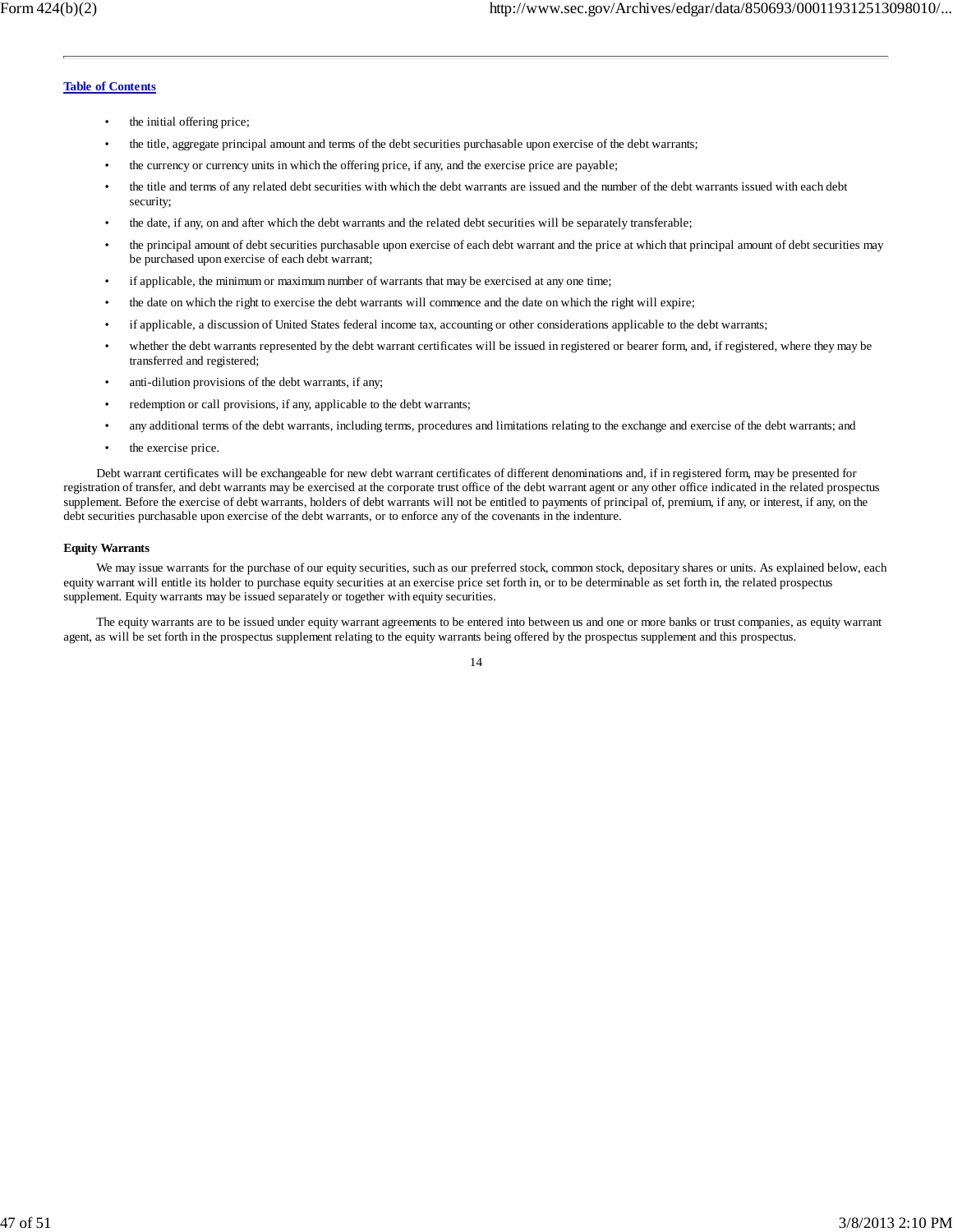[Table of Contents](#)

- the initial offering price;
- the title, aggregate principal amount and terms of the debt securities purchasable upon exercise of the debt warrants;
- the currency or currency units in which the offering price, if any, and the exercise price are payable;
- the title and terms of any related debt securities with which the debt warrants are issued and the number of the debt warrants issued with each debt security;
- the date, if any, on and after which the debt warrants and the related debt securities will be separately transferable;
- the principal amount of debt securities purchasable upon exercise of each debt warrant and the price at which that principal amount of debt securities may be purchased upon exercise of each debt warrant;
- if applicable, the minimum or maximum number of warrants that may be exercised at any one time;
- the date on which the right to exercise the debt warrants will commence and the date on which the right will expire;
- if applicable, a discussion of United States federal income tax, accounting or other considerations applicable to the debt warrants;
- whether the debt warrants represented by the debt warrant certificates will be issued in registered or bearer form, and, if registered, where they may be transferred and registered;
- anti-dilution provisions of the debt warrants, if any;
- redemption or call provisions, if any, applicable to the debt warrants;
- any additional terms of the debt warrants, including terms, procedures and limitations relating to the exchange and exercise of the debt warrants; and
- the exercise price.

Debt warrant certificates will be exchangeable for new debt warrant certificates of different denominations and, if in registered form, may be presented for registration of transfer, and debt warrants may be exercised at the corporate trust office of the debt warrant agent or any other office indicated in the related prospectus supplement. Before the exercise of debt warrants, holders of debt warrants will not be entitled to payments of principal of, premium, if any, or interest, if any, on the debt securities purchasable upon exercise of the debt warrants, or to enforce any of the covenants in the indenture.

**Equity Warrants**

We may issue warrants for the purchase of our equity securities, such as our preferred stock, common stock, depositary shares or units. As explained below, each equity warrant will entitle its holder to purchase equity securities at an exercise price set forth in, or to be determinable as set forth in, the related prospectus supplement. Equity warrants may be issued separately or together with equity securities.

The equity warrants are to be issued under equity warrant agreements to be entered into between us and one or more banks or trust companies, as equity warrant agent, as will be set forth in the prospectus supplement relating to the equity warrants being offered by the prospectus supplement and this prospectus.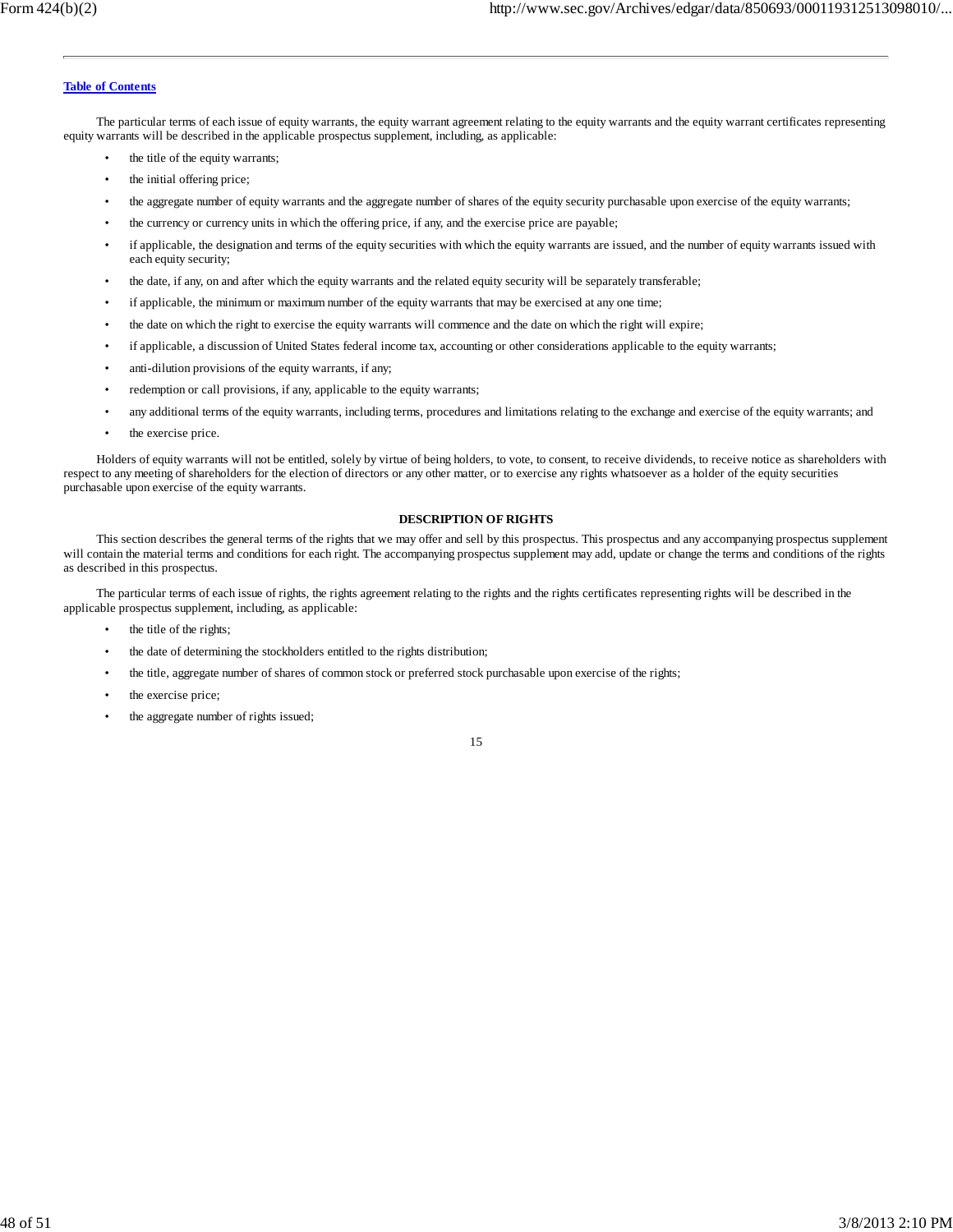The particular terms of each issue of equity warrants, the equity warrant agreement relating to the equity warrants and the equity warrant certificates representing equity warrants will be described in the applicable prospectus supplement, including, as applicable:

- the title of the equity warrants;
- the initial offering price;
- the aggregate number of equity warrants and the aggregate number of shares of the equity security purchasable upon exercise of the equity warrants;
- the currency or currency units in which the offering price, if any, and the exercise price are payable;
- if applicable, the designation and terms of the equity securities with which the equity warrants are issued, and the number of equity warrants issued with each equity security;
- the date, if any, on and after which the equity warrants and the related equity security will be separately transferable;
- if applicable, the minimum or maximum number of the equity warrants that may be exercised at any one time;
- the date on which the right to exercise the equity warrants will commence and the date on which the right will expire;
- if applicable, a discussion of United States federal income tax, accounting or other considerations applicable to the equity warrants;
- anti-dilution provisions of the equity warrants, if any;
- redemption or call provisions, if any, applicable to the equity warrants;
- any additional terms of the equity warrants, including terms, procedures and limitations relating to the exchange and exercise of the equity warrants; and
- the exercise price.

Holders of equity warrants will not be entitled, solely by virtue of being holders, to vote, to consent, to receive dividends, to receive notice as shareholders with respect to any meeting of shareholders for the election of directors or any other matter, or to exercise any rights whatsoever as a holder of the equity securities purchasable upon exercise of the equity warrants.

## DESCRIPTION OF RIGHTS

This section describes the general terms of the rights that we may offer and sell by this prospectus. This prospectus and any accompanying prospectus supplement will contain the material terms and conditions for each right. The accompanying prospectus supplement may add, update or change the terms and conditions of the rights as described in this prospectus.

The particular terms of each issue of rights, the rights agreement relating to the rights and the rights certificates representing rights will be described in the applicable prospectus supplement, including, as applicable:

- the title of the rights;
- the date of determining the stockholders entitled to the rights distribution;
- the title, aggregate number of shares of common stock or preferred stock purchasable upon exercise of the rights;
- the exercise price;
- the aggregate number of rights issued;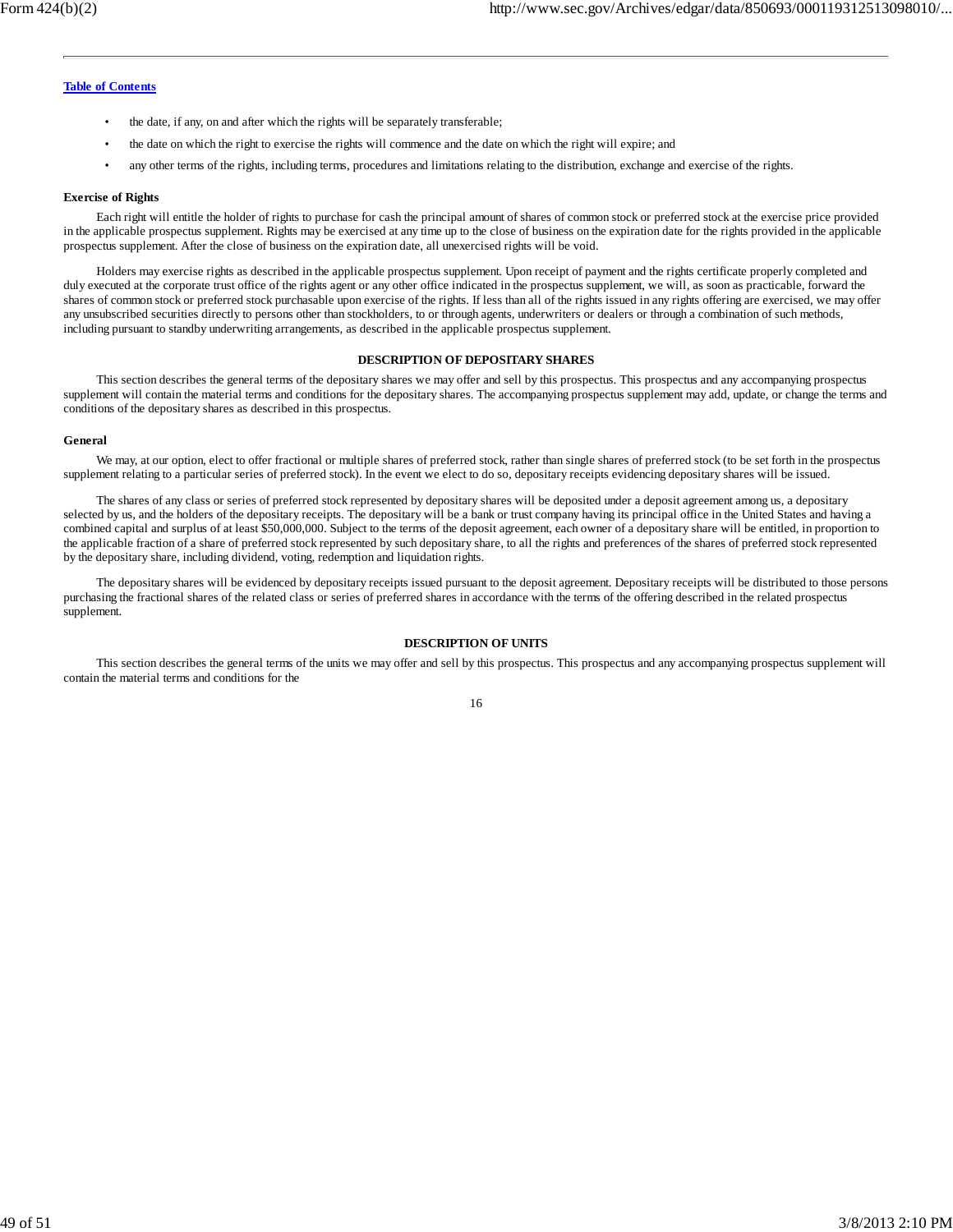- the date, if any, on and after which the rights will be separately transferable;
- the date on which the right to exercise the rights will commence and the date on which the right will expire; and
- any other terms of the rights, including terms, procedures and limitations relating to the distribution, exchange and exercise of the rights.

**Exercise of Rights**

Each right will entitle the holder of rights to purchase for cash the principal amount of shares of common stock or preferred stock at the exercise price provided in the applicable prospectus supplement. Rights may be exercised at any time up to the close of business on the expiration date for the rights provided in the applicable prospectus supplement. After the close of business on the expiration date, all unexercised rights will be void.

Holders may exercise rights as described in the applicable prospectus supplement. Upon receipt of payment and the rights certificate properly completed and duly executed at the corporate trust office of the rights agent or any other office indicated in the prospectus supplement, we will, as soon as practicable, forward the shares of common stock or preferred stock purchasable upon exercise of the rights. If less than all of the rights issued in any rights offering are exercised, we may offer any unsubscribed securities directly to persons other than stockholders, to or through agents, underwriters or dealers or through a combination of such methods, including pursuant to standby underwriting arrangements, as described in the applicable prospectus supplement.

## DESCRIPTION OF DEPOSITARY SHARES

This section describes the general terms of the depositary shares we may offer and sell by this prospectus. This prospectus and any accompanying prospectus supplement will contain the material terms and conditions for the depositary shares. The accompanying prospectus supplement may add, update, or change the terms and conditions of the depositary shares as described in this prospectus.

**General**

We may, at our option, elect to offer fractional or multiple shares of preferred stock, rather than single shares of preferred stock (to be set forth in the prospectus supplement relating to a particular series of preferred stock). In the event we elect to do so, depositary receipts evidencing depositary shares will be issued.

The shares of any class or series of preferred stock represented by depositary shares will be deposited under a deposit agreement among us, a depositary selected by us, and the holders of the depositary receipts. The depositary will be a bank or trust company having its principal office in the United States and having a combined capital and surplus of at least $50,000,000. Subject to the terms of the deposit agreement, each owner of a depositary share will be entitled, in proportion to the applicable fraction of a share of preferred stock represented by such depositary share, to all the rights and preferences of the shares of preferred stock represented by the depositary share, including dividend, voting, redemption and liquidation rights.

The depositary shares will be evidenced by depositary receipts issued pursuant to the deposit agreement. Depositary receipts will be distributed to those persons purchasing the fractional shares of the related class or series of preferred shares in accordance with the terms of the offering described in the related prospectus supplement.

## DESCRIPTION OF UNITS

This section describes the general terms of the units we may offer and sell by this prospectus. This prospectus and any accompanying prospectus supplement will contain the material terms and conditions for the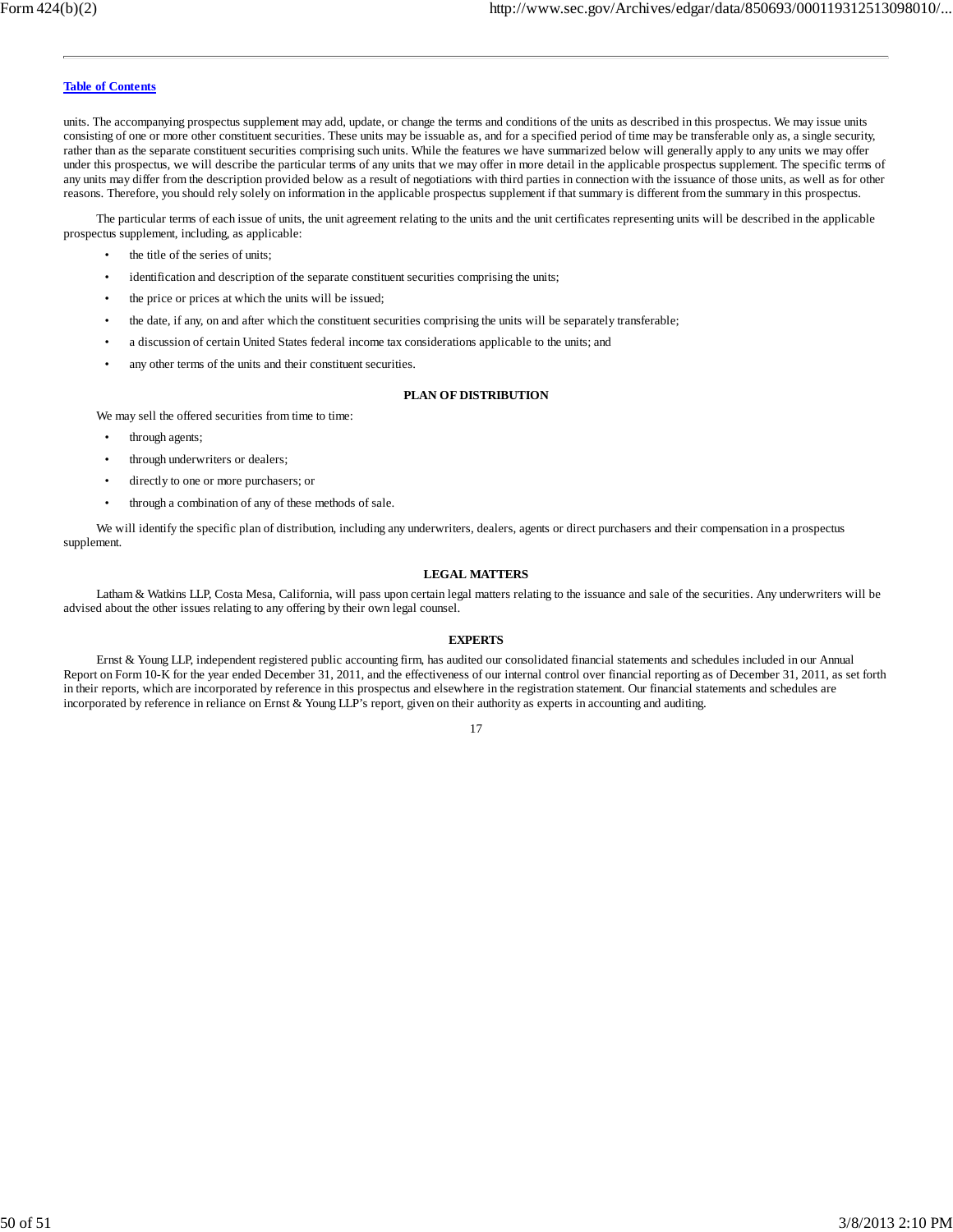[Table of Contents](#)

units. The accompanying prospectus supplement may add, update, or change the terms and conditions of the units as described in this prospectus. We may issue units consisting of one or more other constituent securities. These units may be issuable as, and for a specified period of time may be transferable only as, a single security, rather than as the separate constituent securities comprising such units. While the features we have summarized below will generally apply to any units we may offer under this prospectus, we will describe the particular terms of any units that we may offer in more detail in the applicable prospectus supplement. The specific terms of any units may differ from the description provided below as a result of negotiations with third parties in connection with the issuance of those units, as well as for other reasons. Therefore, you should rely solely on information in the applicable prospectus supplement if that summary is different from the summary in this prospectus.

The particular terms of each issue of units, the unit agreement relating to the units and the unit certificates representing units will be described in the applicable prospectus supplement, including, as applicable:

- the title of the series of units;
- identification and description of the separate constituent securities comprising the units;
- the price or prices at which the units will be issued;
- the date, if any, on and after which the constituent securities comprising the units will be separately transferable;
- a discussion of certain United States federal income tax considerations applicable to the units; and
- any other terms of the units and their constituent securities.

## PLAN OF DISTRIBUTION

We may sell the offered securities from time to time:

- through agents;
- through underwriters or dealers;
- directly to one or more purchasers; or
- through a combination of any of these methods of sale.

We will identify the specific plan of distribution, including any underwriters, dealers, agents or direct purchasers and their compensation in a prospectus supplement.

## LEGAL MATTERS

Latham & Watkins LLP, Costa Mesa, California, will pass upon certain legal matters relating to the issuance and sale of the securities. Any underwriters will be advised about the other issues relating to any offering by their own legal counsel.

## EXPERTS

Ernst & Young LLP, independent registered public accounting firm, has audited our consolidated financial statements and schedules included in our Annual Report on Form 10-K for the year ended December 31, 2011, and the effectiveness of our internal control over financial reporting as of December 31, 2011, as set forth in their reports, which are incorporated by reference in this prospectus and elsewhere in the registration statement. Our financial statements and schedules are incorporated by reference in reliance on Ernst & Young LLP's report, given on their authority as experts in accounting and auditing.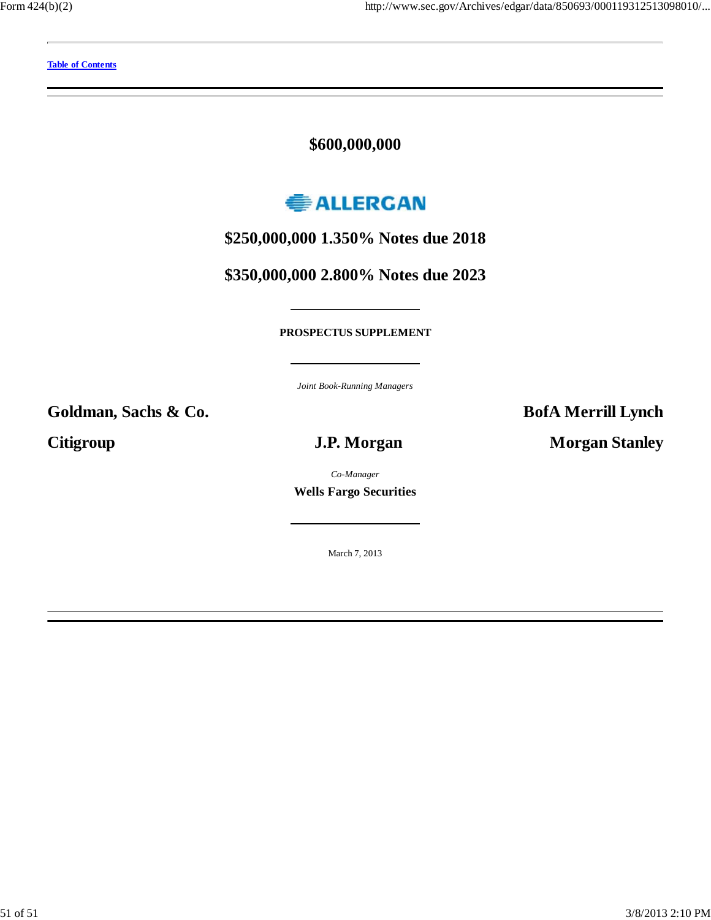[Table of Contents](#toc)

# $600,000,000

**ALLERGAN**

## $250,000,000 1.350% Notes due 2018

## $350,000,000 2.800% Notes due 2023

**PROSPECTUS SUPPLEMENT**

*Joint Book-Running Managers*

**Goldman, Sachs & Co.** **BofA Merrill Lynch**

**Citigroup** **J.P. Morgan** **Morgan Stanley**

*Co-Manager*

**Wells Fargo Securities**

March 7, 2013